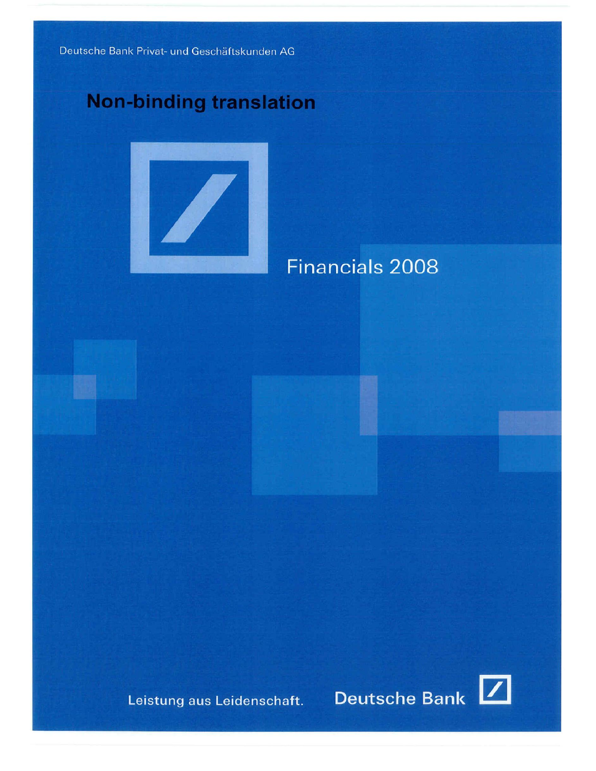Deutsche Bank Privat- und Geschäftskunden AG

# Non-binding translation

## Financials 2008

Leistung aus Leidenschaft.

Deutsche Bank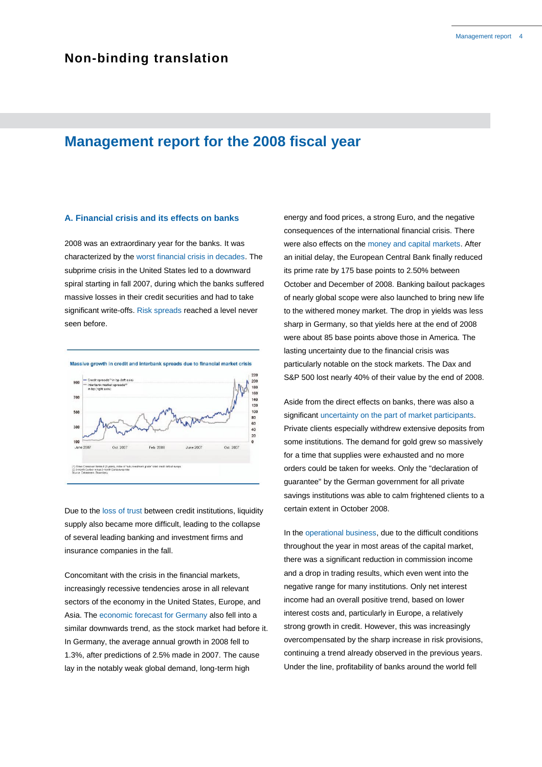# Non-binding translation

## Management report for the 2008 fiscal year

### A. Financial crisis and its effects on banks

2008 was an extraordinary year for the banks. It was characterized by the worst financial crisis in decades. The subprime crisis in the United States led to a downward spiral starting in fall 2007, during which the banks suffered massive losses in their credit securities and had to take significant write-offs. Risk spreads reached a level never seen before.

**Massive growth in credit and interbank spreads due to financial market crisis**

Due to the loss of trust between credit institutions, liquidity supply also became more difficult, leading to the collapse of several leading banking and investment firms and insurance companies in the fall.

Concomitant with the crisis in the financial markets, increasingly recessive tendencies arose in all relevant sectors of the economy in the United States, Europe, and Asia. The economic forecast for Germany also fell into a similar downwards trend, as the stock market had before it. In Germany, the average annual growth in 2008 fell to 1.3%, after predictions of 2.5% made in 2007. The cause lay in the notably weak global demand, long-term high energy and food prices, a strong Euro, and the negative consequences of the international financial crisis. There were also effects on the money and capital markets. After an initial delay, the European Central Bank finally reduced its prime rate by 175 base points to 2.50% between October and December of 2008. Banking bailout packages of nearly global scope were also launched to bring new life to the withered money market. The drop in yields was less sharp in Germany, so that yields here at the end of 2008 were about 85 base points above those in America. The lasting uncertainty due to the financial crisis was particularly notable on the stock markets. The Dax and S&P 500 lost nearly 40% of their value by the end of 2008.

Aside from the direct effects on banks, there was also a significant uncertainty on the part of market participants. Private clients especially withdrew extensive deposits from some institutions. The demand for gold grew so massively for a time that supplies were exhausted and no more orders could be taken for weeks. Only the "declaration of guarantee" by the German government for all private savings institutions was able to calm frightened clients to a certain extent in October 2008.

In the operational business, due to the difficult conditions throughout the year in most areas of the capital market, there was a significant reduction in commission income and a drop in trading results, which even went into the negative range for many institutions. Only net interest income had an overall positive trend, based on lower interest costs and, particularly in Europe, a relatively strong growth in credit. However, this was increasingly overcompensated by the sharp increase in risk provisions, continuing a trend already observed in the previous years. Under the line, profitability of banks around the world fell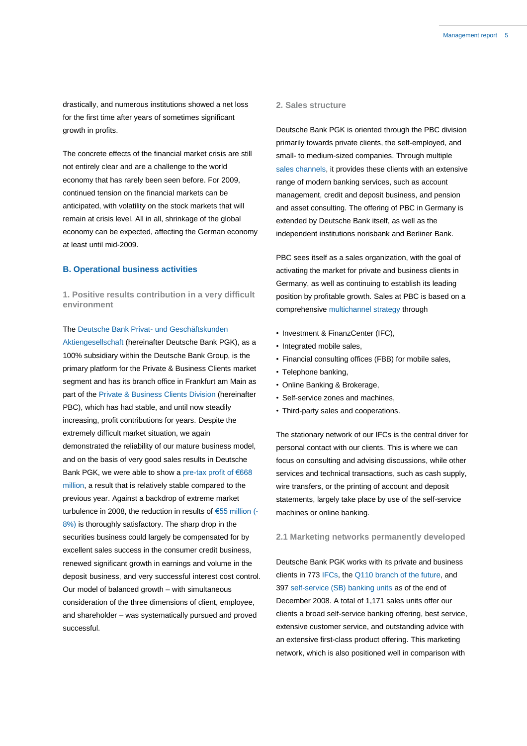drastically, and numerous institutions showed a net loss for the first time after years of sometimes significant growth in profits.

The concrete effects of the financial market crisis are still not entirely clear and are a challenge to the world economy that has rarely been seen before. For 2009, continued tension on the financial markets can be anticipated, with volatility on the stock markets that will remain at crisis level. All in all, shrinkage of the global economy can be expected, affecting the German economy at least until mid-2009.

## B. Operational business activities

### 1. Positive results contribution in a very difficult environment

The Deutsche Bank Privat- und Geschäftskunden Aktiengesellschaft (hereinafter Deutsche Bank PGK), as a 100% subsidiary within the Deutsche Bank Group, is the primary platform for the Private & Business Clients market segment and has its branch office in Frankfurt am Main as part of the Private & Business Clients Division (hereinafter PBC), which has had stable, and until now steadily increasing, profit contributions for years. Despite the extremely difficult market situation, we again demonstrated the reliability of our mature business model, and on the basis of very good sales results in Deutsche Bank PGK, we were able to show a pre-tax profit of €668 million, a result that is relatively stable compared to the previous year. Against a backdrop of extreme market turbulence in 2008, the reduction in results of €55 million (-8%) is thoroughly satisfactory. The sharp drop in the securities business could largely be compensated for by excellent sales success in the consumer credit business, renewed significant growth in earnings and volume in the deposit business, and very successful interest cost control. Our model of balanced growth – with simultaneous consideration of the three dimensions of client, employee, and shareholder – was systematically pursued and proved successful.

### 2. Sales structure

Deutsche Bank PGK is oriented through the PBC division primarily towards private clients, the self-employed, and small- to medium-sized companies. Through multiple sales channels, it provides these clients with an extensive range of modern banking services, such as account management, credit and deposit business, and pension and asset consulting. The offering of PBC in Germany is extended by Deutsche Bank itself, as well as the independent institutions norisbank and Berliner Bank.

PBC sees itself as a sales organization, with the goal of activating the market for private and business clients in Germany, as well as continuing to establish its leading position by profitable growth. Sales at PBC is based on a comprehensive multichannel strategy through

- Investment & FinanzCenter (IFC),
- Integrated mobile sales,
- Financial consulting offices (FBB) for mobile sales,
- Telephone banking,
- Online Banking & Brokerage,
- Self-service zones and machines,
- Third-party sales and cooperations.

The stationary network of our IFCs is the central driver for personal contact with our clients. This is where we can focus on consulting and advising discussions, while other services and technical transactions, such as cash supply, wire transfers, or the printing of account and deposit statements, largely take place by use of the self-service machines or online banking.

#### 2.1 Marketing networks permanently developed

Deutsche Bank PGK works with its private and business clients in 773 IFCs, the Q110 branch of the future, and 397 self-service (SB) banking units as of the end of December 2008. A total of 1,171 sales units offer our clients a broad self-service banking offering, best service, extensive customer service, and outstanding advice with an extensive first-class product offering. This marketing network, which is also positioned well in comparison with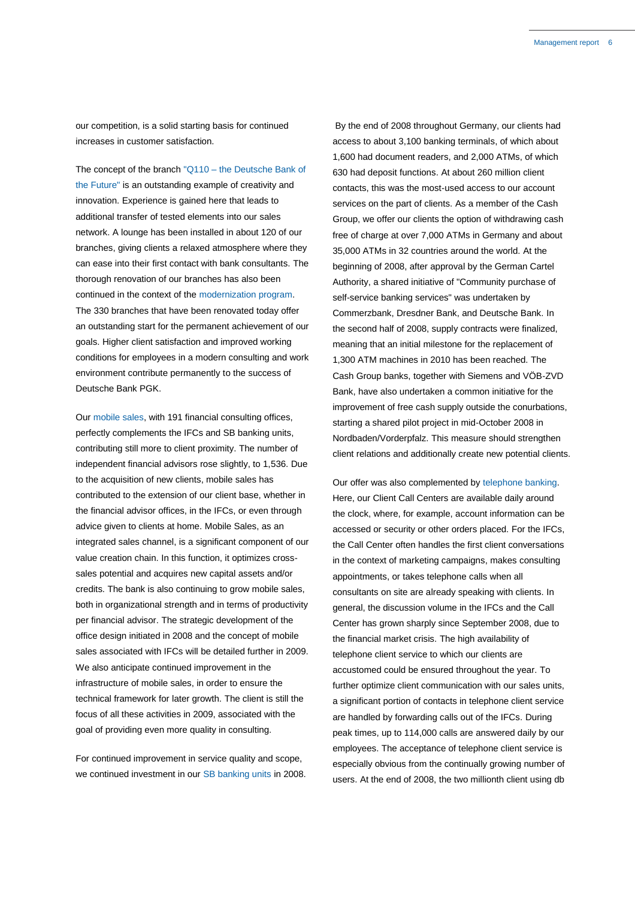our competition, is a solid starting basis for continued increases in customer satisfaction.

The concept of the branch "Q110 – the Deutsche Bank of the Future" is an outstanding example of creativity and innovation. Experience is gained here that leads to additional transfer of tested elements into our sales network. A lounge has been installed in about 120 of our branches, giving clients a relaxed atmosphere where they can ease into their first contact with bank consultants. The thorough renovation of our branches has also been continued in the context of the modernization program. The 330 branches that have been renovated today offer an outstanding start for the permanent achievement of our goals. Higher client satisfaction and improved working conditions for employees in a modern consulting and work environment contribute permanently to the success of Deutsche Bank PGK.

Our mobile sales, with 191 financial consulting offices, perfectly complements the IFCs and SB banking units, contributing still more to client proximity. The number of independent financial advisors rose slightly, to 1,536. Due to the acquisition of new clients, mobile sales has contributed to the extension of our client base, whether in the financial advisor offices, in the IFCs, or even through advice given to clients at home. Mobile Sales, as an integrated sales channel, is a significant component of our value creation chain. In this function, it optimizes cross-sales potential and acquires new capital assets and/or credits. The bank is also continuing to grow mobile sales, both in organizational strength and in terms of productivity per financial advisor. The strategic development of the office design initiated in 2008 and the concept of mobile sales associated with IFCs will be detailed further in 2009. We also anticipate continued improvement in the infrastructure of mobile sales, in order to ensure the technical framework for later growth. The client is still the focus of all these activities in 2009, associated with the goal of providing even more quality in consulting.

For continued improvement in service quality and scope, we continued investment in our SB banking units in 2008. By the end of 2008 throughout Germany, our clients had access to about 3,100 banking terminals, of which about 1,600 had document readers, and 2,000 ATMs, of which 630 had deposit functions. At about 260 million client contacts, this was the most-used access to our account services on the part of clients. As a member of the Cash Group, we offer our clients the option of withdrawing cash free of charge at over 7,000 ATMs in Germany and about 35,000 ATMs in 32 countries around the world. At the beginning of 2008, after approval by the German Cartel Authority, a shared initiative of "Community purchase of self-service banking services" was undertaken by Commerzbank, Dresdner Bank, and Deutsche Bank. In the second half of 2008, supply contracts were finalized, meaning that an initial milestone for the replacement of 1,300 ATM machines in 2010 has been reached. The Cash Group banks, together with Siemens and VÖB-ZVD Bank, have also undertaken a common initiative for the improvement of free cash supply outside the conurbations, starting a shared pilot project in mid-October 2008 in Nordbaden/Vorderpfalz. This measure should strengthen client relations and additionally create new potential clients.

Our offer was also complemented by telephone banking. Here, our Client Call Centers are available daily around the clock, where, for example, account information can be accessed or security or other orders placed. For the IFCs, the Call Center often handles the first client conversations in the context of marketing campaigns, makes consulting appointments, or takes telephone calls when all consultants on site are already speaking with clients. In general, the discussion volume in the IFCs and the Call Center has grown sharply since September 2008, due to the financial market crisis. The high availability of telephone client service to which our clients are accustomed could be ensured throughout the year. To further optimize client communication with our sales units, a significant portion of contacts in telephone client service are handled by forwarding calls out of the IFCs. During peak times, up to 114,000 calls are answered daily by our employees. The acceptance of telephone client service is especially obvious from the continually growing number of users. At the end of 2008, the two millionth client using db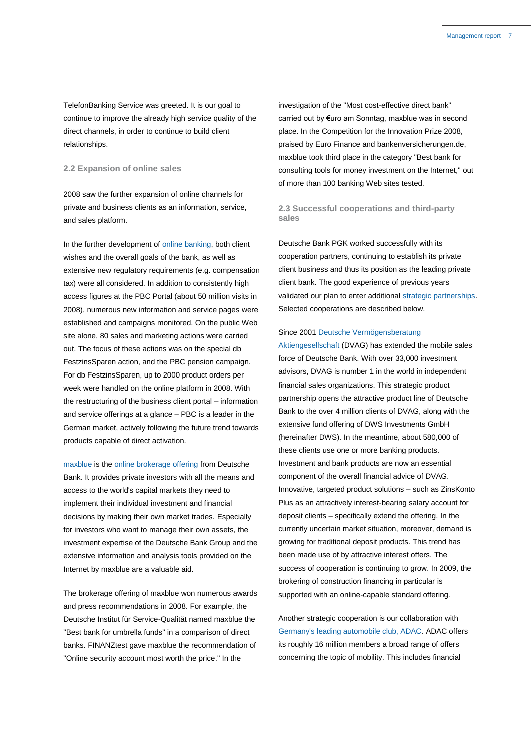TelefonBanking Service was greeted. It is our goal to continue to improve the already high service quality of the direct channels, in order to continue to build client relationships.

## 2.2 Expansion of online sales

2008 saw the further expansion of online channels for private and business clients as an information, service, and sales platform.

In the further development of online banking, both client wishes and the overall goals of the bank, as well as extensive new regulatory requirements (e.g. compensation tax) were all considered. In addition to consistently high access figures at the PBC Portal (about 50 million visits in 2008), numerous new information and service pages were established and campaigns monitored. On the public Web site alone, 80 sales and marketing actions were carried out. The focus of these actions was on the special db FestzinsSparen action, and the PBC pension campaign. For db FestzinsSparen, up to 2000 product orders per week were handled on the online platform in 2008. With the restructuring of the business client portal – information and service offerings at a glance – PBC is a leader in the German market, actively following the future trend towards products capable of direct activation.

maxblue is the online brokerage offering from Deutsche Bank. It provides private investors with all the means and access to the world's capital markets they need to implement their individual investment and financial decisions by making their own market trades. Especially for investors who want to manage their own assets, the investment expertise of the Deutsche Bank Group and the extensive information and analysis tools provided on the Internet by maxblue are a valuable aid.

The brokerage offering of maxblue won numerous awards and press recommendations in 2008. For example, the Deutsche Institut für Service-Qualität named maxblue the "Best bank for umbrella funds" in a comparison of direct banks. FINANZtest gave maxblue the recommendation of "Online security account most worth the price." In the investigation of the "Most cost-effective direct bank" carried out by €uro am Sonntag, maxblue was in second place. In the Competition for the Innovation Prize 2008, praised by Euro Finance and bankenversicherungen.de, maxblue took third place in the category "Best bank for consulting tools for money investment on the Internet," out of more than 100 banking Web sites tested.

## 2.3 Successful cooperations and third-party sales

Deutsche Bank PGK worked successfully with its cooperation partners, continuing to establish its private client business and thus its position as the leading private client bank. The good experience of previous years validated our plan to enter additional strategic partnerships. Selected cooperations are described below.

Since 2001 Deutsche Vermögensberatung Aktiengesellschaft (DVAG) has extended the mobile sales force of Deutsche Bank. With over 33,000 investment advisors, DVAG is number 1 in the world in independent financial sales organizations. This strategic product partnership opens the attractive product line of Deutsche Bank to the over 4 million clients of DVAG, along with the extensive fund offering of DWS Investments GmbH (hereinafter DWS). In the meantime, about 580,000 of these clients use one or more banking products. Investment and bank products are now an essential component of the overall financial advice of DVAG. Innovative, targeted product solutions – such as ZinsKonto Plus as an attractively interest-bearing salary account for deposit clients – specifically extend the offering. In the currently uncertain market situation, moreover, demand is growing for traditional deposit products. This trend has been made use of by attractive interest offers. The success of cooperation is continuing to grow. In 2009, the brokering of construction financing in particular is supported with an online-capable standard offering.

Another strategic cooperation is our collaboration with Germany's leading automobile club, ADAC. ADAC offers its roughly 16 million members a broad range of offers concerning the topic of mobility. This includes financial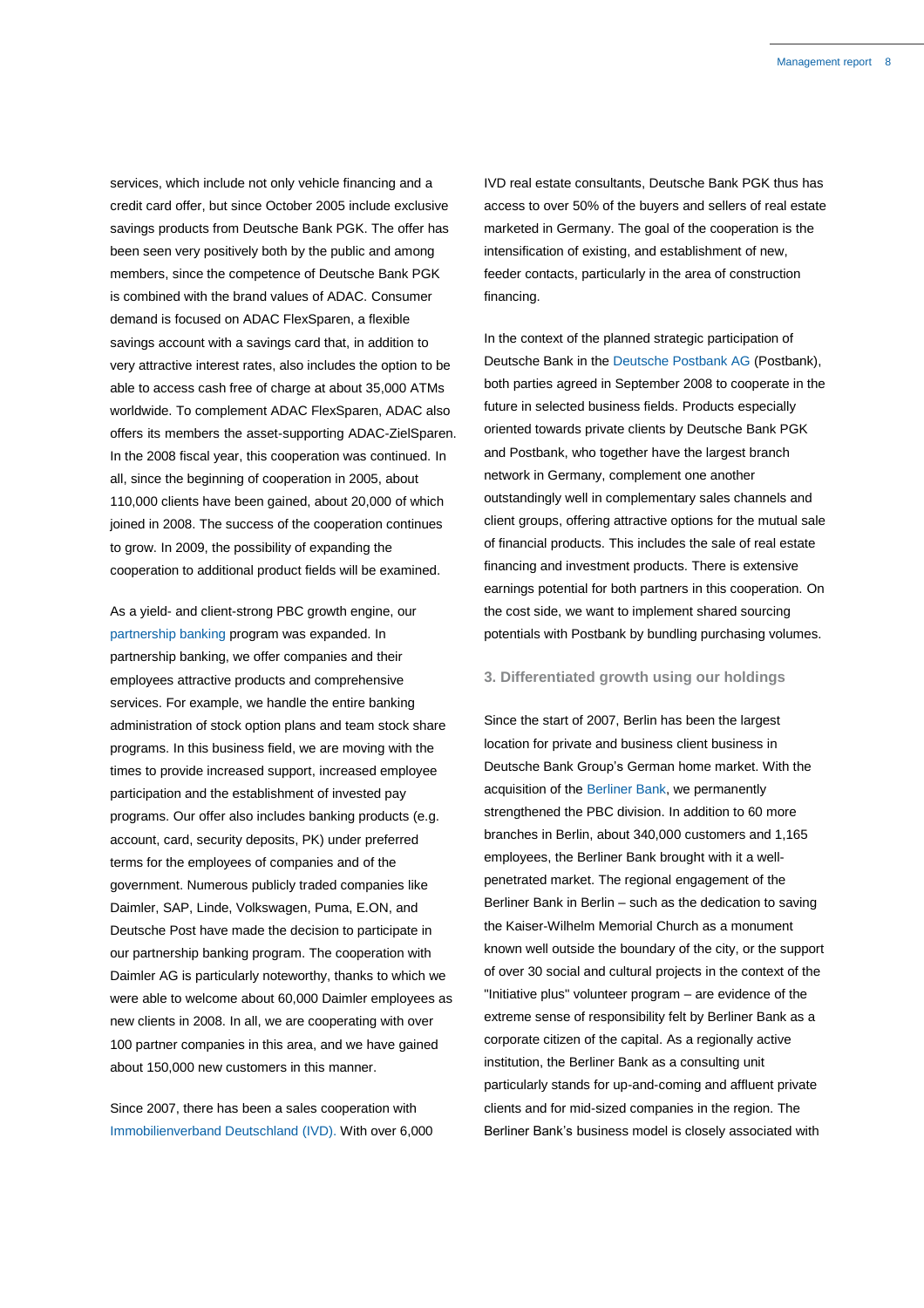services, which include not only vehicle financing and a credit card offer, but since October 2005 include exclusive savings products from Deutsche Bank PGK. The offer has been seen very positively both by the public and among members, since the competence of Deutsche Bank PGK is combined with the brand values of ADAC. Consumer demand is focused on ADAC FlexSparen, a flexible savings account with a savings card that, in addition to very attractive interest rates, also includes the option to be able to access cash free of charge at about 35,000 ATMs worldwide. To complement ADAC FlexSparen, ADAC also offers its members the asset-supporting ADAC-ZielSparen. In the 2008 fiscal year, this cooperation was continued. In all, since the beginning of cooperation in 2005, about 110,000 clients have been gained, about 20,000 of which joined in 2008. The success of the cooperation continues to grow. In 2009, the possibility of expanding the cooperation to additional product fields will be examined.

As a yield- and client-strong PBC growth engine, our partnership banking program was expanded. In partnership banking, we offer companies and their employees attractive products and comprehensive services. For example, we handle the entire banking administration of stock option plans and team stock share programs. In this business field, we are moving with the times to provide increased support, increased employee participation and the establishment of invested pay programs. Our offer also includes banking products (e.g. account, card, security deposits, PK) under preferred terms for the employees of companies and of the government. Numerous publicly traded companies like Daimler, SAP, Linde, Volkswagen, Puma, E.ON, and Deutsche Post have made the decision to participate in our partnership banking program. The cooperation with Daimler AG is particularly noteworthy, thanks to which we were able to welcome about 60,000 Daimler employees as new clients in 2008. In all, we are cooperating with over 100 partner companies in this area, and we have gained about 150,000 new customers in this manner.

Since 2007, there has been a sales cooperation with Immobilienverband Deutschland (IVD). With over 6,000 IVD real estate consultants, Deutsche Bank PGK thus has access to over 50% of the buyers and sellers of real estate marketed in Germany. The goal of the cooperation is the intensification of existing, and establishment of new, feeder contacts, particularly in the area of construction financing.

In the context of the planned strategic participation of Deutsche Bank in the Deutsche Postbank AG (Postbank), both parties agreed in September 2008 to cooperate in the future in selected business fields. Products especially oriented towards private clients by Deutsche Bank PGK and Postbank, who together have the largest branch network in Germany, complement one another outstandingly well in complementary sales channels and client groups, offering attractive options for the mutual sale of financial products. This includes the sale of real estate financing and investment products. There is extensive earnings potential for both partners in this cooperation. On the cost side, we want to implement shared sourcing potentials with Postbank by bundling purchasing volumes.

### 3. Differentiated growth using our holdings

Since the start of 2007, Berlin has been the largest location for private and business client business in Deutsche Bank Group's German home market. With the acquisition of the Berliner Bank, we permanently strengthened the PBC division. In addition to 60 more branches in Berlin, about 340,000 customers and 1,165 employees, the Berliner Bank brought with it a well-penetrated market. The regional engagement of the Berliner Bank in Berlin – such as the dedication to saving the Kaiser-Wilhelm Memorial Church as a monument known well outside the boundary of the city, or the support of over 30 social and cultural projects in the context of the "Initiative plus" volunteer program – are evidence of the extreme sense of responsibility felt by Berliner Bank as a corporate citizen of the capital. As a regionally active institution, the Berliner Bank as a consulting unit particularly stands for up-and-coming and affluent private clients and for mid-sized companies in the region. The Berliner Bank's business model is closely associated with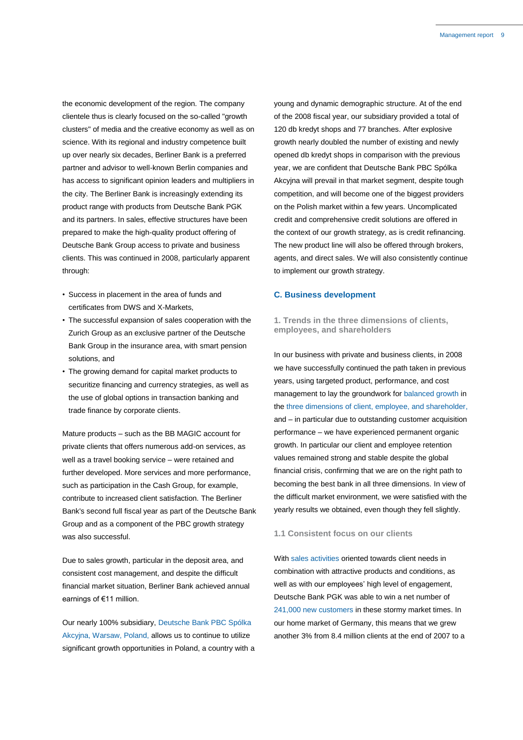the economic development of the region. The company clientele thus is clearly focused on the so-called "growth clusters" of media and the creative economy as well as on science. With its regional and industry competence built up over nearly six decades, Berliner Bank is a preferred partner and advisor to well-known Berlin companies and has access to significant opinion leaders and multipliers in the city. The Berliner Bank is increasingly extending its product range with products from Deutsche Bank PGK and its partners. In sales, effective structures have been prepared to make the high-quality product offering of Deutsche Bank Group access to private and business clients. This was continued in 2008, particularly apparent through:

- Success in placement in the area of funds and certificates from DWS and X-Markets,
- The successful expansion of sales cooperation with the Zurich Group as an exclusive partner of the Deutsche Bank Group in the insurance area, with smart pension solutions, and
- The growing demand for capital market products to securitize financing and currency strategies, as well as the use of global options in transaction banking and trade finance by corporate clients.

Mature products – such as the BB MAGIC account for private clients that offers numerous add-on services, as well as a travel booking service – were retained and further developed. More services and more performance, such as participation in the Cash Group, for example, contribute to increased client satisfaction. The Berliner Bank's second full fiscal year as part of the Deutsche Bank Group and as a component of the PBC growth strategy was also successful.

Due to sales growth, particular in the deposit area, and consistent cost management, and despite the difficult financial market situation, Berliner Bank achieved annual earnings of €11 million.

Our nearly 100% subsidiary, Deutsche Bank PBC Spólka Akcyjna, Warsaw, Poland, allows us to continue to utilize significant growth opportunities in Poland, a country with a young and dynamic demographic structure. At of the end of the 2008 fiscal year, our subsidiary provided a total of 120 db kredyt shops and 77 branches. After explosive growth nearly doubled the number of existing and newly opened db kredyt shops in comparison with the previous year, we are confident that Deutsche Bank PBC Spólka Akcyjna will prevail in that market segment, despite tough competition, and will become one of the biggest providers on the Polish market within a few years. Uncomplicated credit and comprehensive credit solutions are offered in the context of our growth strategy, as is credit refinancing. The new product line will also be offered through brokers, agents, and direct sales. We will also consistently continue to implement our growth strategy.

## C. Business development

### 1. Trends in the three dimensions of clients, employees, and shareholders

In our business with private and business clients, in 2008 we have successfully continued the path taken in previous years, using targeted product, performance, and cost management to lay the groundwork for balanced growth in the three dimensions of client, employee, and shareholder, and – in particular due to outstanding customer acquisition performance – we have experienced permanent organic growth. In particular our client and employee retention values remained strong and stable despite the global financial crisis, confirming that we are on the right path to becoming the best bank in all three dimensions. In view of the difficult market environment, we were satisfied with the yearly results we obtained, even though they fell slightly.

#### 1.1 Consistent focus on our clients

With sales activities oriented towards client needs in combination with attractive products and conditions, as well as with our employees' high level of engagement, Deutsche Bank PGK was able to win a net number of 241,000 new customers in these stormy market times. In our home market of Germany, this means that we grew another 3% from 8.4 million clients at the end of 2007 to a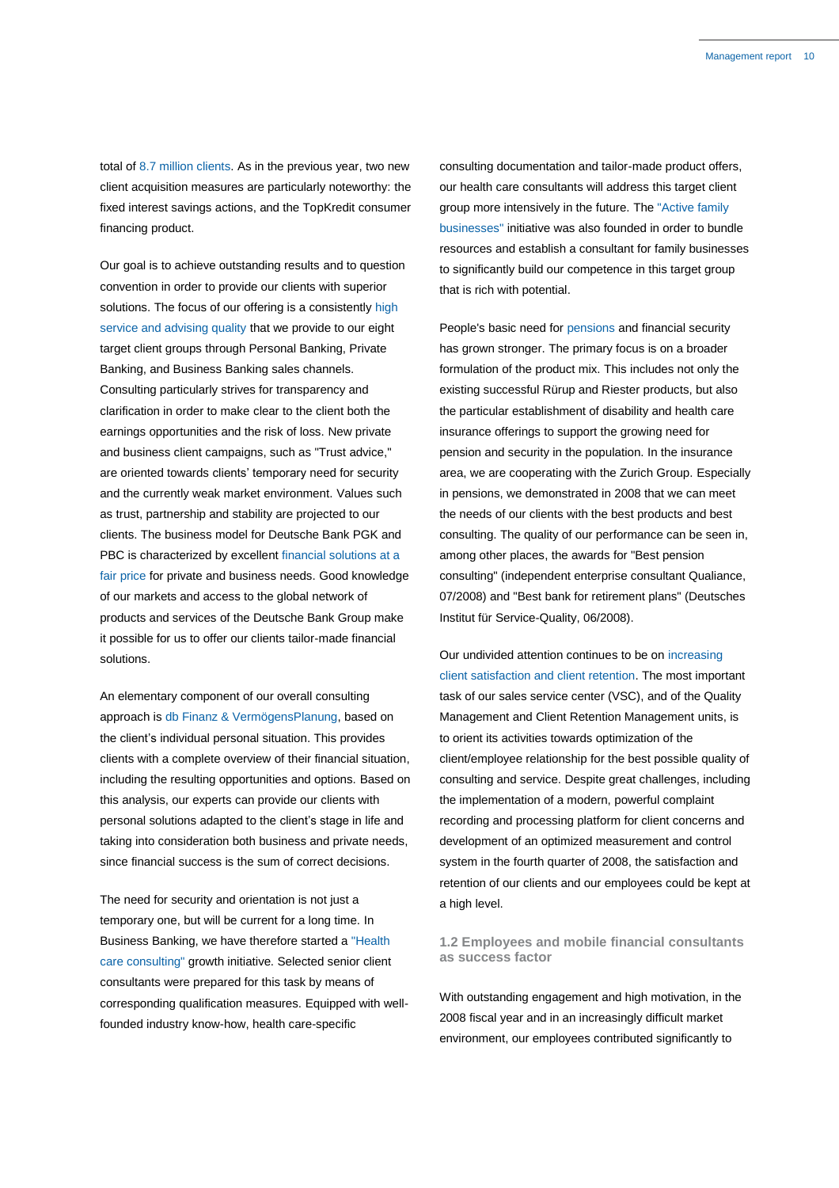total of 8.7 million clients. As in the previous year, two new client acquisition measures are particularly noteworthy: the fixed interest savings actions, and the TopKredit consumer financing product.

Our goal is to achieve outstanding results and to question convention in order to provide our clients with superior solutions. The focus of our offering is a consistently high service and advising quality that we provide to our eight target client groups through Personal Banking, Private Banking, and Business Banking sales channels. Consulting particularly strives for transparency and clarification in order to make clear to the client both the earnings opportunities and the risk of loss. New private and business client campaigns, such as "Trust advice," are oriented towards clients' temporary need for security and the currently weak market environment. Values such as trust, partnership and stability are projected to our clients. The business model for Deutsche Bank PGK and PBC is characterized by excellent financial solutions at a fair price for private and business needs. Good knowledge of our markets and access to the global network of products and services of the Deutsche Bank Group make it possible for us to offer our clients tailor-made financial solutions.

An elementary component of our overall consulting approach is db Finanz & VermögensPlanung, based on the client's individual personal situation. This provides clients with a complete overview of their financial situation, including the resulting opportunities and options. Based on this analysis, our experts can provide our clients with personal solutions adapted to the client's stage in life and taking into consideration both business and private needs, since financial success is the sum of correct decisions.

The need for security and orientation is not just a temporary one, but will be current for a long time. In Business Banking, we have therefore started a "Health care consulting" growth initiative. Selected senior client consultants were prepared for this task by means of corresponding qualification measures. Equipped with well-founded industry know-how, health care-specific consulting documentation and tailor-made product offers, our health care consultants will address this target client group more intensively in the future. The "Active family businesses" initiative was also founded in order to bundle resources and establish a consultant for family businesses to significantly build our competence in this target group that is rich with potential.

People's basic need for pensions and financial security has grown stronger. The primary focus is on a broader formulation of the product mix. This includes not only the existing successful Rürup and Riester products, but also the particular establishment of disability and health care insurance offerings to support the growing need for pension and security in the population. In the insurance area, we are cooperating with the Zurich Group. Especially in pensions, we demonstrated in 2008 that we can meet the needs of our clients with the best products and best consulting. The quality of our performance can be seen in, among other places, the awards for "Best pension consulting" (independent enterprise consultant Qualiance, 07/2008) and "Best bank for retirement plans" (Deutsches Institut für Service-Quality, 06/2008).

Our undivided attention continues to be on increasing client satisfaction and client retention. The most important task of our sales service center (VSC), and of the Quality Management and Client Retention Management units, is to orient its activities towards optimization of the client/employee relationship for the best possible quality of consulting and service. Despite great challenges, including the implementation of a modern, powerful complaint recording and processing platform for client concerns and development of an optimized measurement and control system in the fourth quarter of 2008, the satisfaction and retention of our clients and our employees could be kept at a high level.

### 1.2 Employees and mobile financial consultants as success factor

With outstanding engagement and high motivation, in the 2008 fiscal year and in an increasingly difficult market environment, our employees contributed significantly to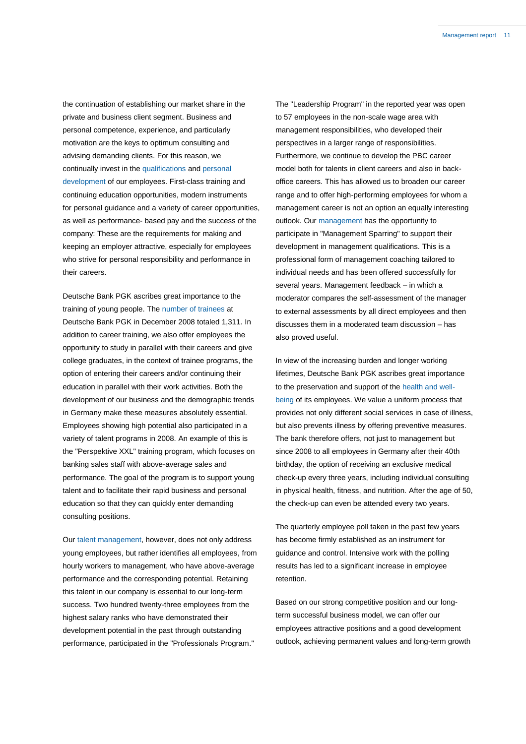the continuation of establishing our market share in the private and business client segment. Business and personal competence, experience, and particularly motivation are the keys to optimum consulting and advising demanding clients. For this reason, we continually invest in the qualifications and personal development of our employees. First-class training and continuing education opportunities, modern instruments for personal guidance and a variety of career opportunities, as well as performance- based pay and the success of the company: These are the requirements for making and keeping an employer attractive, especially for employees who strive for personal responsibility and performance in their careers.

Deutsche Bank PGK ascribes great importance to the training of young people. The number of trainees at Deutsche Bank PGK in December 2008 totaled 1,311. In addition to career training, we also offer employees the opportunity to study in parallel with their careers and give college graduates, in the context of trainee programs, the option of entering their careers and/or continuing their education in parallel with their work activities. Both the development of our business and the demographic trends in Germany make these measures absolutely essential. Employees showing high potential also participated in a variety of talent programs in 2008. An example of this is the "Perspektive XXL" training program, which focuses on banking sales staff with above-average sales and performance. The goal of the program is to support young talent and to facilitate their rapid business and personal education so that they can quickly enter demanding consulting positions.

Our talent management, however, does not only address young employees, but rather identifies all employees, from hourly workers to management, who have above-average performance and the corresponding potential. Retaining this talent in our company is essential to our long-term success. Two hundred twenty-three employees from the highest salary ranks who have demonstrated their development potential in the past through outstanding performance, participated in the "Professionals Program."

The "Leadership Program" in the reported year was open to 57 employees in the non-scale wage area with management responsibilities, who developed their perspectives in a larger range of responsibilities. Furthermore, we continue to develop the PBC career model both for talents in client careers and also in back-office careers. This has allowed us to broaden our career range and to offer high-performing employees for whom a management career is not an option an equally interesting outlook. Our management has the opportunity to participate in "Management Sparring" to support their development in management qualifications. This is a professional form of management coaching tailored to individual needs and has been offered successfully for several years. Management feedback – in which a moderator compares the self-assessment of the manager to external assessments by all direct employees and then discusses them in a moderated team discussion – has also proved useful.

In view of the increasing burden and longer working lifetimes, Deutsche Bank PGK ascribes great importance to the preservation and support of the health and well-being of its employees. We value a uniform process that provides not only different social services in case of illness, but also prevents illness by offering preventive measures. The bank therefore offers, not just to management but since 2008 to all employees in Germany after their 40th birthday, the option of receiving an exclusive medical check-up every three years, including individual consulting in physical health, fitness, and nutrition. After the age of 50, the check-up can even be attended every two years.

The quarterly employee poll taken in the past few years has become firmly established as an instrument for guidance and control. Intensive work with the polling results has led to a significant increase in employee retention.

Based on our strong competitive position and our long-term successful business model, we can offer our employees attractive positions and a good development outlook, achieving permanent values and long-term growth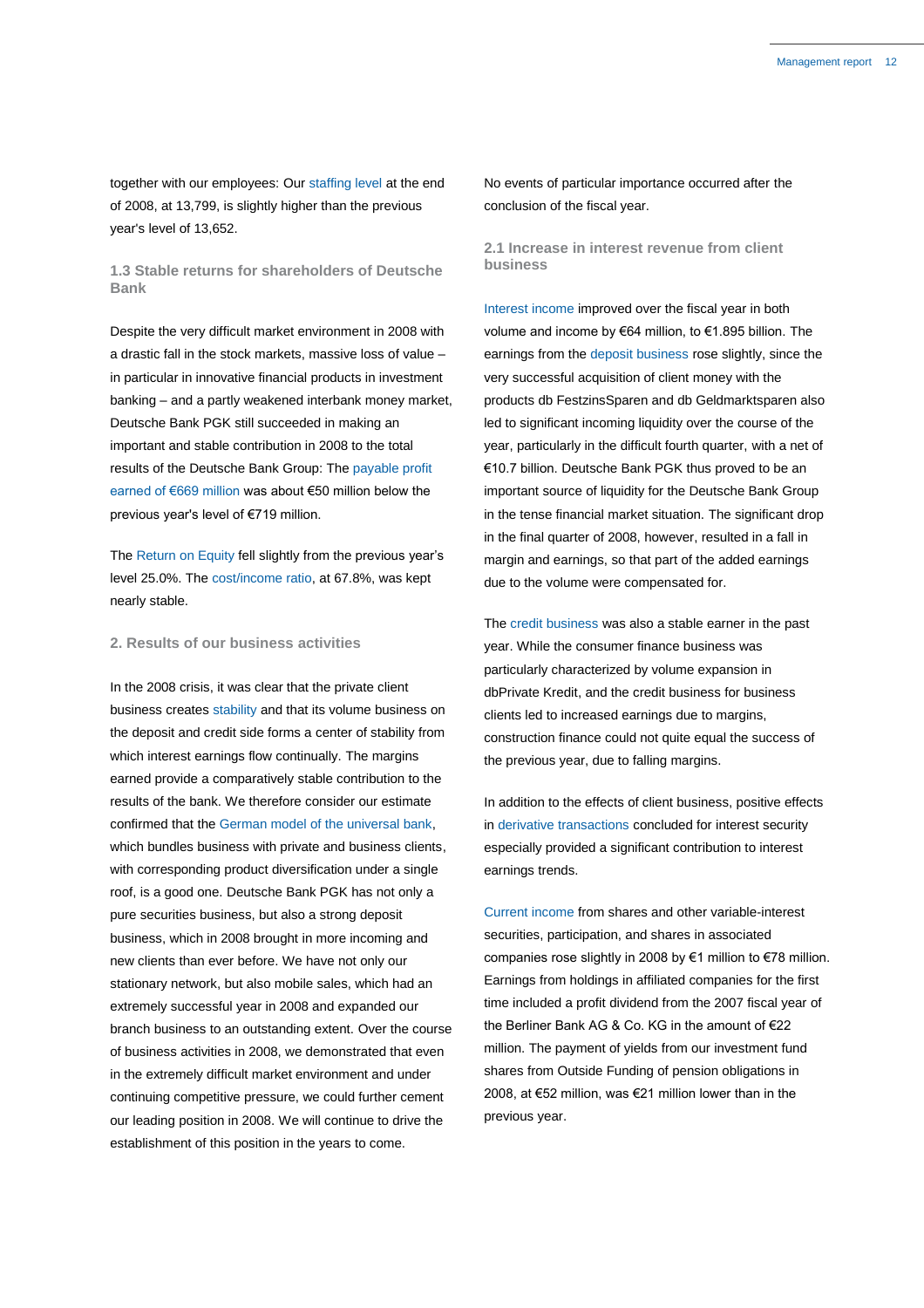together with our employees: Our staffing level at the end of 2008, at 13,799, is slightly higher than the previous year's level of 13,652.

### 1.3 Stable returns for shareholders of Deutsche Bank

Despite the very difficult market environment in 2008 with a drastic fall in the stock markets, massive loss of value – in particular in innovative financial products in investment banking – and a partly weakened interbank money market, Deutsche Bank PGK still succeeded in making an important and stable contribution in 2008 to the total results of the Deutsche Bank Group: The payable profit earned of €669 million was about €50 million below the previous year's level of €719 million.

The Return on Equity fell slightly from the previous year's level 25.0%. The cost/income ratio, at 67.8%, was kept nearly stable.

## 2. Results of our business activities

In the 2008 crisis, it was clear that the private client business creates stability and that its volume business on the deposit and credit side forms a center of stability from which interest earnings flow continually. The margins earned provide a comparatively stable contribution to the results of the bank. We therefore consider our estimate confirmed that the German model of the universal bank, which bundles business with private and business clients, with corresponding product diversification under a single roof, is a good one. Deutsche Bank PGK has not only a pure securities business, but also a strong deposit business, which in 2008 brought in more incoming and new clients than ever before. We have not only our stationary network, but also mobile sales, which had an extremely successful year in 2008 and expanded our branch business to an outstanding extent. Over the course of business activities in 2008, we demonstrated that even in the extremely difficult market environment and under continuing competitive pressure, we could further cement our leading position in 2008. We will continue to drive the establishment of this position in the years to come.

No events of particular importance occurred after the conclusion of the fiscal year.

### 2.1 Increase in interest revenue from client business

Interest income improved over the fiscal year in both volume and income by €64 million, to €1.895 billion. The earnings from the deposit business rose slightly, since the very successful acquisition of client money with the products db FestzinsSparen and db Geldmarktsparen also led to significant incoming liquidity over the course of the year, particularly in the difficult fourth quarter, with a net of €10.7 billion. Deutsche Bank PGK thus proved to be an important source of liquidity for the Deutsche Bank Group in the tense financial market situation. The significant drop in the final quarter of 2008, however, resulted in a fall in margin and earnings, so that part of the added earnings due to the volume were compensated for.

The credit business was also a stable earner in the past year. While the consumer finance business was particularly characterized by volume expansion in dbPrivate Kredit, and the credit business for business clients led to increased earnings due to margins, construction finance could not quite equal the success of the previous year, due to falling margins.

In addition to the effects of client business, positive effects in derivative transactions concluded for interest security especially provided a significant contribution to interest earnings trends.

Current income from shares and other variable-interest securities, participation, and shares in associated companies rose slightly in 2008 by €1 million to €78 million. Earnings from holdings in affiliated companies for the first time included a profit dividend from the 2007 fiscal year of the Berliner Bank AG & Co. KG in the amount of €22 million. The payment of yields from our investment fund shares from Outside Funding of pension obligations in 2008, at €52 million, was €21 million lower than in the previous year.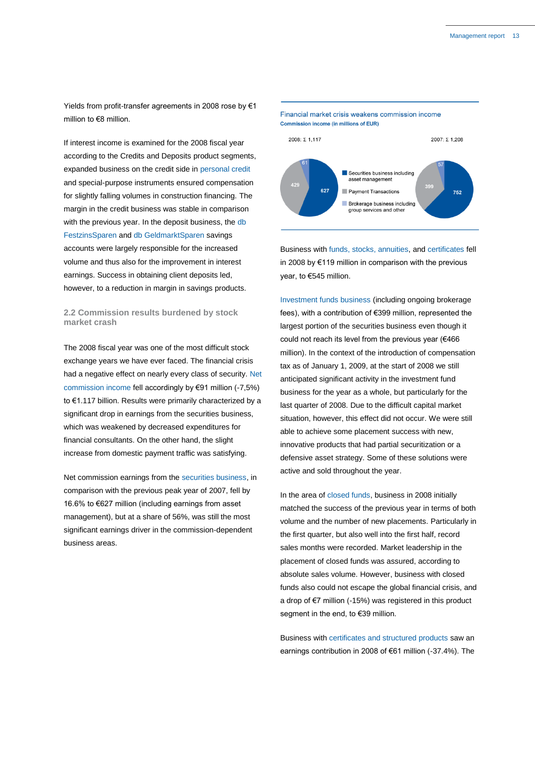Yields from profit-transfer agreements in 2008 rose by €1 million to €8 million.

If interest income is examined for the 2008 fiscal year according to the Credits and Deposits product segments, expanded business on the credit side in personal credit and special-purpose instruments ensured compensation for slightly falling volumes in construction financing. The margin in the credit business was stable in comparison with the previous year. In the deposit business, the db FestzinsSparen and db GeldmarktSparen savings accounts were largely responsible for the increased volume and thus also for the improvement in interest earnings. Success in obtaining client deposits led, however, to a reduction in margin in savings products.

## 2.2 Commission results burdened by stock market crash

The 2008 fiscal year was one of the most difficult stock exchange years we have ever faced. The financial crisis had a negative effect on nearly every class of security. Net commission income fell accordingly by €91 million (-7,5%) to €1.117 billion. Results were primarily characterized by a significant drop in earnings from the securities business, which was weakened by decreased expenditures for financial consultants. On the other hand, the slight increase from domestic payment traffic was satisfying.

Net commission earnings from the securities business, in comparison with the previous peak year of 2007, fell by 16.6% to €627 million (including earnings from asset management), but at a share of 56%, was still the most significant earnings driver in the commission-dependent business areas.

**Financial market crisis weakens commission income**
Commission income (in millions of EUR)

| | 2008: Σ 1,117 | 2007: Σ 1,208 |
|---|---|---|
| Securities business including asset management | 627 | 752 |
| Payment Transactions | 429 | 399 |
| Brokerage business including group services and other | 61 | 57 |

Business with funds, stocks, annuities, and certificates fell in 2008 by €119 million in comparison with the previous year, to €545 million.

Investment funds business (including ongoing brokerage fees), with a contribution of €399 million, represented the largest portion of the securities business even though it could not reach its level from the previous year (€466 million). In the context of the introduction of compensation tax as of January 1, 2009, at the start of 2008 we still anticipated significant activity in the investment fund business for the year as a whole, but particularly for the last quarter of 2008. Due to the difficult capital market situation, however, this effect did not occur. We were still able to achieve some placement success with new, innovative products that had partial securitization or a defensive asset strategy. Some of these solutions were active and sold throughout the year.

In the area of closed funds, business in 2008 initially matched the success of the previous year in terms of both volume and the number of new placements. Particularly in the first quarter, but also well into the first half, record sales months were recorded. Market leadership in the placement of closed funds was assured, according to absolute sales volume. However, business with closed funds also could not escape the global financial crisis, and a drop of €7 million (-15%) was registered in this product segment in the end, to €39 million.

Business with certificates and structured products saw an earnings contribution in 2008 of €61 million (-37.4%). The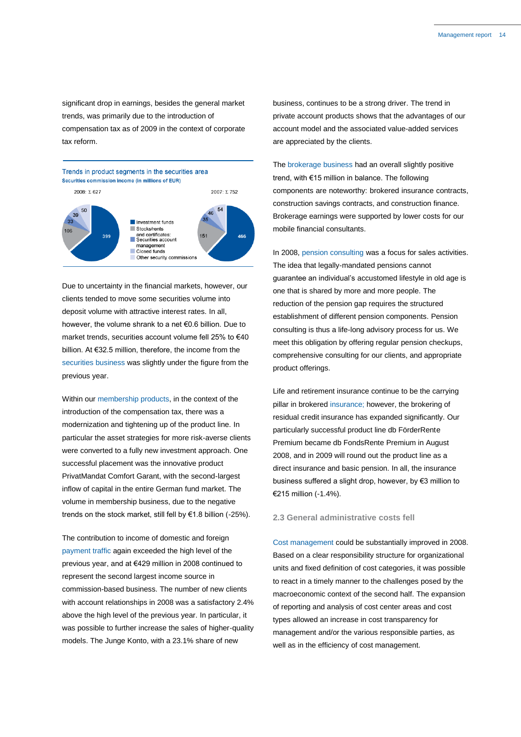significant drop in earnings, besides the general market trends, was primarily due to the introduction of compensation tax as of 2009 in the context of corporate tax reform.

**Trends in product segments in the securities area**
Securities commission income (in millions of EUR)

2008: Σ 627

2007: Σ 752

| Segment | 2008 | 2007 |
|---|---|---|
| Investment funds | 399 | 466 |
| Stocks/rents and certificates | 106 | 151 |
| Securities account management | 33 | 35 |
| Closed funds | 39 | 46 |
| Other security commissions | 50 | 54 |

Due to uncertainty in the financial markets, however, our clients tended to move some securities volume into deposit volume with attractive interest rates. In all, however, the volume shrank to a net €0.6 billion. Due to market trends, securities account volume fell 25% to €40 billion. At €32.5 million, therefore, the income from the securities business was slightly under the figure from the previous year.

Within our membership products, in the context of the introduction of the compensation tax, there was a modernization and tightening up of the product line. In particular the asset strategies for more risk-averse clients were converted to a fully new investment approach. One successful placement was the innovative product PrivatMandat Comfort Garant, with the second-largest inflow of capital in the entire German fund market. The volume in membership business, due to the negative trends on the stock market, still fell by €1.8 billion (-25%).

The contribution to income of domestic and foreign payment traffic again exceeded the high level of the previous year, and at €429 million in 2008 continued to represent the second largest income source in commission-based business. The number of new clients with account relationships in 2008 was a satisfactory 2.4% above the high level of the previous year. In particular, it was possible to further increase the sales of higher-quality models. The Junge Konto, with a 23.1% share of new business, continues to be a strong driver. The trend in private account products shows that the advantages of our account model and the associated value-added services are appreciated by the clients.

The brokerage business had an overall slightly positive trend, with €15 million in balance. The following components are noteworthy: brokered insurance contracts, construction savings contracts, and construction finance. Brokerage earnings were supported by lower costs for our mobile financial consultants.

In 2008, pension consulting was a focus for sales activities. The idea that legally-mandated pensions cannot guarantee an individual's accustomed lifestyle in old age is one that is shared by more and more people. The reduction of the pension gap requires the structured establishment of different pension components. Pension consulting is thus a life-long advisory process for us. We meet this obligation by offering regular pension checkups, comprehensive consulting for our clients, and appropriate product offerings.

Life and retirement insurance continue to be the carrying pillar in brokered insurance; however, the brokering of residual credit insurance has expanded significantly. Our particularly successful product line db FörderRente Premium became db FondsRente Premium in August 2008, and in 2009 will round out the product line as a direct insurance and basic pension. In all, the insurance business suffered a slight drop, however, by €3 million to €215 million (-1.4%).

### 2.3 General administrative costs fell

Cost management could be substantially improved in 2008. Based on a clear responsibility structure for organizational units and fixed definition of cost categories, it was possible to react in a timely manner to the challenges posed by the macroeconomic context of the second half. The expansion of reporting and analysis of cost center areas and cost types allowed an increase in cost transparency for management and/or the various responsible parties, as well as in the efficiency of cost management.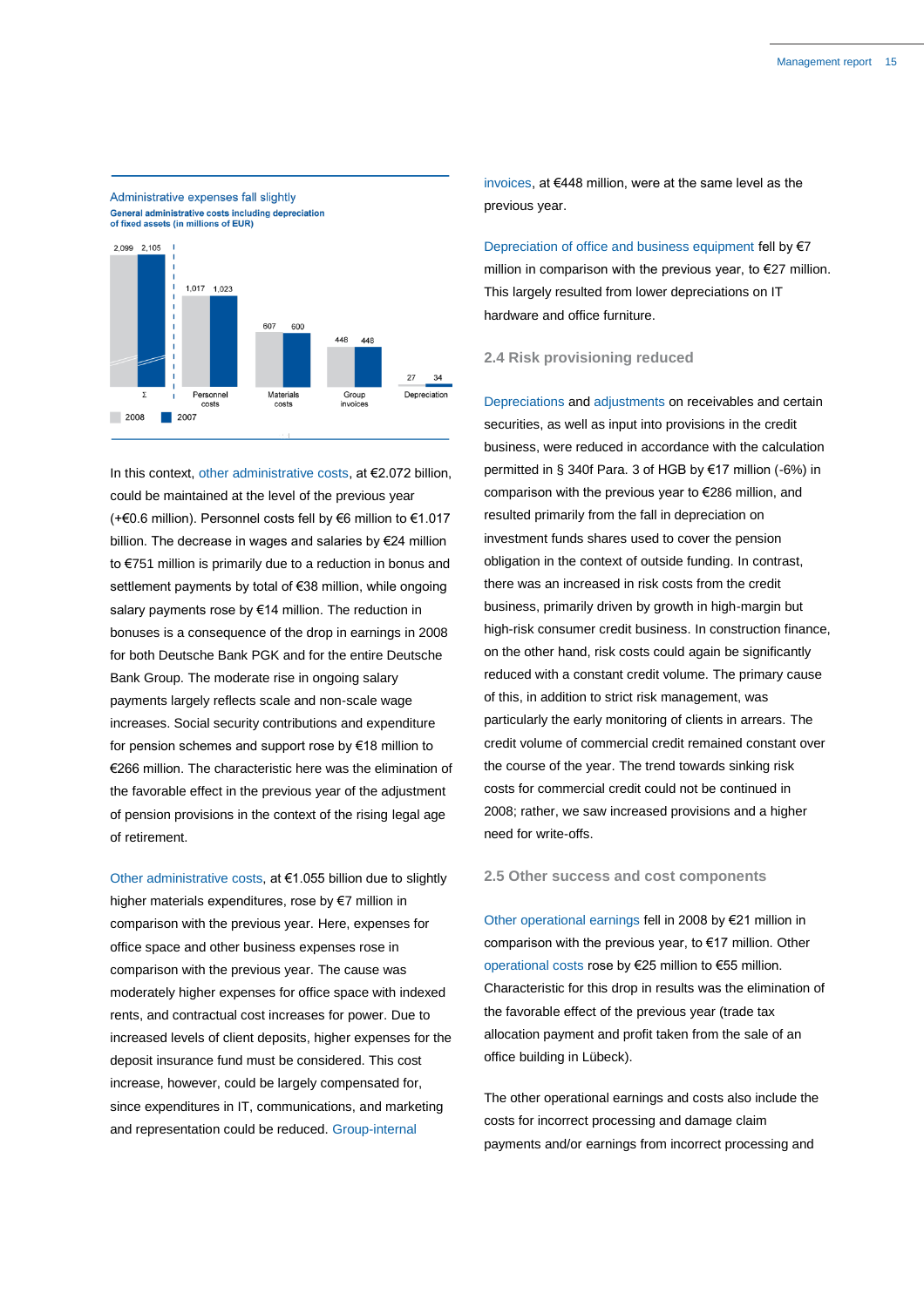Administrative expenses fall slightly

**General administrative costs including depreciation of fixed assets (in millions of EUR)**

| | 2008 | 2007 |
|---|---|---|
| Σ | 2,099 | 2,105 |
| Personnel costs | 1,017 | 1,023 |
| Materials costs | 607 | 600 |
| Group invoices | 448 | 448 |
| Depreciation | 27 | 34 |

In this context, other administrative costs, at €2.072 billion, could be maintained at the level of the previous year (+€0.6 million). Personnel costs fell by €6 million to €1.017 billion. The decrease in wages and salaries by €24 million to €751 million is primarily due to a reduction in bonus and settlement payments by total of €38 million, while ongoing salary payments rose by €14 million. The reduction in bonuses is a consequence of the drop in earnings in 2008 for both Deutsche Bank PGK and for the entire Deutsche Bank Group. The moderate rise in ongoing salary payments largely reflects scale and non-scale wage increases. Social security contributions and expenditure for pension schemes and support rose by €18 million to €266 million. The characteristic here was the elimination of the favorable effect in the previous year of the adjustment of pension provisions in the context of the rising legal age of retirement.

Other administrative costs, at €1.055 billion due to slightly higher materials expenditures, rose by €7 million in comparison with the previous year. Here, expenses for office space and other business expenses rose in comparison with the previous year. The cause was moderately higher expenses for office space with indexed rents, and contractual cost increases for power. Due to increased levels of client deposits, higher expenses for the deposit insurance fund must be considered. This cost increase, however, could be largely compensated for, since expenditures in IT, communications, and marketing and representation could be reduced. Group-internal invoices, at €448 million, were at the same level as the previous year.

Depreciation of office and business equipment fell by €7 million in comparison with the previous year, to €27 million. This largely resulted from lower depreciations on IT hardware and office furniture.

## 2.4 Risk provisioning reduced

Depreciations and adjustments on receivables and certain securities, as well as input into provisions in the credit business, were reduced in accordance with the calculation permitted in § 340f Para. 3 of HGB by €17 million (-6%) in comparison with the previous year to €286 million, and resulted primarily from the fall in depreciation on investment funds shares used to cover the pension obligation in the context of outside funding. In contrast, there was an increased in risk costs from the credit business, primarily driven by growth in high-margin but high-risk consumer credit business. In construction finance, on the other hand, risk costs could again be significantly reduced with a constant credit volume. The primary cause of this, in addition to strict risk management, was particularly the early monitoring of clients in arrears. The credit volume of commercial credit remained constant over the course of the year. The trend towards sinking risk costs for commercial credit could not be continued in 2008; rather, we saw increased provisions and a higher need for write-offs.

## 2.5 Other success and cost components

Other operational earnings fell in 2008 by €21 million in comparison with the previous year, to €17 million. Other operational costs rose by €25 million to €55 million. Characteristic for this drop in results was the elimination of the favorable effect of the previous year (trade tax allocation payment and profit taken from the sale of an office building in Lübeck).

The other operational earnings and costs also include the costs for incorrect processing and damage claim payments and/or earnings from incorrect processing and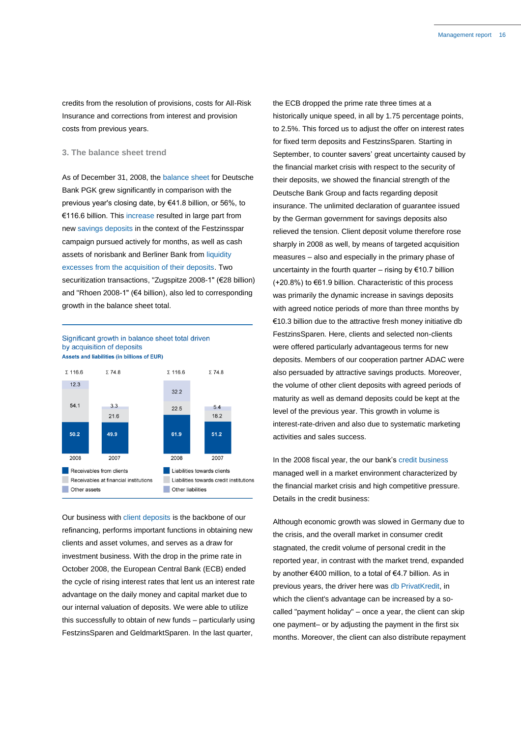credits from the resolution of provisions, costs for All-Risk Insurance and corrections from interest and provision costs from previous years.

## 3. The balance sheet trend

As of December 31, 2008, the balance sheet for Deutsche Bank PGK grew significantly in comparison with the previous year's closing date, by €41.8 billion, or 56%, to €116.6 billion. This increase resulted in large part from new savings deposits in the context of the Festzinsspar campaign pursued actively for months, as well as cash assets of norisbank and Berliner Bank from liquidity excesses from the acquisition of their deposits. Two securitization transactions, "Zugspitze 2008-1" (€28 billion) and "Rhoen 2008-1" (€4 billion), also led to corresponding growth in the balance sheet total.

Significant growth in balance sheet total driven by acquisition of deposits

**Assets and liabilities (in billions of EUR)**

| | Assets 2008 | Assets 2007 | Liabilities 2008 | Liabilities 2007 |
|---|---|---|---|---|
| Σ | 116.6 | 74.8 | 116.6 | 74.8 |
| Receivables from clients / Liabilities towards clients | 50.2 | 49.9 | 61.9 | 51.2 |
| Receivables at financial institutions / Liabilities towards credit institutions | 54.1 | 21.6 | 22.5 | 18.2 |
| Other assets / Other liabilities | 12.3 | 3.3 | 32.2 | 5.4 |

Our business with client deposits is the backbone of our refinancing, performs important functions in obtaining new clients and asset volumes, and serves as a draw for investment business. With the drop in the prime rate in October 2008, the European Central Bank (ECB) ended the cycle of rising interest rates that lent us an interest rate advantage on the daily money and capital market due to our internal valuation of deposits. We were able to utilize this successfully to obtain of new funds – particularly using FestzinsSparen and GeldmarktSparen. In the last quarter, the ECB dropped the prime rate three times at a historically unique speed, in all by 1.75 percentage points, to 2.5%. This forced us to adjust the offer on interest rates for fixed term deposits and FestzinsSparen. Starting in September, to counter savers' great uncertainty caused by the financial market crisis with respect to the security of their deposits, we showed the financial strength of the Deutsche Bank Group and facts regarding deposit insurance. The unlimited declaration of guarantee issued by the German government for savings deposits also relieved the tension. Client deposit volume therefore rose sharply in 2008 as well, by means of targeted acquisition measures – also and especially in the primary phase of uncertainty in the fourth quarter – rising by €10.7 billion (+20.8%) to €61.9 billion. Characteristic of this process was primarily the dynamic increase in savings deposits with agreed notice periods of more than three months by €10.3 billion due to the attractive fresh money initiative db FestzinsSparen. Here, clients and selected non-clients were offered particularly advantageous terms for new deposits. Members of our cooperation partner ADAC were also persuaded by attractive savings products. Moreover, the volume of other client deposits with agreed periods of maturity as well as demand deposits could be kept at the level of the previous year. This growth in volume is interest-rate-driven and also due to systematic marketing activities and sales success.

In the 2008 fiscal year, the our bank's credit business managed well in a market environment characterized by the financial market crisis and high competitive pressure. Details in the credit business:

Although economic growth was slowed in Germany due to the crisis, and the overall market in consumer credit stagnated, the credit volume of personal credit in the reported year, in contrast with the market trend, expanded by another €400 million, to a total of €4.7 billion. As in previous years, the driver here was db PrivatKredit, in which the client's advantage can be increased by a so-called "payment holiday" – once a year, the client can skip one payment– or by adjusting the payment in the first six months. Moreover, the client can also distribute repayment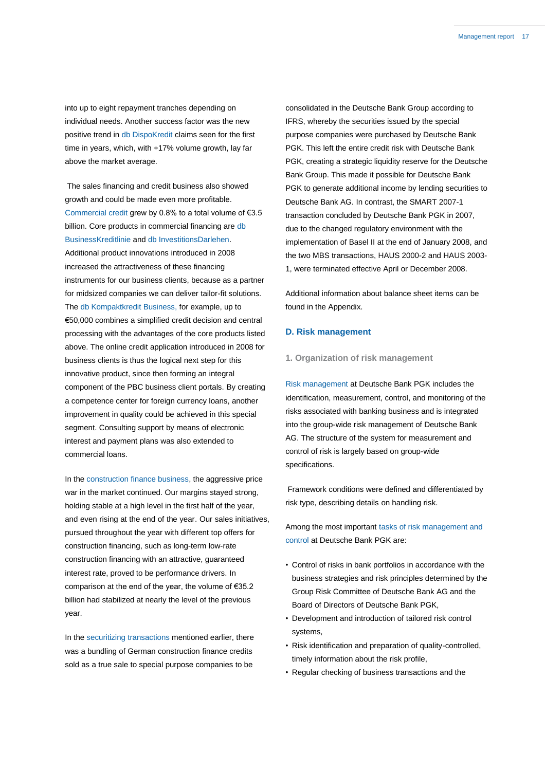into up to eight repayment tranches depending on individual needs. Another success factor was the new positive trend in db DispoKredit claims seen for the first time in years, which, with +17% volume growth, lay far above the market average.

The sales financing and credit business also showed growth and could be made even more profitable. Commercial credit grew by 0.8% to a total volume of €3.5 billion. Core products in commercial financing are db BusinessKreditlinie and db InvestitionsDarlehen. Additional product innovations introduced in 2008 increased the attractiveness of these financing instruments for our business clients, because as a partner for midsized companies we can deliver tailor-fit solutions. The db Kompaktkredit Business, for example, up to €50,000 combines a simplified credit decision and central processing with the advantages of the core products listed above. The online credit application introduced in 2008 for business clients is thus the logical next step for this innovative product, since then forming an integral component of the PBC business client portals. By creating a competence center for foreign currency loans, another improvement in quality could be achieved in this special segment. Consulting support by means of electronic interest and payment plans was also extended to commercial loans.

In the construction finance business, the aggressive price war in the market continued. Our margins stayed strong, holding stable at a high level in the first half of the year, and even rising at the end of the year. Our sales initiatives, pursued throughout the year with different top offers for construction financing, such as long-term low-rate construction financing with an attractive, guaranteed interest rate, proved to be performance drivers. In comparison at the end of the year, the volume of €35.2 billion had stabilized at nearly the level of the previous year.

In the securitizing transactions mentioned earlier, there was a bundling of German construction finance credits sold as a true sale to special purpose companies to be consolidated in the Deutsche Bank Group according to IFRS, whereby the securities issued by the special purpose companies were purchased by Deutsche Bank PGK. This left the entire credit risk with Deutsche Bank PGK, creating a strategic liquidity reserve for the Deutsche Bank Group. This made it possible for Deutsche Bank PGK to generate additional income by lending securities to Deutsche Bank AG. In contrast, the SMART 2007-1 transaction concluded by Deutsche Bank PGK in 2007, due to the changed regulatory environment with the implementation of Basel II at the end of January 2008, and the two MBS transactions, HAUS 2000-2 and HAUS 2003-1, were terminated effective April or December 2008.

Additional information about balance sheet items can be found in the Appendix.

## D. Risk management

### 1. Organization of risk management

Risk management at Deutsche Bank PGK includes the identification, measurement, control, and monitoring of the risks associated with banking business and is integrated into the group-wide risk management of Deutsche Bank AG. The structure of the system for measurement and control of risk is largely based on group-wide specifications.

Framework conditions were defined and differentiated by risk type, describing details on handling risk.

Among the most important tasks of risk management and control at Deutsche Bank PGK are:

- Control of risks in bank portfolios in accordance with the business strategies and risk principles determined by the Group Risk Committee of Deutsche Bank AG and the Board of Directors of Deutsche Bank PGK,
- Development and introduction of tailored risk control systems,
- Risk identification and preparation of quality-controlled, timely information about the risk profile,
- Regular checking of business transactions and the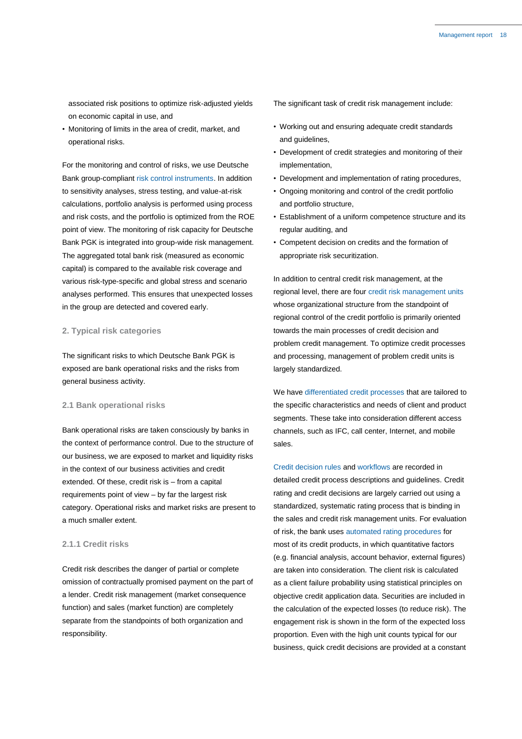associated risk positions to optimize risk-adjusted yields on economic capital in use, and
- Monitoring of limits in the area of credit, market, and operational risks.

For the monitoring and control of risks, we use Deutsche Bank group-compliant risk control instruments. In addition to sensitivity analyses, stress testing, and value-at-risk calculations, portfolio analysis is performed using process and risk costs, and the portfolio is optimized from the ROE point of view. The monitoring of risk capacity for Deutsche Bank PGK is integrated into group-wide risk management. The aggregated total bank risk (measured as economic capital) is compared to the available risk coverage and various risk-type-specific and global stress and scenario analyses performed. This ensures that unexpected losses in the group are detected and covered early.

## 2. Typical risk categories

The significant risks to which Deutsche Bank PGK is exposed are bank operational risks and the risks from general business activity.

### 2.1 Bank operational risks

Bank operational risks are taken consciously by banks in the context of performance control. Due to the structure of our business, we are exposed to market and liquidity risks in the context of our business activities and credit extended. Of these, credit risk is – from a capital requirements point of view – by far the largest risk category. Operational risks and market risks are present to a much smaller extent.

#### 2.1.1 Credit risks

Credit risk describes the danger of partial or complete omission of contractually promised payment on the part of a lender. Credit risk management (market consequence function) and sales (market function) are completely separate from the standpoints of both organization and responsibility.

The significant task of credit risk management include:

- Working out and ensuring adequate credit standards and guidelines,
- Development of credit strategies and monitoring of their implementation,
- Development and implementation of rating procedures,
- Ongoing monitoring and control of the credit portfolio and portfolio structure,
- Establishment of a uniform competence structure and its regular auditing, and
- Competent decision on credits and the formation of appropriate risk securitization.

In addition to central credit risk management, at the regional level, there are four credit risk management units whose organizational structure from the standpoint of regional control of the credit portfolio is primarily oriented towards the main processes of credit decision and problem credit management. To optimize credit processes and processing, management of problem credit units is largely standardized.

We have differentiated credit processes that are tailored to the specific characteristics and needs of client and product segments. These take into consideration different access channels, such as IFC, call center, Internet, and mobile sales.

Credit decision rules and workflows are recorded in detailed credit process descriptions and guidelines. Credit rating and credit decisions are largely carried out using a standardized, systematic rating process that is binding in the sales and credit risk management units. For evaluation of risk, the bank uses automated rating procedures for most of its credit products, in which quantitative factors (e.g. financial analysis, account behavior, external figures) are taken into consideration. The client risk is calculated as a client failure probability using statistical principles on objective credit application data. Securities are included in the calculation of the expected losses (to reduce risk). The engagement risk is shown in the form of the expected loss proportion. Even with the high unit counts typical for our business, quick credit decisions are provided at a constant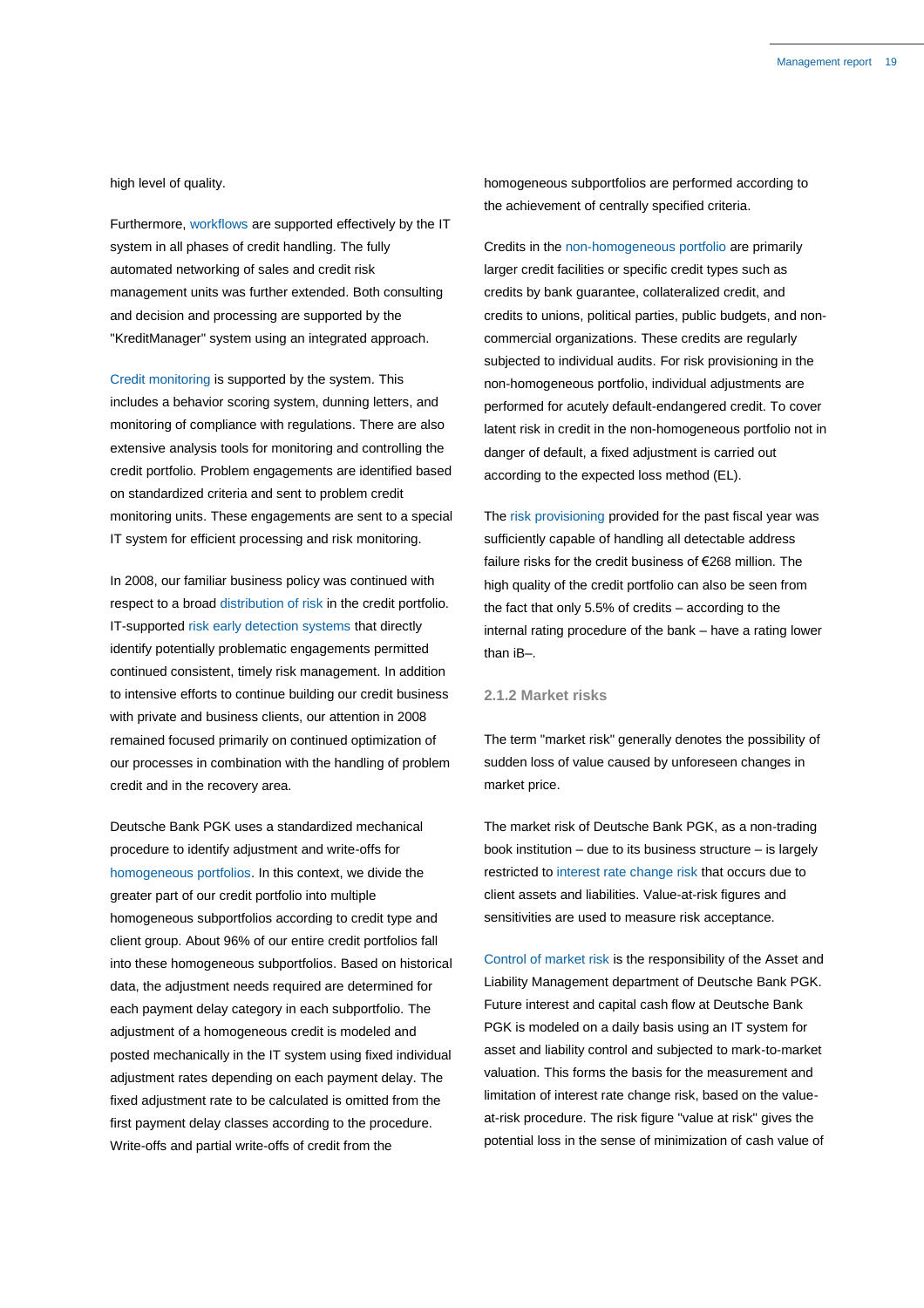high level of quality.

Furthermore, workflows are supported effectively by the IT system in all phases of credit handling. The fully automated networking of sales and credit risk management units was further extended. Both consulting and decision and processing are supported by the "KreditManager" system using an integrated approach.

Credit monitoring is supported by the system. This includes a behavior scoring system, dunning letters, and monitoring of compliance with regulations. There are also extensive analysis tools for monitoring and controlling the credit portfolio. Problem engagements are identified based on standardized criteria and sent to problem credit monitoring units. These engagements are sent to a special IT system for efficient processing and risk monitoring.

In 2008, our familiar business policy was continued with respect to a broad distribution of risk in the credit portfolio. IT-supported risk early detection systems that directly identify potentially problematic engagements permitted continued consistent, timely risk management. In addition to intensive efforts to continue building our credit business with private and business clients, our attention in 2008 remained focused primarily on continued optimization of our processes in combination with the handling of problem credit and in the recovery area.

Deutsche Bank PGK uses a standardized mechanical procedure to identify adjustment and write-offs for homogeneous portfolios. In this context, we divide the greater part of our credit portfolio into multiple homogeneous subportfolios according to credit type and client group. About 96% of our entire credit portfolios fall into these homogeneous subportfolios. Based on historical data, the adjustment needs required are determined for each payment delay category in each subportfolio. The adjustment of a homogeneous credit is modeled and posted mechanically in the IT system using fixed individual adjustment rates depending on each payment delay. The fixed adjustment rate to be calculated is omitted from the first payment delay classes according to the procedure. Write-offs and partial write-offs of credit from the homogeneous subportfolios are performed according to the achievement of centrally specified criteria.

Credits in the non-homogeneous portfolio are primarily larger credit facilities or specific credit types such as credits by bank guarantee, collateralized credit, and credits to unions, political parties, public budgets, and non-commercial organizations. These credits are regularly subjected to individual audits. For risk provisioning in the non-homogeneous portfolio, individual adjustments are performed for acutely default-endangered credit. To cover latent risk in credit in the non-homogeneous portfolio not in danger of default, a fixed adjustment is carried out according to the expected loss method (EL).

The risk provisioning provided for the past fiscal year was sufficiently capable of handling all detectable address failure risks for the credit business of €268 million. The high quality of the credit portfolio can also be seen from the fact that only 5.5% of credits – according to the internal rating procedure of the bank – have a rating lower than iB–.

### 2.1.2 Market risks

The term "market risk" generally denotes the possibility of sudden loss of value caused by unforeseen changes in market price.

The market risk of Deutsche Bank PGK, as a non-trading book institution – due to its business structure – is largely restricted to interest rate change risk that occurs due to client assets and liabilities. Value-at-risk figures and sensitivities are used to measure risk acceptance.

Control of market risk is the responsibility of the Asset and Liability Management department of Deutsche Bank PGK. Future interest and capital cash flow at Deutsche Bank PGK is modeled on a daily basis using an IT system for asset and liability control and subjected to mark-to-market valuation. This forms the basis for the measurement and limitation of interest rate change risk, based on the value-at-risk procedure. The risk figure "value at risk" gives the potential loss in the sense of minimization of cash value of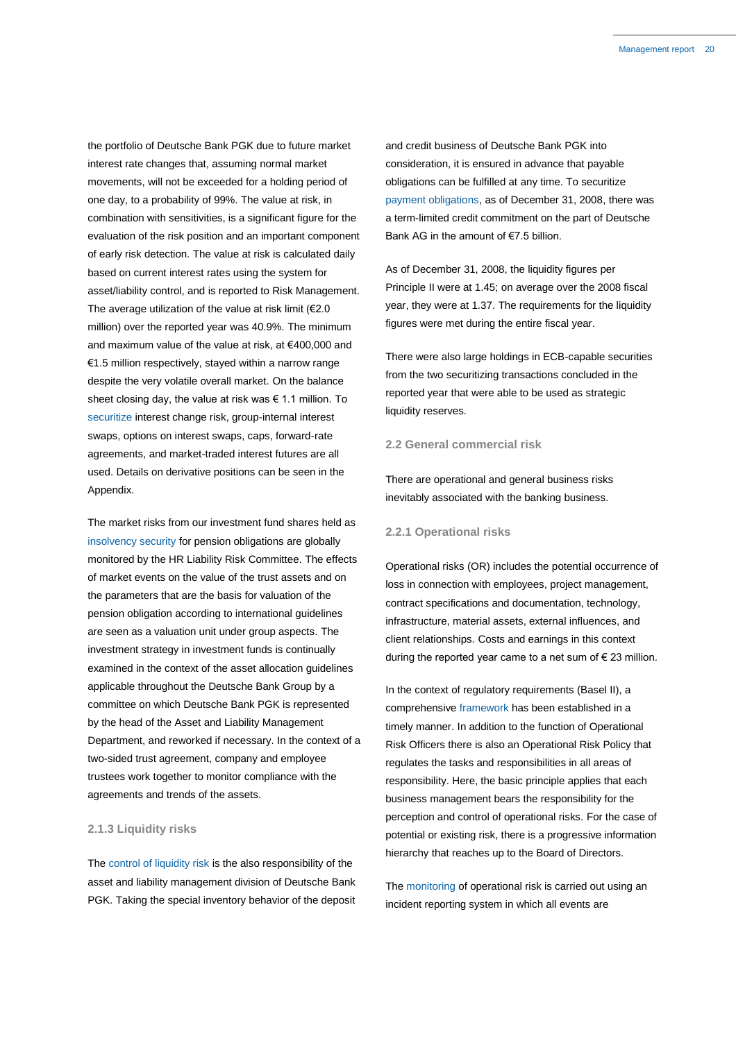the portfolio of Deutsche Bank PGK due to future market interest rate changes that, assuming normal market movements, will not be exceeded for a holding period of one day, to a probability of 99%. The value at risk, in combination with sensitivities, is a significant figure for the evaluation of the risk position and an important component of early risk detection. The value at risk is calculated daily based on current interest rates using the system for asset/liability control, and is reported to Risk Management. The average utilization of the value at risk limit (€2.0 million) over the reported year was 40.9%. The minimum and maximum value of the value at risk, at €400,000 and €1.5 million respectively, stayed within a narrow range despite the very volatile overall market. On the balance sheet closing day, the value at risk was € 1.1 million. To securitize interest change risk, group-internal interest swaps, options on interest swaps, caps, forward-rate agreements, and market-traded interest futures are all used. Details on derivative positions can be seen in the Appendix.

The market risks from our investment fund shares held as insolvency security for pension obligations are globally monitored by the HR Liability Risk Committee. The effects of market events on the value of the trust assets and on the parameters that are the basis for valuation of the pension obligation according to international guidelines are seen as a valuation unit under group aspects. The investment strategy in investment funds is continually examined in the context of the asset allocation guidelines applicable throughout the Deutsche Bank Group by a committee on which Deutsche Bank PGK is represented by the head of the Asset and Liability Management Department, and reworked if necessary. In the context of a two-sided trust agreement, company and employee trustees work together to monitor compliance with the agreements and trends of the assets.

### 2.1.3 Liquidity risks

The control of liquidity risk is the also responsibility of the asset and liability management division of Deutsche Bank PGK. Taking the special inventory behavior of the deposit and credit business of Deutsche Bank PGK into consideration, it is ensured in advance that payable obligations can be fulfilled at any time. To securitize payment obligations, as of December 31, 2008, there was a term-limited credit commitment on the part of Deutsche Bank AG in the amount of €7.5 billion.

As of December 31, 2008, the liquidity figures per Principle II were at 1.45; on average over the 2008 fiscal year, they were at 1.37. The requirements for the liquidity figures were met during the entire fiscal year.

There were also large holdings in ECB-capable securities from the two securitizing transactions concluded in the reported year that were able to be used as strategic liquidity reserves.

## 2.2 General commercial risk

There are operational and general business risks inevitably associated with the banking business.

### 2.2.1 Operational risks

Operational risks (OR) includes the potential occurrence of loss in connection with employees, project management, contract specifications and documentation, technology, infrastructure, material assets, external influences, and client relationships. Costs and earnings in this context during the reported year came to a net sum of € 23 million.

In the context of regulatory requirements (Basel II), a comprehensive framework has been established in a timely manner. In addition to the function of Operational Risk Officers there is also an Operational Risk Policy that regulates the tasks and responsibilities in all areas of responsibility. Here, the basic principle applies that each business management bears the responsibility for the perception and control of operational risks. For the case of potential or existing risk, there is a progressive information hierarchy that reaches up to the Board of Directors.

The monitoring of operational risk is carried out using an incident reporting system in which all events are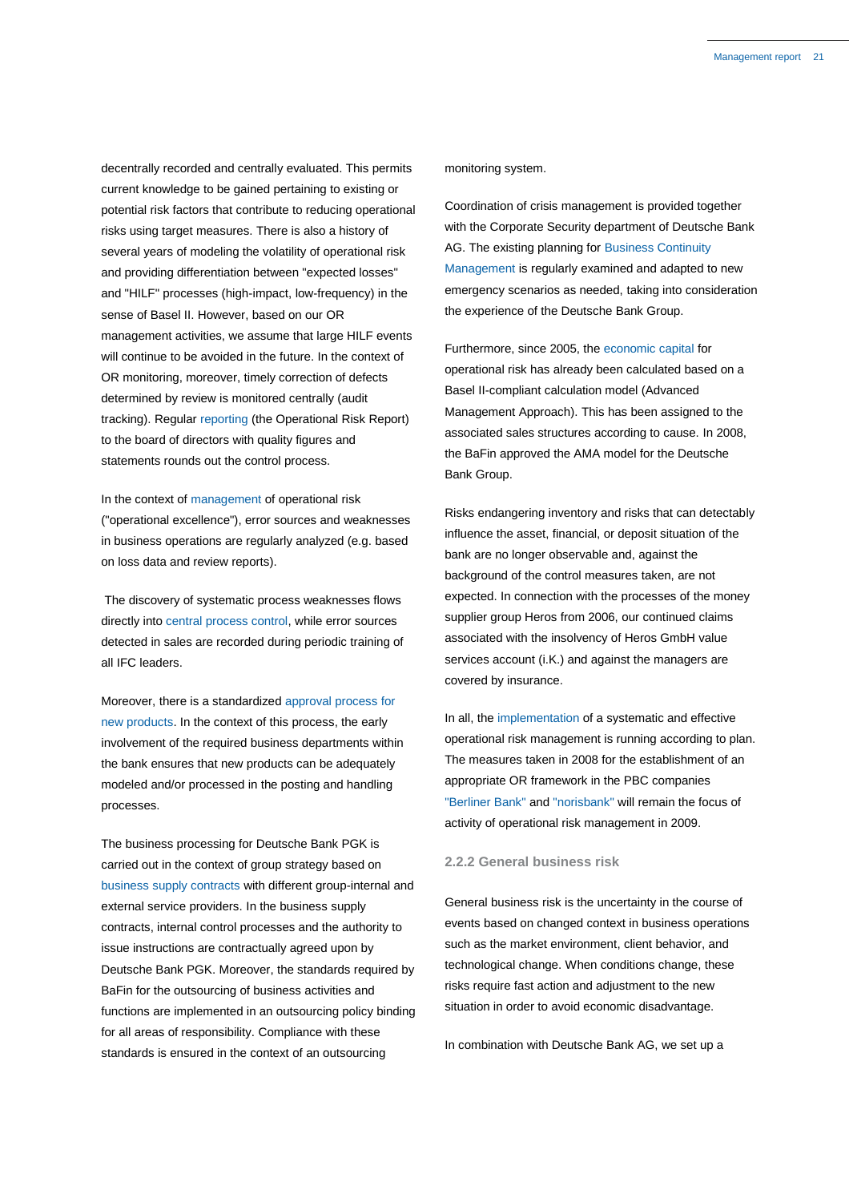decentrally recorded and centrally evaluated. This permits current knowledge to be gained pertaining to existing or potential risk factors that contribute to reducing operational risks using target measures. There is also a history of several years of modeling the volatility of operational risk and providing differentiation between "expected losses" and "HILF" processes (high-impact, low-frequency) in the sense of Basel II. However, based on our OR management activities, we assume that large HILF events will continue to be avoided in the future. In the context of OR monitoring, moreover, timely correction of defects determined by review is monitored centrally (audit tracking). Regular reporting (the Operational Risk Report) to the board of directors with quality figures and statements rounds out the control process.

In the context of management of operational risk ("operational excellence"), error sources and weaknesses in business operations are regularly analyzed (e.g. based on loss data and review reports).

The discovery of systematic process weaknesses flows directly into central process control, while error sources detected in sales are recorded during periodic training of all IFC leaders.

Moreover, there is a standardized approval process for new products. In the context of this process, the early involvement of the required business departments within the bank ensures that new products can be adequately modeled and/or processed in the posting and handling processes.

The business processing for Deutsche Bank PGK is carried out in the context of group strategy based on business supply contracts with different group-internal and external service providers. In the business supply contracts, internal control processes and the authority to issue instructions are contractually agreed upon by Deutsche Bank PGK. Moreover, the standards required by BaFin for the outsourcing of business activities and functions are implemented in an outsourcing policy binding for all areas of responsibility. Compliance with these standards is ensured in the context of an outsourcing monitoring system.

Coordination of crisis management is provided together with the Corporate Security department of Deutsche Bank AG. The existing planning for Business Continuity Management is regularly examined and adapted to new emergency scenarios as needed, taking into consideration the experience of the Deutsche Bank Group.

Furthermore, since 2005, the economic capital for operational risk has already been calculated based on a Basel II-compliant calculation model (Advanced Management Approach). This has been assigned to the associated sales structures according to cause. In 2008, the BaFin approved the AMA model for the Deutsche Bank Group.

Risks endangering inventory and risks that can detectably influence the asset, financial, or deposit situation of the bank are no longer observable and, against the background of the control measures taken, are not expected. In connection with the processes of the money supplier group Heros from 2006, our continued claims associated with the insolvency of Heros GmbH value services account (i.K.) and against the managers are covered by insurance.

In all, the implementation of a systematic and effective operational risk management is running according to plan. The measures taken in 2008 for the establishment of an appropriate OR framework in the PBC companies "Berliner Bank" and "norisbank" will remain the focus of activity of operational risk management in 2009.

### 2.2.2 General business risk

General business risk is the uncertainty in the course of events based on changed context in business operations such as the market environment, client behavior, and technological change. When conditions change, these risks require fast action and adjustment to the new situation in order to avoid economic disadvantage.

In combination with Deutsche Bank AG, we set up a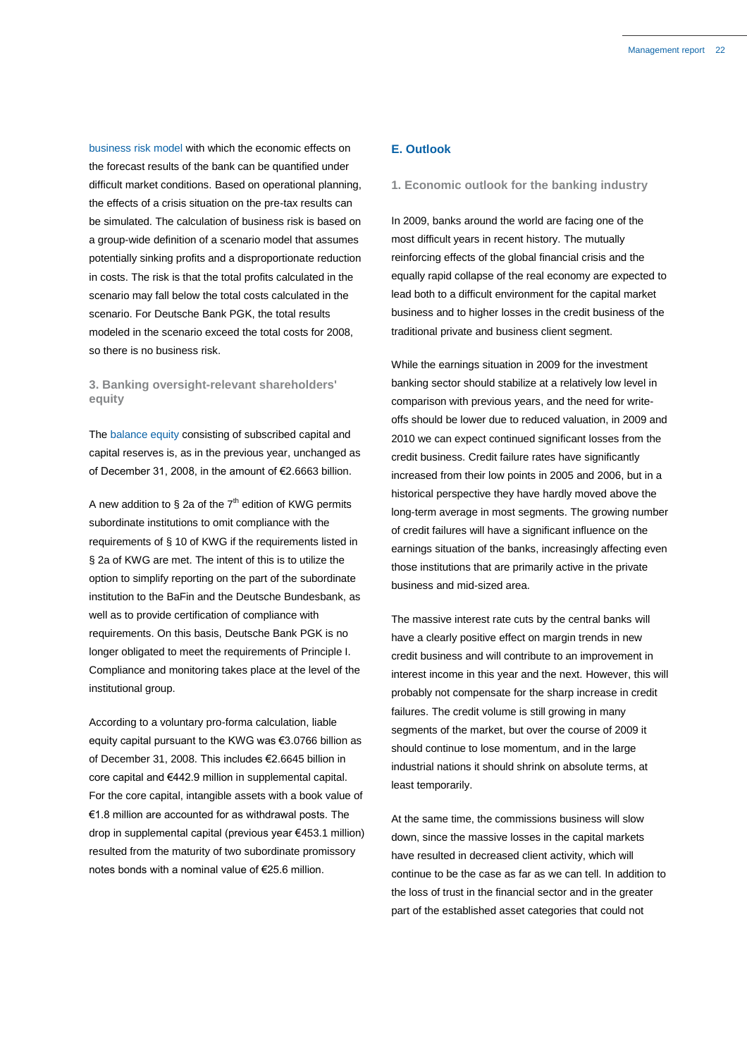business risk model with which the economic effects on the forecast results of the bank can be quantified under difficult market conditions. Based on operational planning, the effects of a crisis situation on the pre-tax results can be simulated. The calculation of business risk is based on a group-wide definition of a scenario model that assumes potentially sinking profits and a disproportionate reduction in costs. The risk is that the total profits calculated in the scenario may fall below the total costs calculated in the scenario. For Deutsche Bank PGK, the total results modeled in the scenario exceed the total costs for 2008, so there is no business risk.

### 3. Banking oversight-relevant shareholders' equity

The balance equity consisting of subscribed capital and capital reserves is, as in the previous year, unchanged as of December 31, 2008, in the amount of €2.6663 billion.

A new addition to § 2a of the 7th edition of KWG permits subordinate institutions to omit compliance with the requirements of § 10 of KWG if the requirements listed in § 2a of KWG are met. The intent of this is to utilize the option to simplify reporting on the part of the subordinate institution to the BaFin and the Deutsche Bundesbank, as well as to provide certification of compliance with requirements. On this basis, Deutsche Bank PGK is no longer obligated to meet the requirements of Principle I. Compliance and monitoring takes place at the level of the institutional group.

According to a voluntary pro-forma calculation, liable equity capital pursuant to the KWG was €3.0766 billion as of December 31, 2008. This includes €2.6645 billion in core capital and €442.9 million in supplemental capital. For the core capital, intangible assets with a book value of €1.8 million are accounted for as withdrawal posts. The drop in supplemental capital (previous year €453.1 million) resulted from the maturity of two subordinate promissory notes bonds with a nominal value of €25.6 million.

## E. Outlook

### 1. Economic outlook for the banking industry

In 2009, banks around the world are facing one of the most difficult years in recent history. The mutually reinforcing effects of the global financial crisis and the equally rapid collapse of the real economy are expected to lead both to a difficult environment for the capital market business and to higher losses in the credit business of the traditional private and business client segment.

While the earnings situation in 2009 for the investment banking sector should stabilize at a relatively low level in comparison with previous years, and the need for write-offs should be lower due to reduced valuation, in 2009 and 2010 we can expect continued significant losses from the credit business. Credit failure rates have significantly increased from their low points in 2005 and 2006, but in a historical perspective they have hardly moved above the long-term average in most segments. The growing number of credit failures will have a significant influence on the earnings situation of the banks, increasingly affecting even those institutions that are primarily active in the private business and mid-sized area.

The massive interest rate cuts by the central banks will have a clearly positive effect on margin trends in new credit business and will contribute to an improvement in interest income in this year and the next. However, this will probably not compensate for the sharp increase in credit failures. The credit volume is still growing in many segments of the market, but over the course of 2009 it should continue to lose momentum, and in the large industrial nations it should shrink on absolute terms, at least temporarily.

At the same time, the commissions business will slow down, since the massive losses in the capital markets have resulted in decreased client activity, which will continue to be the case as far as we can tell. In addition to the loss of trust in the financial sector and in the greater part of the established asset categories that could not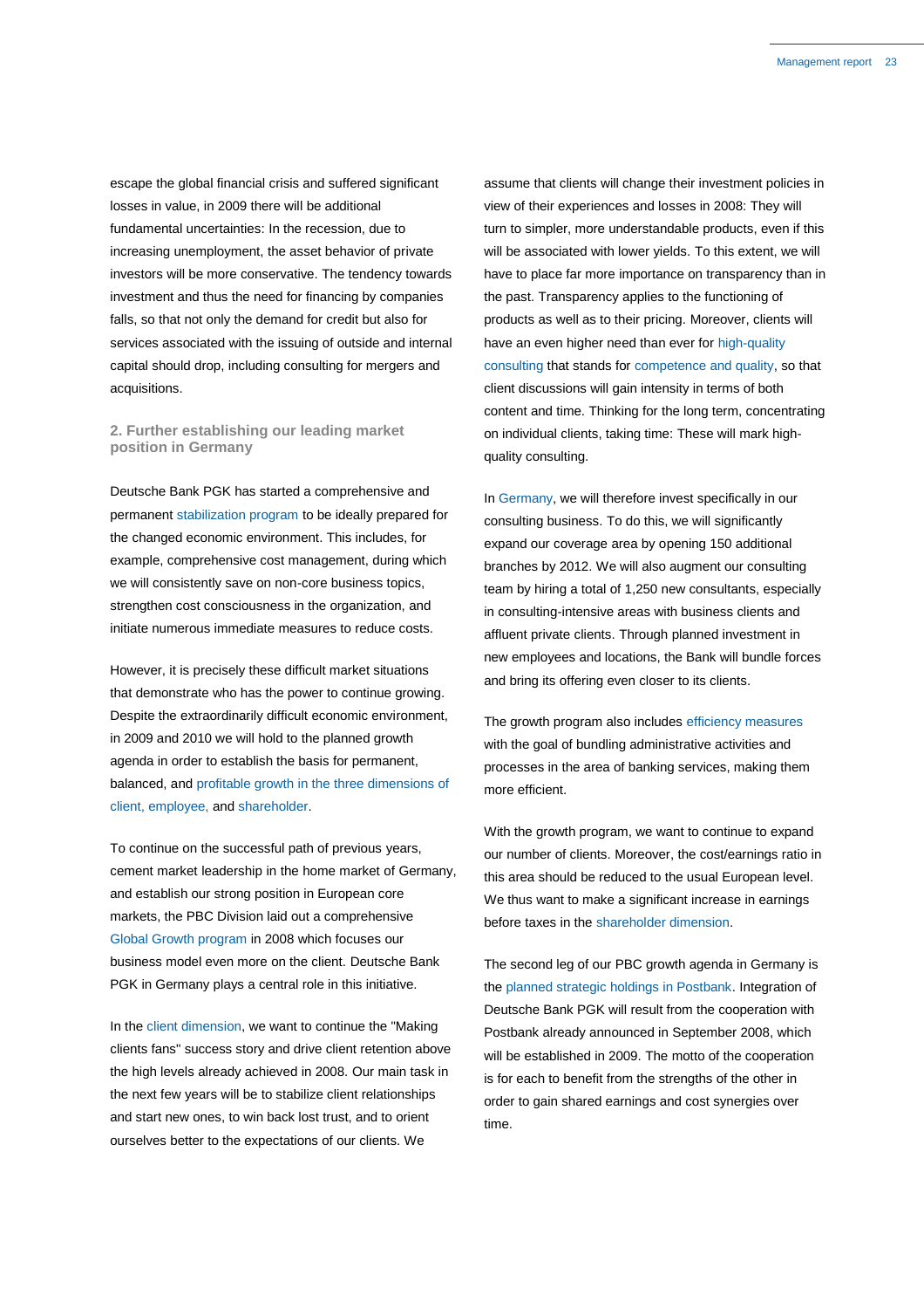escape the global financial crisis and suffered significant losses in value, in 2009 there will be additional fundamental uncertainties: In the recession, due to increasing unemployment, the asset behavior of private investors will be more conservative. The tendency towards investment and thus the need for financing by companies falls, so that not only the demand for credit but also for services associated with the issuing of outside and internal capital should drop, including consulting for mergers and acquisitions.

## 2. Further establishing our leading market position in Germany

Deutsche Bank PGK has started a comprehensive and permanent stabilization program to be ideally prepared for the changed economic environment. This includes, for example, comprehensive cost management, during which we will consistently save on non-core business topics, strengthen cost consciousness in the organization, and initiate numerous immediate measures to reduce costs.

However, it is precisely these difficult market situations that demonstrate who has the power to continue growing. Despite the extraordinarily difficult economic environment, in 2009 and 2010 we will hold to the planned growth agenda in order to establish the basis for permanent, balanced, and profitable growth in the three dimensions of client, employee, and shareholder.

To continue on the successful path of previous years, cement market leadership in the home market of Germany, and establish our strong position in European core markets, the PBC Division laid out a comprehensive Global Growth program in 2008 which focuses our business model even more on the client. Deutsche Bank PGK in Germany plays a central role in this initiative.

In the client dimension, we want to continue the "Making clients fans" success story and drive client retention above the high levels already achieved in 2008. Our main task in the next few years will be to stabilize client relationships and start new ones, to win back lost trust, and to orient ourselves better to the expectations of our clients. We assume that clients will change their investment policies in view of their experiences and losses in 2008: They will turn to simpler, more understandable products, even if this will be associated with lower yields. To this extent, we will have to place far more importance on transparency than in the past. Transparency applies to the functioning of products as well as to their pricing. Moreover, clients will have an even higher need than ever for high-quality consulting that stands for competence and quality, so that client discussions will gain intensity in terms of both content and time. Thinking for the long term, concentrating on individual clients, taking time: These will mark high-quality consulting.

In Germany, we will therefore invest specifically in our consulting business. To do this, we will significantly expand our coverage area by opening 150 additional branches by 2012. We will also augment our consulting team by hiring a total of 1,250 new consultants, especially in consulting-intensive areas with business clients and affluent private clients. Through planned investment in new employees and locations, the Bank will bundle forces and bring its offering even closer to its clients.

The growth program also includes efficiency measures with the goal of bundling administrative activities and processes in the area of banking services, making them more efficient.

With the growth program, we want to continue to expand our number of clients. Moreover, the cost/earnings ratio in this area should be reduced to the usual European level. We thus want to make a significant increase in earnings before taxes in the shareholder dimension.

The second leg of our PBC growth agenda in Germany is the planned strategic holdings in Postbank. Integration of Deutsche Bank PGK will result from the cooperation with Postbank already announced in September 2008, which will be established in 2009. The motto of the cooperation is for each to benefit from the strengths of the other in order to gain shared earnings and cost synergies over time.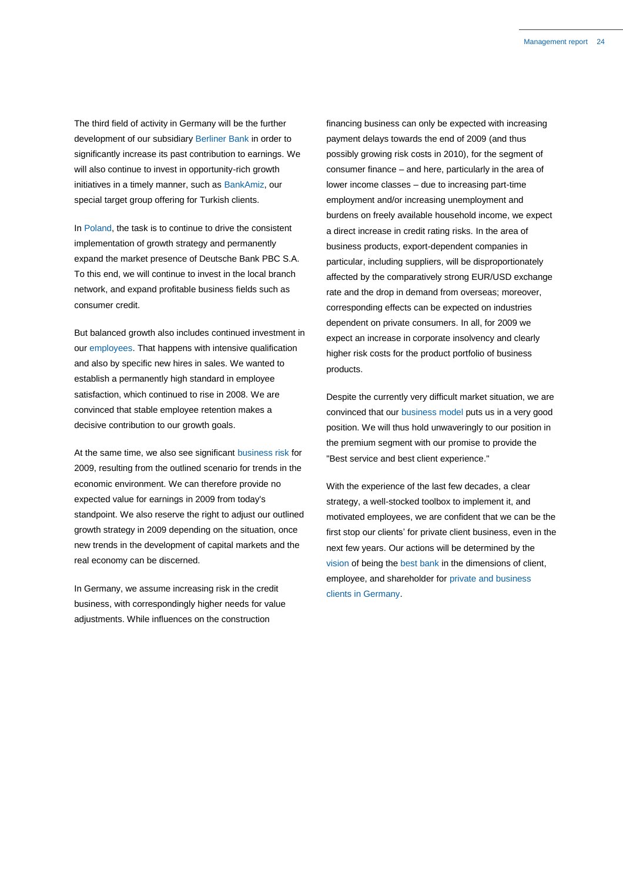The third field of activity in Germany will be the further development of our subsidiary Berliner Bank in order to significantly increase its past contribution to earnings. We will also continue to invest in opportunity-rich growth initiatives in a timely manner, such as BankAmiz, our special target group offering for Turkish clients.

In Poland, the task is to continue to drive the consistent implementation of growth strategy and permanently expand the market presence of Deutsche Bank PBC S.A. To this end, we will continue to invest in the local branch network, and expand profitable business fields such as consumer credit.

But balanced growth also includes continued investment in our employees. That happens with intensive qualification and also by specific new hires in sales. We wanted to establish a permanently high standard in employee satisfaction, which continued to rise in 2008. We are convinced that stable employee retention makes a decisive contribution to our growth goals.

At the same time, we also see significant business risk for 2009, resulting from the outlined scenario for trends in the economic environment. We can therefore provide no expected value for earnings in 2009 from today's standpoint. We also reserve the right to adjust our outlined growth strategy in 2009 depending on the situation, once new trends in the development of capital markets and the real economy can be discerned.

In Germany, we assume increasing risk in the credit business, with correspondingly higher needs for value adjustments. While influences on the construction financing business can only be expected with increasing payment delays towards the end of 2009 (and thus possibly growing risk costs in 2010), for the segment of consumer finance – and here, particularly in the area of lower income classes – due to increasing part-time employment and/or increasing unemployment and burdens on freely available household income, we expect a direct increase in credit rating risks. In the area of business products, export-dependent companies in particular, including suppliers, will be disproportionately affected by the comparatively strong EUR/USD exchange rate and the drop in demand from overseas; moreover, corresponding effects can be expected on industries dependent on private consumers. In all, for 2009 we expect an increase in corporate insolvency and clearly higher risk costs for the product portfolio of business products.

Despite the currently very difficult market situation, we are convinced that our business model puts us in a very good position. We will thus hold unwaveringly to our position in the premium segment with our promise to provide the "Best service and best client experience."

With the experience of the last few decades, a clear strategy, a well-stocked toolbox to implement it, and motivated employees, we are confident that we can be the first stop our clients' for private client business, even in the next few years. Our actions will be determined by the vision of being the best bank in the dimensions of client, employee, and shareholder for private and business clients in Germany.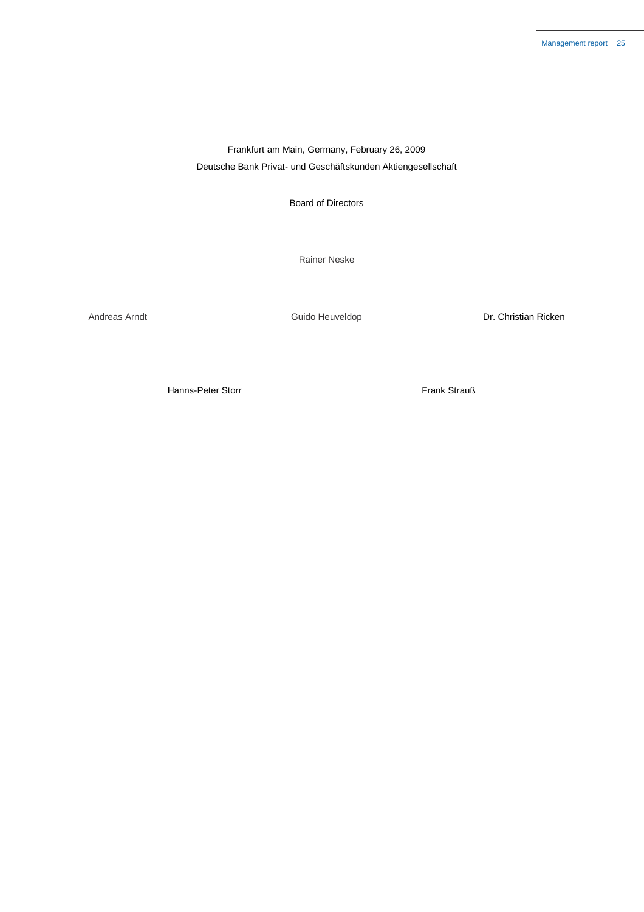Frankfurt am Main, Germany, February 26, 2009

Deutsche Bank Privat- und Geschäftskunden Aktiengesellschaft

Board of Directors

Rainer Neske

Andreas Arndt

Guido Heuveldop

Dr. Christian Ricken

Hanns-Peter Storr

Frank Strauß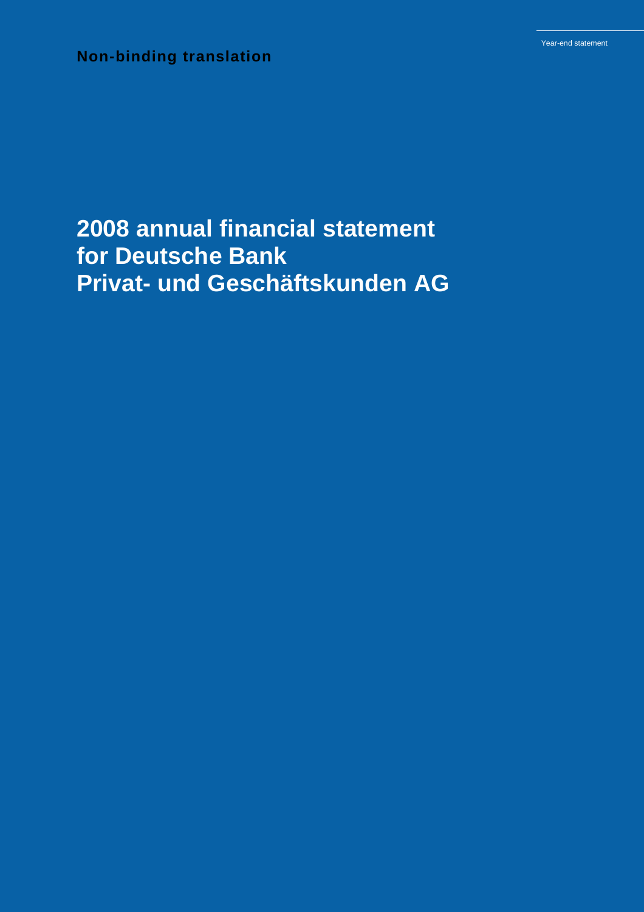**Non-binding translation**

Year-end statement

# 2008 annual financial statement for Deutsche Bank Privat- und Geschäftskunden AG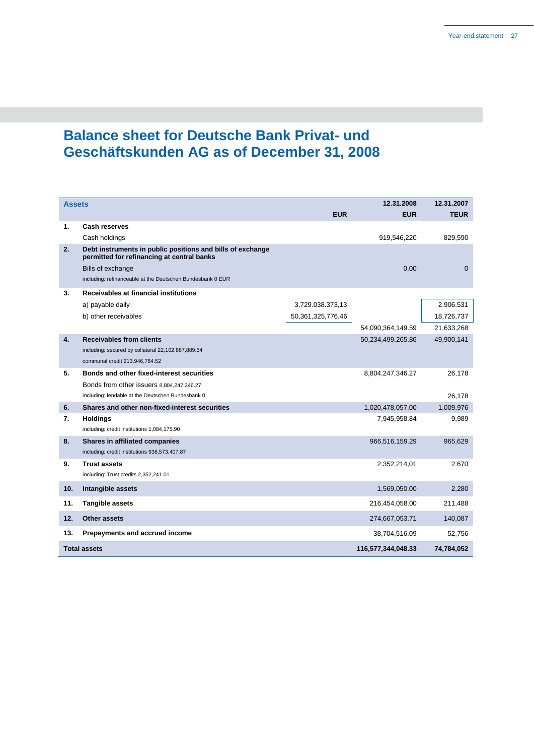# Balance sheet for Deutsche Bank Privat- und Geschäftskunden AG as of December 31, 2008

| Assets | | | 12.31.2008 | 12.31.2007 |
|---|---|---|---|---|
| | | EUR | EUR | TEUR |
| **1.** | **Cash reserves** | | | |
| | Cash holdings | | 919,546,220 | 829,590 |
| **2.** | **Debt instruments in public positions and bills of exchange permitted for refinancing at central banks** | | | |
| | Bills of exchange | | 0.00 | 0 |
| | including: refinanceable at the Deutschen Bundesbank 0 EUR | | | |
| **3.** | **Receivables at financial institutions** | | | |
| | a) payable daily | 3.729.038.373,13 | | 2.906.531 |
| | b) other receivables | 50,361,325,776.46 | | 18,726,737 |
| | | | 54,090,364,149.59 | 21,633,268 |
| **4.** | **Receivables from clients** | | 50,234,499,265.86 | 49,900,141 |
| | including: secured by collateral 22,102,887,889.54 | | | |
| | communal credit 213,946,764.52 | | | |
| **5.** | **Bonds and other fixed-interest securities** | | 8,804,247,346.27 | 26,178 |
| | Bonds from other issuers 8,804,247,346.27 | | | |
| | including: lendable at the Deutschen Bundesbank 0 | | | 26,178 |
| **6.** | **Shares and other non-fixed-interest securities** | | 1,020,478,057.00 | 1,009,976 |
| **7.** | **Holdings** | | 7,945,958.84 | 9,989 |
| | including: credit institutions 1,084,175.90 | | | |
| **8.** | **Shares in affiliated companies** | | 966,516,159.29 | 965,629 |
| | including: credit institutions 938,573,407.87 | | | |
| **9.** | **Trust assets** | | 2.352.214,01 | 2.670 |
| | including: Trust credits 2,352,241.01 | | | |
| **10.** | **Intangible assets** | | 1,569,050.00 | 2,280 |
| **11.** | **Tangible assets** | | 216,454,058.00 | 211,488 |
| **12.** | **Other assets** | | 274,667,053.71 | 140,087 |
| **13.** | **Prepayments and accrued income** | | 38,704,516.09 | 52,756 |
| **Total assets** | | | **116,577,344,048.33** | **74,784,052** |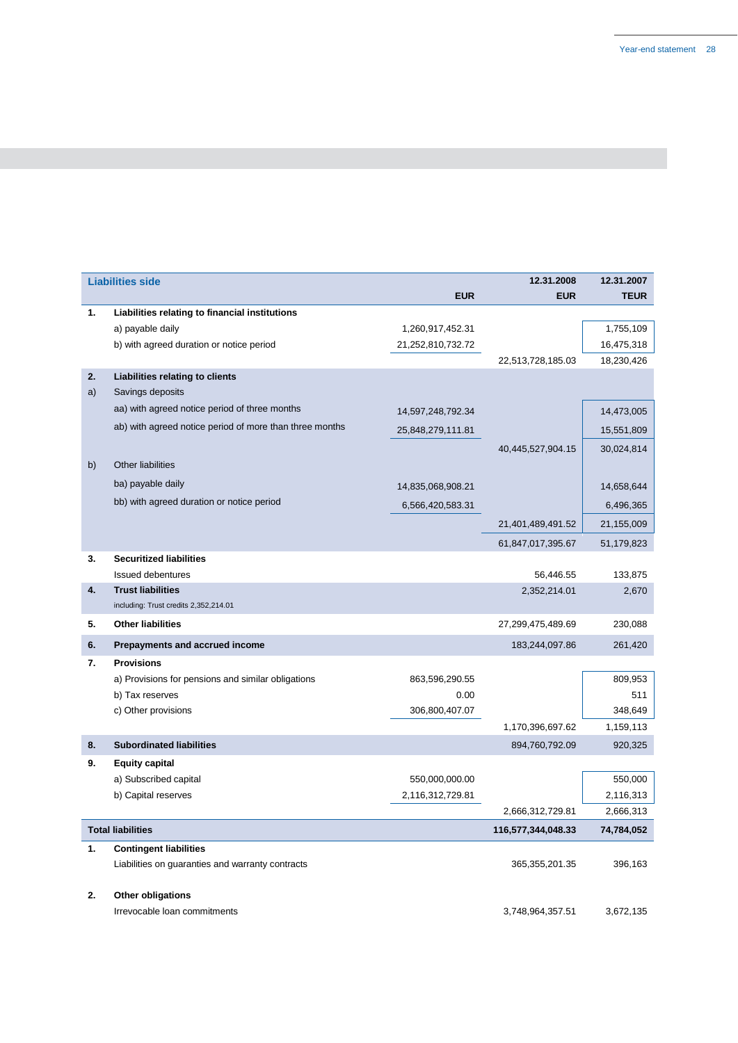| | Liabilities side | EUR | 12.31.2008 EUR | 12.31.2007 TEUR |
|---|---|---|---|---|
| **1.** | **Liabilities relating to financial institutions** | | | |
| | a) payable daily | 1,260,917,452.31 | | 1,755,109 |
| | b) with agreed duration or notice period | 21,252,810,732.72 | | 16,475,318 |
| | | | 22,513,728,185.03 | 18,230,426 |
| **2.** | **Liabilities relating to clients** | | | |
| a) | Savings deposits | | | |
| | aa) with agreed notice period of three months | 14,597,248,792.34 | | 14,473,005 |
| | ab) with agreed notice period of more than three months | 25,848,279,111.81 | | 15,551,809 |
| | | | 40,445,527,904.15 | 30,024,814 |
| b) | Other liabilities | | | |
| | ba) payable daily | 14,835,068,908.21 | | 14,658,644 |
| | bb) with agreed duration or notice period | 6,566,420,583.31 | | 6,496,365 |
| | | | 21,401,489,491.52 | 21,155,009 |
| | | | 61,847,017,395.67 | 51,179,823 |
| **3.** | **Securitized liabilities** | | | |
| | Issued debentures | | 56,446.55 | 133,875 |
| **4.** | **Trust liabilities** | | 2,352,214.01 | 2,670 |
| | including: Trust credits 2,352,214.01 | | | |
| **5.** | **Other liabilities** | | 27,299,475,489.69 | 230,088 |
| **6.** | **Prepayments and accrued income** | | 183,244,097.86 | 261,420 |
| **7.** | **Provisions** | | | |
| | a) Provisions for pensions and similar obligations | 863,596,290.55 | | 809,953 |
| | b) Tax reserves | 0.00 | | 511 |
| | c) Other provisions | 306,800,407.07 | | 348,649 |
| | | | 1,170,396,697.62 | 1,159,113 |
| **8.** | **Subordinated liabilities** | | 894,760,792.09 | 920,325 |
| **9.** | **Equity capital** | | | |
| | a) Subscribed capital | 550,000,000.00 | | 550,000 |
| | b) Capital reserves | 2,116,312,729.81 | | 2,116,313 |
| | | | 2,666,312,729.81 | 2,666,313 |
| **Total liabilities** | | | **116,577,344,048.33** | **74,784,052** |
| **1.** | **Contingent liabilities** | | | |
| | Liabilities on guaranties and warranty contracts | | 365,355,201.35 | 396,163 |
| **2.** | **Other obligations** | | | |
| | Irrevocable loan commitments | | 3,748,964,357.51 | 3,672,135 |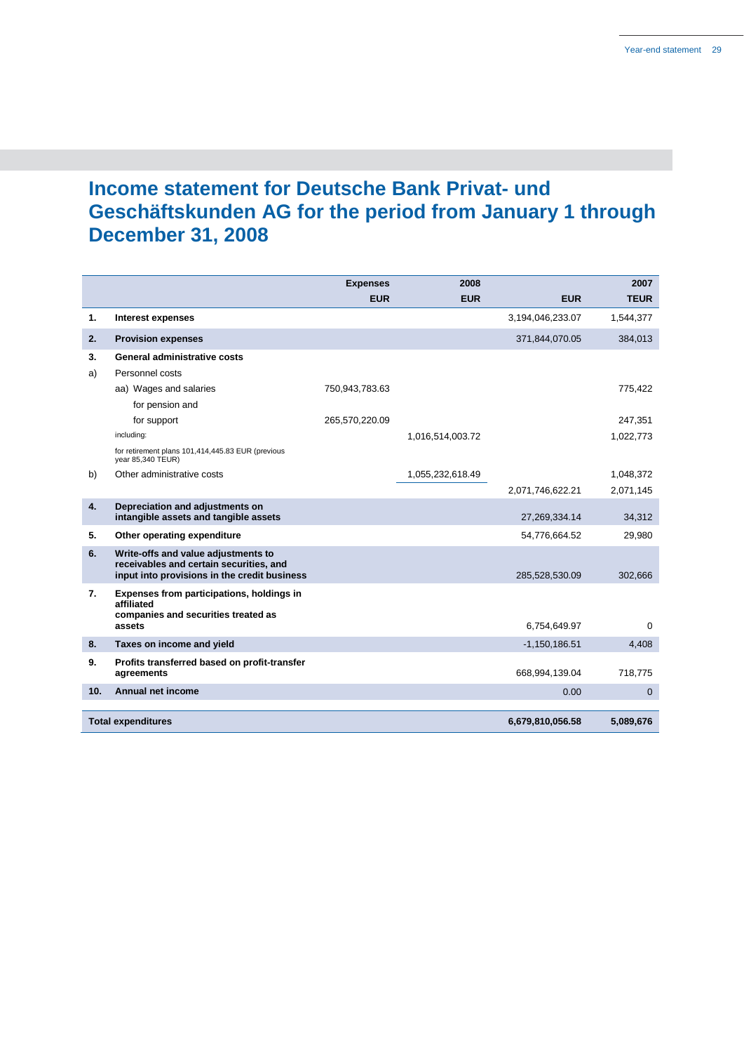# Income statement for Deutsche Bank Privat- und Geschäftskunden AG for the period from January 1 through December 31, 2008

| | | Expenses | 2008 | | 2007 |
|---|---|---|---|---|---|
| | | EUR | EUR | EUR | TEUR |
| 1. | **Interest expenses** | | | 3,194,046,233.07 | 1,544,377 |
| 2. | **Provision expenses** | | | 371,844,070.05 | 384,013 |
| 3. | **General administrative costs** | | | | |
| a) | Personnel costs | | | | |
| | aa) Wages and salaries | 750,943,783.63 | | | 775,422 |
| | for pension and | | | | |
| | for support | 265,570,220.09 | | | 247,351 |
| | including: | | 1,016,514,003.72 | | 1,022,773 |
| | for retirement plans 101,414,445.83 EUR (previous year 85,340 TEUR) | | | | |
| b) | Other administrative costs | | 1,055,232,618.49 | | 1,048,372 |
| | | | | 2,071,746,622.21 | 2,071,145 |
| 4. | **Depreciation and adjustments on intangible assets and tangible assets** | | | 27,269,334.14 | 34,312 |
| 5. | **Other operating expenditure** | | | 54,776,664.52 | 29,980 |
| 6. | **Write-offs and value adjustments to receivables and certain securities, and input into provisions in the credit business** | | | 285,528,530.09 | 302,666 |
| 7. | **Expenses from participations, holdings in affiliated companies and securities treated as assets** | | | 6,754,649.97 | 0 |
| 8. | **Taxes on income and yield** | | | -1,150,186.51 | 4,408 |
| 9. | **Profits transferred based on profit-transfer agreements** | | | 668,994,139.04 | 718,775 |
| 10. | **Annual net income** | | | 0.00 | 0 |
| | **Total expenditures** | | | **6,679,810,056.58** | **5,089,676** |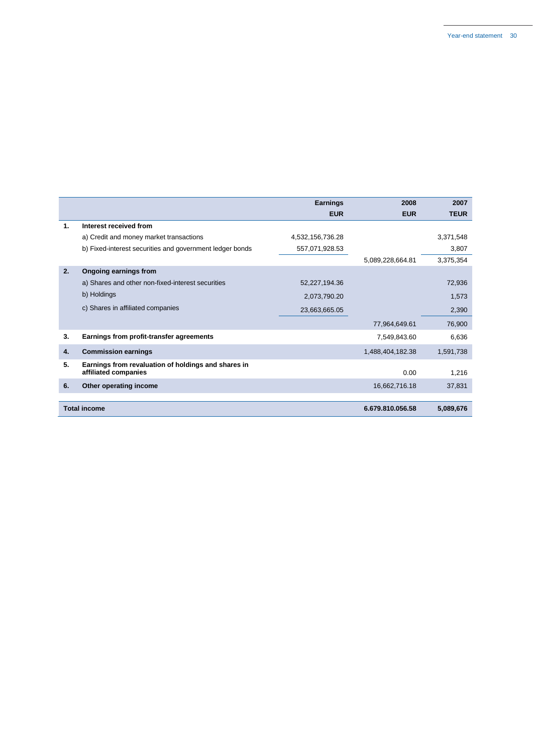| | | Earnings EUR | 2008 EUR | 2007 TEUR |
|---|---|---|---|---|
| **1.** | **Interest received from** | | | |
| | a) Credit and money market transactions | 4,532,156,736.28 | | 3,371,548 |
| | b) Fixed-interest securities and government ledger bonds | 557,071,928.53 | | 3,807 |
| | | | 5,089,228,664.81 | 3,375,354 |
| **2.** | **Ongoing earnings from** | | | |
| | a) Shares and other non-fixed-interest securities | 52,227,194.36 | | 72,936 |
| | b) Holdings | 2,073,790.20 | | 1,573 |
| | c) Shares in affiliated companies | 23,663,665.05 | | 2,390 |
| | | | 77,964,649.61 | 76,900 |
| **3.** | **Earnings from profit-transfer agreements** | | 7,549,843.60 | 6,636 |
| **4.** | **Commission earnings** | | 1,488,404,182.38 | 1,591,738 |
| **5.** | **Earnings from revaluation of holdings and shares in affiliated companies** | | 0.00 | 1,216 |
| **6.** | **Other operating income** | | 16,662,716.18 | 37,831 |
| **Total income** | | | **6.679.810.056.58** | **5,089,676** |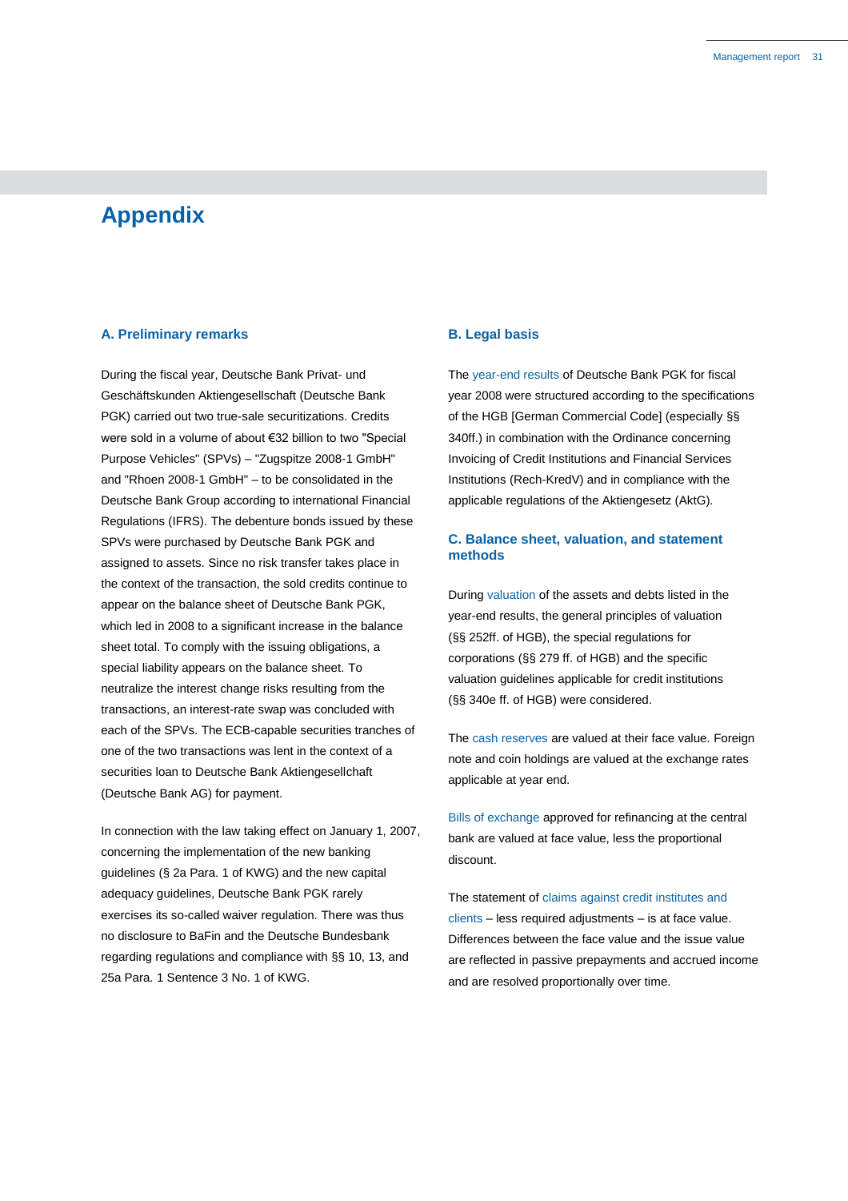# Appendix

## A. Preliminary remarks

During the fiscal year, Deutsche Bank Privat- und Geschäftskunden Aktiengesellschaft (Deutsche Bank PGK) carried out two true-sale securitizations. Credits were sold in a volume of about €32 billion to two "Special Purpose Vehicles" (SPVs) – "Zugspitze 2008-1 GmbH" and "Rhoen 2008-1 GmbH" – to be consolidated in the Deutsche Bank Group according to international Financial Regulations (IFRS). The debenture bonds issued by these SPVs were purchased by Deutsche Bank PGK and assigned to assets. Since no risk transfer takes place in the context of the transaction, the sold credits continue to appear on the balance sheet of Deutsche Bank PGK, which led in 2008 to a significant increase in the balance sheet total. To comply with the issuing obligations, a special liability appears on the balance sheet. To neutralize the interest change risks resulting from the transactions, an interest-rate swap was concluded with each of the SPVs. The ECB-capable securities tranches of one of the two transactions was lent in the context of a securities loan to Deutsche Bank Aktiengesellchaft (Deutsche Bank AG) for payment.

In connection with the law taking effect on January 1, 2007, concerning the implementation of the new banking guidelines (§ 2a Para. 1 of KWG) and the new capital adequacy guidelines, Deutsche Bank PGK rarely exercises its so-called waiver regulation. There was thus no disclosure to BaFin and the Deutsche Bundesbank regarding regulations and compliance with §§ 10, 13, and 25a Para. 1 Sentence 3 No. 1 of KWG.

## B. Legal basis

The year-end results of Deutsche Bank PGK for fiscal year 2008 were structured according to the specifications of the HGB [German Commercial Code] (especially §§ 340ff.) in combination with the Ordinance concerning Invoicing of Credit Institutions and Financial Services Institutions (Rech-KredV) and in compliance with the applicable regulations of the Aktiengesetz (AktG).

## C. Balance sheet, valuation, and statement methods

During valuation of the assets and debts listed in the year-end results, the general principles of valuation (§§ 252ff. of HGB), the special regulations for corporations (§§ 279 ff. of HGB) and the specific valuation guidelines applicable for credit institutions (§§ 340e ff. of HGB) were considered.

The cash reserves are valued at their face value. Foreign note and coin holdings are valued at the exchange rates applicable at year end.

Bills of exchange approved for refinancing at the central bank are valued at face value, less the proportional discount.

The statement of claims against credit institutes and clients – less required adjustments – is at face value. Differences between the face value and the issue value are reflected in passive prepayments and accrued income and are resolved proportionally over time.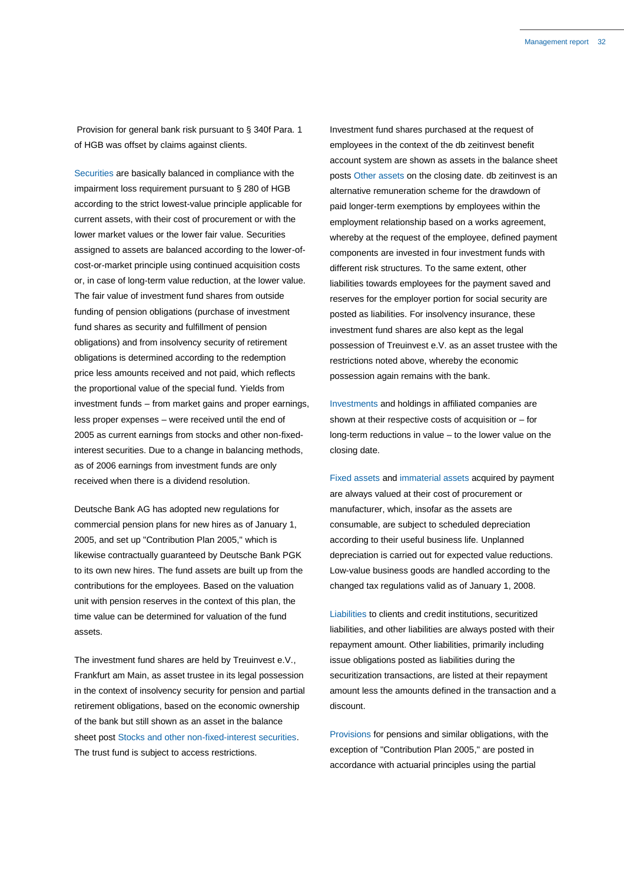Provision for general bank risk pursuant to § 340f Para. 1 of HGB was offset by claims against clients.

Securities are basically balanced in compliance with the impairment loss requirement pursuant to § 280 of HGB according to the strict lowest-value principle applicable for current assets, with their cost of procurement or with the lower market values or the lower fair value. Securities assigned to assets are balanced according to the lower-of-cost-or-market principle using continued acquisition costs or, in case of long-term value reduction, at the lower value. The fair value of investment fund shares from outside funding of pension obligations (purchase of investment fund shares as security and fulfillment of pension obligations) and from insolvency security of retirement obligations is determined according to the redemption price less amounts received and not paid, which reflects the proportional value of the special fund. Yields from investment funds – from market gains and proper earnings, less proper expenses – were received until the end of 2005 as current earnings from stocks and other non-fixed-interest securities. Due to a change in balancing methods, as of 2006 earnings from investment funds are only received when there is a dividend resolution.

Deutsche Bank AG has adopted new regulations for commercial pension plans for new hires as of January 1, 2005, and set up "Contribution Plan 2005," which is likewise contractually guaranteed by Deutsche Bank PGK to its own new hires. The fund assets are built up from the contributions for the employees. Based on the valuation unit with pension reserves in the context of this plan, the time value can be determined for valuation of the fund assets.

The investment fund shares are held by Treuinvest e.V., Frankfurt am Main, as asset trustee in its legal possession in the context of insolvency security for pension and partial retirement obligations, based on the economic ownership of the bank but still shown as an asset in the balance sheet post Stocks and other non-fixed-interest securities. The trust fund is subject to access restrictions.

Investment fund shares purchased at the request of employees in the context of the db zeitinvest benefit account system are shown as assets in the balance sheet posts Other assets on the closing date. db zeitinvest is an alternative remuneration scheme for the drawdown of paid longer-term exemptions by employees within the employment relationship based on a works agreement, whereby at the request of the employee, defined payment components are invested in four investment funds with different risk structures. To the same extent, other liabilities towards employees for the payment saved and reserves for the employer portion for social security are posted as liabilities. For insolvency insurance, these investment fund shares are also kept as the legal possession of Treuinvest e.V. as an asset trustee with the restrictions noted above, whereby the economic possession again remains with the bank.

Investments and holdings in affiliated companies are shown at their respective costs of acquisition or – for long-term reductions in value – to the lower value on the closing date.

Fixed assets and immaterial assets acquired by payment are always valued at their cost of procurement or manufacturer, which, insofar as the assets are consumable, are subject to scheduled depreciation according to their useful business life. Unplanned depreciation is carried out for expected value reductions. Low-value business goods are handled according to the changed tax regulations valid as of January 1, 2008.

Liabilities to clients and credit institutions, securitized liabilities, and other liabilities are always posted with their repayment amount. Other liabilities, primarily including issue obligations posted as liabilities during the securitization transactions, are listed at their repayment amount less the amounts defined in the transaction and a discount.

Provisions for pensions and similar obligations, with the exception of "Contribution Plan 2005," are posted in accordance with actuarial principles using the partial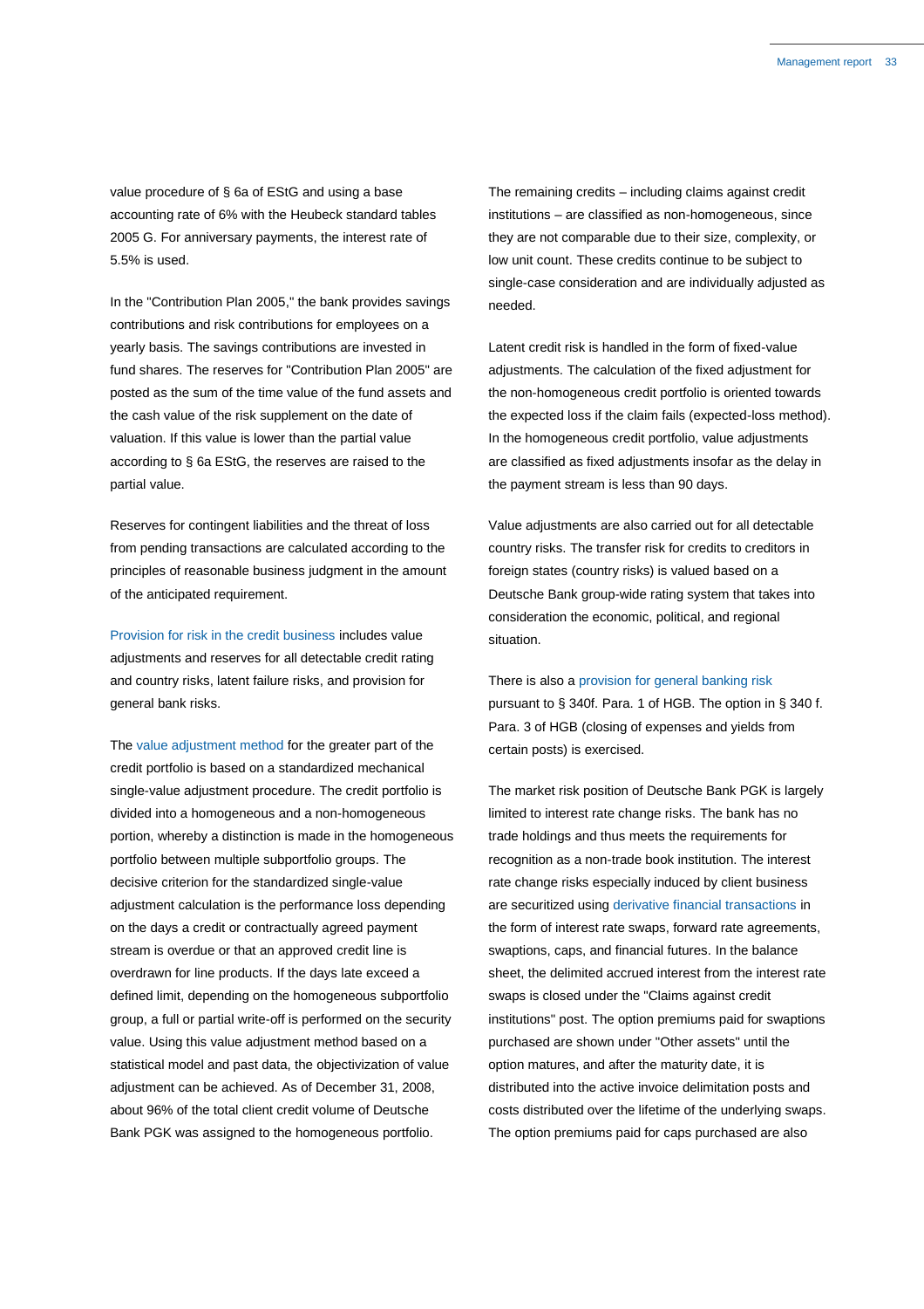value procedure of § 6a of EStG and using a base accounting rate of 6% with the Heubeck standard tables 2005 G. For anniversary payments, the interest rate of 5.5% is used.

In the "Contribution Plan 2005," the bank provides savings contributions and risk contributions for employees on a yearly basis. The savings contributions are invested in fund shares. The reserves for "Contribution Plan 2005" are posted as the sum of the time value of the fund assets and the cash value of the risk supplement on the date of valuation. If this value is lower than the partial value according to § 6a EStG, the reserves are raised to the partial value.

Reserves for contingent liabilities and the threat of loss from pending transactions are calculated according to the principles of reasonable business judgment in the amount of the anticipated requirement.

Provision for risk in the credit business includes value adjustments and reserves for all detectable credit rating and country risks, latent failure risks, and provision for general bank risks.

The value adjustment method for the greater part of the credit portfolio is based on a standardized mechanical single-value adjustment procedure. The credit portfolio is divided into a homogeneous and a non-homogeneous portion, whereby a distinction is made in the homogeneous portfolio between multiple subportfolio groups. The decisive criterion for the standardized single-value adjustment calculation is the performance loss depending on the days a credit or contractually agreed payment stream is overdue or that an approved credit line is overdrawn for line products. If the days late exceed a defined limit, depending on the homogeneous subportfolio group, a full or partial write-off is performed on the security value. Using this value adjustment method based on a statistical model and past data, the objectivization of value adjustment can be achieved. As of December 31, 2008, about 96% of the total client credit volume of Deutsche Bank PGK was assigned to the homogeneous portfolio.

The remaining credits – including claims against credit institutions – are classified as non-homogeneous, since they are not comparable due to their size, complexity, or low unit count. These credits continue to be subject to single-case consideration and are individually adjusted as needed.

Latent credit risk is handled in the form of fixed-value adjustments. The calculation of the fixed adjustment for the non-homogeneous credit portfolio is oriented towards the expected loss if the claim fails (expected-loss method). In the homogeneous credit portfolio, value adjustments are classified as fixed adjustments insofar as the delay in the payment stream is less than 90 days.

Value adjustments are also carried out for all detectable country risks. The transfer risk for credits to creditors in foreign states (country risks) is valued based on a Deutsche Bank group-wide rating system that takes into consideration the economic, political, and regional situation.

There is also a provision for general banking risk pursuant to § 340f. Para. 1 of HGB. The option in § 340 f. Para. 3 of HGB (closing of expenses and yields from certain posts) is exercised.

The market risk position of Deutsche Bank PGK is largely limited to interest rate change risks. The bank has no trade holdings and thus meets the requirements for recognition as a non-trade book institution. The interest rate change risks especially induced by client business are securitized using derivative financial transactions in the form of interest rate swaps, forward rate agreements, swaptions, caps, and financial futures. In the balance sheet, the delimited accrued interest from the interest rate swaps is closed under the "Claims against credit institutions" post. The option premiums paid for swaptions purchased are shown under "Other assets" until the option matures, and after the maturity date, it is distributed into the active invoice delimitation posts and costs distributed over the lifetime of the underlying swaps. The option premiums paid for caps purchased are also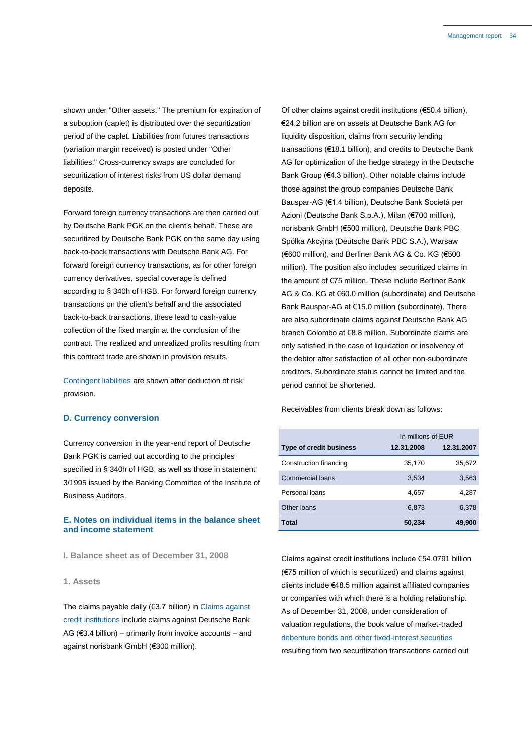shown under "Other assets." The premium for expiration of a suboption (caplet) is distributed over the securitization period of the caplet. Liabilities from futures transactions (variation margin received) is posted under "Other liabilities." Cross-currency swaps are concluded for securitization of interest risks from US dollar demand deposits.

Forward foreign currency transactions are then carried out by Deutsche Bank PGK on the client's behalf. These are securitized by Deutsche Bank PGK on the same day using back-to-back transactions with Deutsche Bank AG. For forward foreign currency transactions, as for other foreign currency derivatives, special coverage is defined according to § 340h of HGB. For forward foreign currency transactions on the client's behalf and the associated back-to-back transactions, these lead to cash-value collection of the fixed margin at the conclusion of the contract. The realized and unrealized profits resulting from this contract trade are shown in provision results.

Contingent liabilities are shown after deduction of risk provision.

## D. Currency conversion

Currency conversion in the year-end report of Deutsche Bank PGK is carried out according to the principles specified in § 340h of HGB, as well as those in statement 3/1995 issued by the Banking Committee of the Institute of Business Auditors.

## E. Notes on individual items in the balance sheet and income statement

### I. Balance sheet as of December 31, 2008

### 1. Assets

The claims payable daily (€3.7 billion) in Claims against credit institutions include claims against Deutsche Bank AG (€3.4 billion) – primarily from invoice accounts – and against norisbank GmbH (€300 million).

Of other claims against credit institutions (€50.4 billion), €24.2 billion are on assets at Deutsche Bank AG for liquidity disposition, claims from security lending transactions (€18.1 billion), and credits to Deutsche Bank AG for optimization of the hedge strategy in the Deutsche Bank Group (€4.3 billion). Other notable claims include those against the group companies Deutsche Bank Bauspar-AG (€1.4 billion), Deutsche Bank Societá per Azioni (Deutsche Bank S.p.A.), Milan (€700 million), norisbank GmbH (€500 million), Deutsche Bank PBC Spólka Akcyjna (Deutsche Bank PBC S.A.), Warsaw (€600 million), and Berliner Bank AG & Co. KG (€500 million). The position also includes securitized claims in the amount of €75 million. These include Berliner Bank AG & Co. KG at €60.0 million (subordinate) and Deutsche Bank Bauspar-AG at €15.0 million (subordinate). There are also subordinate claims against Deutsche Bank AG branch Colombo at €8.8 million. Subordinate claims are only satisfied in the case of liquidation or insolvency of the debtor after satisfaction of all other non-subordinate creditors. Subordinate status cannot be limited and the period cannot be shortened.

Receivables from clients break down as follows:

| | In millions of EUR | |
|---|---|---|
| **Type of credit business** | **12.31.2008** | **12.31.2007** |
| Construction financing | 35,170 | 35,672 |
| Commercial loans | 3,534 | 3,563 |
| Personal loans | 4,657 | 4,287 |
| Other loans | 6,873 | 6,378 |
| **Total** | **50,234** | **49,900** |

Claims against credit institutions include €54.0791 billion (€75 million of which is securitized) and claims against clients include €48.5 million against affiliated companies or companies with which there is a holding relationship. As of December 31, 2008, under consideration of valuation regulations, the book value of market-traded debenture bonds and other fixed-interest securities resulting from two securitization transactions carried out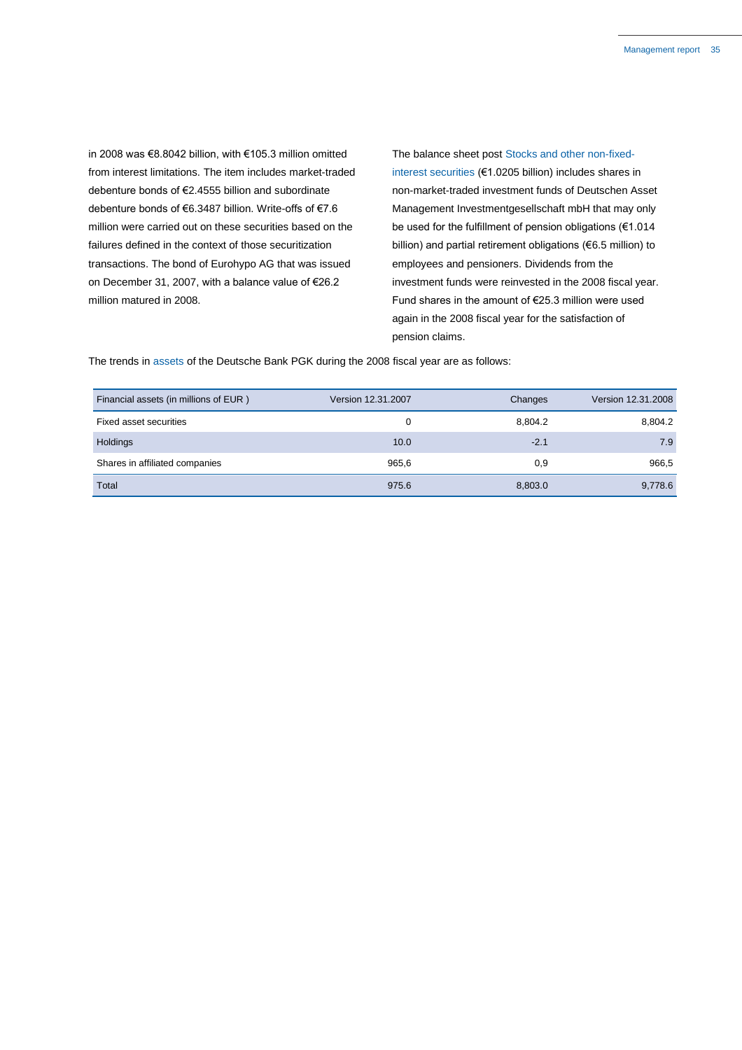in 2008 was €8.8042 billion, with €105.3 million omitted from interest limitations. The item includes market-traded debenture bonds of €2.4555 billion and subordinate debenture bonds of €6.3487 billion. Write-offs of €7.6 million were carried out on these securities based on the failures defined in the context of those securitization transactions. The bond of Eurohypo AG that was issued on December 31, 2007, with a balance value of €26.2 million matured in 2008.

The balance sheet post Stocks and other non-fixed-interest securities (€1.0205 billion) includes shares in non-market-traded investment funds of Deutschen Asset Management Investmentgesellschaft mbH that may only be used for the fulfillment of pension obligations (€1.014 billion) and partial retirement obligations (€6.5 million) to employees and pensioners. Dividends from the investment funds were reinvested in the 2008 fiscal year. Fund shares in the amount of €25.3 million were used again in the 2008 fiscal year for the satisfaction of pension claims.

The trends in assets of the Deutsche Bank PGK during the 2008 fiscal year are as follows:

| Financial assets (in millions of EUR ) | Version 12.31.2007 | Changes | Version 12.31.2008 |
|---|---|---|---|
| Fixed asset securities | 0 | 8,804.2 | 8,804.2 |
| Holdings | 10.0 | -2.1 | 7.9 |
| Shares in affiliated companies | 965,6 | 0,9 | 966,5 |
| Total | 975.6 | 8,803.0 | 9,778.6 |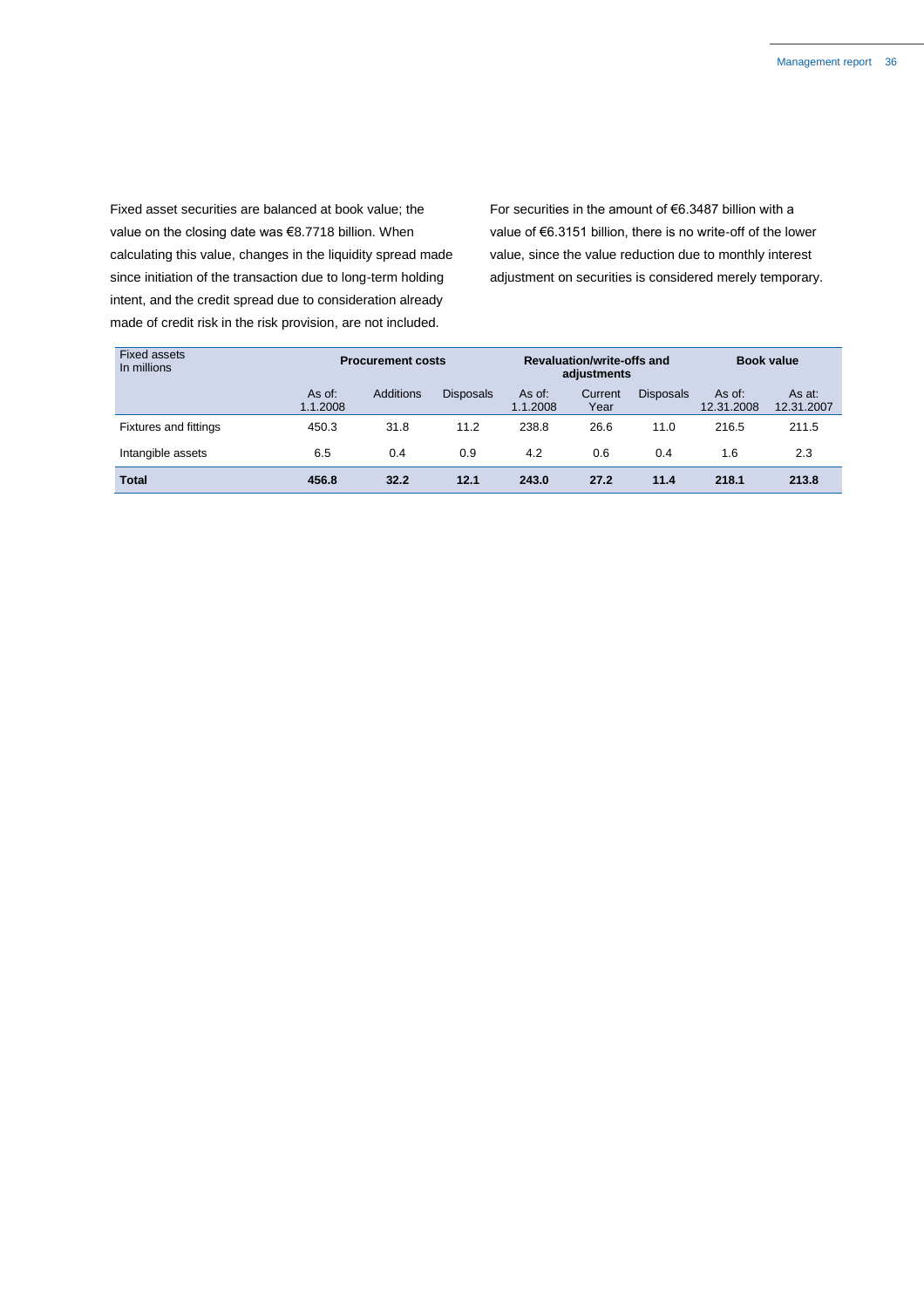Fixed asset securities are balanced at book value; the value on the closing date was €8.7718 billion. When calculating this value, changes in the liquidity spread made since initiation of the transaction due to long-term holding intent, and the credit spread due to consideration already made of credit risk in the risk provision, are not included.

For securities in the amount of €6.3487 billion with a value of €6.3151 billion, there is no write-off of the lower value, since the value reduction due to monthly interest adjustment on securities is considered merely temporary.

| Fixed assets In millions | Procurement costs | | | Revaluation/write-offs and adjustments | | | Book value | |
|---|---|---|---|---|---|---|---|---|
| | As of: 1.1.2008 | Additions | Disposals | As of: 1.1.2008 | Current Year | Disposals | As of: 12.31.2008 | As at: 12.31.2007 |
| Fixtures and fittings | 450.3 | 31.8 | 11.2 | 238.8 | 26.6 | 11.0 | 216.5 | 211.5 |
| Intangible assets | 6.5 | 0.4 | 0.9 | 4.2 | 0.6 | 0.4 | 1.6 | 2.3 |
| **Total** | **456.8** | **32.2** | **12.1** | **243.0** | **27.2** | **11.4** | **218.1** | **213.8** |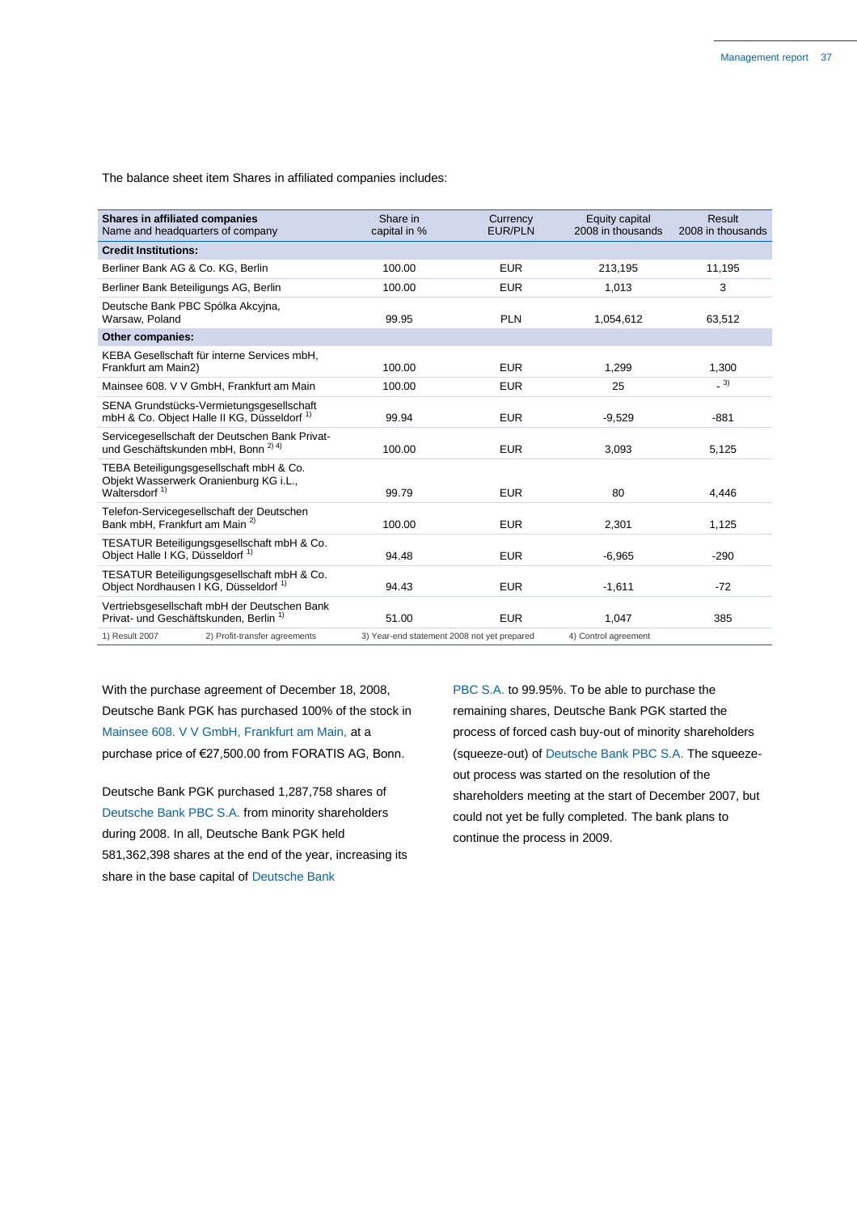The balance sheet item Shares in affiliated companies includes:

| **Shares in affiliated companies** Name and headquarters of company | Share in capital in % | Currency EUR/PLN | Equity capital 2008 in thousands | Result 2008 in thousands |
|---|---|---|---|---|
| **Credit Institutions:** | | | | |
| Berliner Bank AG & Co. KG, Berlin | 100.00 | EUR | 213,195 | 11,195 |
| Berliner Bank Beteiligungs AG, Berlin | 100.00 | EUR | 1,013 | 3 |
| Deutsche Bank PBC Spólka Akcyjna, Warsaw, Poland | 99.95 | PLN | 1,054,612 | 63,512 |
| **Other companies:** | | | | |
| KEBA Gesellschaft für interne Services mbH, Frankfurt am Main2) | 100.00 | EUR | 1,299 | 1,300 |
| Mainsee 608. V V GmbH, Frankfurt am Main | 100.00 | EUR | 25 | - [3] |
| SENA Grundstücks-Vermietungsgesellschaft mbH & Co. Object Halle II KG, Düsseldorf [1] | 99.94 | EUR | -9,529 | -881 |
| Servicegesellschaft der Deutschen Bank Privat- und Geschäftskunden mbH, Bonn [2) 4)] | 100.00 | EUR | 3,093 | 5,125 |
| TEBA Beteiligungsgesellschaft mbH & Co. Objekt Wasserwerk Oranienburg KG i.L., Waltersdorf [1] | 99.79 | EUR | 80 | 4,446 |
| Telefon-Servicegesellschaft der Deutschen Bank mbH, Frankfurt am Main [2] | 100.00 | EUR | 2,301 | 1,125 |
| TESATUR Beteiligungsgesellschaft mbH & Co. Object Halle I KG, Düsseldorf [1] | 94.48 | EUR | -6,965 | -290 |
| TESATUR Beteiligungsgesellschaft mbH & Co. Object Nordhausen I KG, Düsseldorf [1] | 94.43 | EUR | -1,611 | -72 |
| Vertriebsgesellschaft mbH der Deutschen Bank Privat- und Geschäftskunden, Berlin [1] | 51.00 | EUR | 1,047 | 385 |

1) Result 2007 2) Profit-transfer agreements 3) Year-end statement 2008 not yet prepared 4) Control agreement

With the purchase agreement of December 18, 2008, Deutsche Bank PGK has purchased 100% of the stock in Mainsee 608. V V GmbH, Frankfurt am Main, at a purchase price of €27,500.00 from FORATIS AG, Bonn.

Deutsche Bank PGK purchased 1,287,758 shares of Deutsche Bank PBC S.A. from minority shareholders during 2008. In all, Deutsche Bank PGK held 581,362,398 shares at the end of the year, increasing its share in the base capital of Deutsche Bank PBC S.A. to 99.95%. To be able to purchase the remaining shares, Deutsche Bank PGK started the process of forced cash buy-out of minority shareholders (squeeze-out) of Deutsche Bank PBC S.A. The squeeze-out process was started on the resolution of the shareholders meeting at the start of December 2007, but could not yet be fully completed. The bank plans to continue the process in 2009.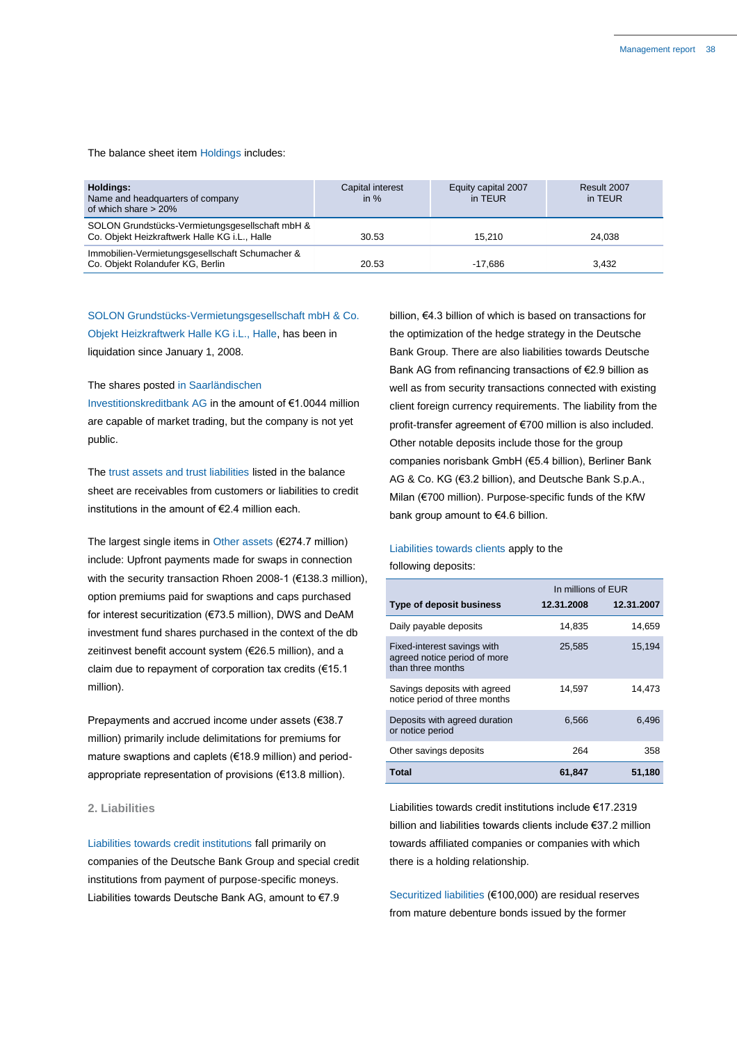The balance sheet item Holdings includes:

| Holdings:<br>Name and headquarters of company<br>of which share > 20% | Capital interest in % | Equity capital 2007 in TEUR | Result 2007 in TEUR |
|---|---|---|---|
| SOLON Grundstücks-Vermietungsgesellschaft mbH & Co. Objekt Heizkraftwerk Halle KG i.L., Halle | 30.53 | 15,210 | 24,038 |
| Immobilien-Vermietungsgesellschaft Schumacher & Co. Objekt Rolandufer KG, Berlin | 20.53 | -17,686 | 3,432 |

SOLON Grundstücks-Vermietungsgesellschaft mbH & Co. Objekt Heizkraftwerk Halle KG i.L., Halle, has been in liquidation since January 1, 2008.

The shares posted in Saarländischen Investitionskreditbank AG in the amount of €1.0044 million are capable of market trading, but the company is not yet public.

The trust assets and trust liabilities listed in the balance sheet are receivables from customers or liabilities to credit institutions in the amount of €2.4 million each.

The largest single items in Other assets (€274.7 million) include: Upfront payments made for swaps in connection with the security transaction Rhoen 2008-1 (€138.3 million), option premiums paid for swaptions and caps purchased for interest securitization (€73.5 million), DWS and DeAM investment fund shares purchased in the context of the db zeitinvest benefit account system (€26.5 million), and a claim due to repayment of corporation tax credits (€15.1 million).

Prepayments and accrued income under assets (€38.7 million) primarily include delimitations for premiums for mature swaptions and caplets (€18.9 million) and period-appropriate representation of provisions (€13.8 million).

## 2. Liabilities

Liabilities towards credit institutions fall primarily on companies of the Deutsche Bank Group and special credit institutions from payment of purpose-specific moneys. Liabilities towards Deutsche Bank AG, amount to €7.9 billion, €4.3 billion of which is based on transactions for the optimization of the hedge strategy in the Deutsche Bank Group. There are also liabilities towards Deutsche Bank AG from refinancing transactions of €2.9 billion as well as from security transactions connected with existing client foreign currency requirements. The liability from the profit-transfer agreement of €700 million is also included. Other notable deposits include those for the group companies norisbank GmbH (€5.4 billion), Berliner Bank AG & Co. KG (€3.2 billion), and Deutsche Bank S.p.A., Milan (€700 million). Purpose-specific funds of the KfW bank group amount to €4.6 billion.

Liabilities towards clients apply to the following deposits:

| | In millions of EUR | |
|---|---|---|
| **Type of deposit business** | **12.31.2008** | **12.31.2007** |
| Daily payable deposits | 14,835 | 14,659 |
| Fixed-interest savings with agreed notice period of more than three months | 25,585 | 15,194 |
| Savings deposits with agreed notice period of three months | 14,597 | 14,473 |
| Deposits with agreed duration or notice period | 6,566 | 6,496 |
| Other savings deposits | 264 | 358 |
| **Total** | **61,847** | **51,180** |

Liabilities towards credit institutions include €17.2319 billion and liabilities towards clients include €37.2 million towards affiliated companies or companies with which there is a holding relationship.

Securitized liabilities (€100,000) are residual reserves from mature debenture bonds issued by the former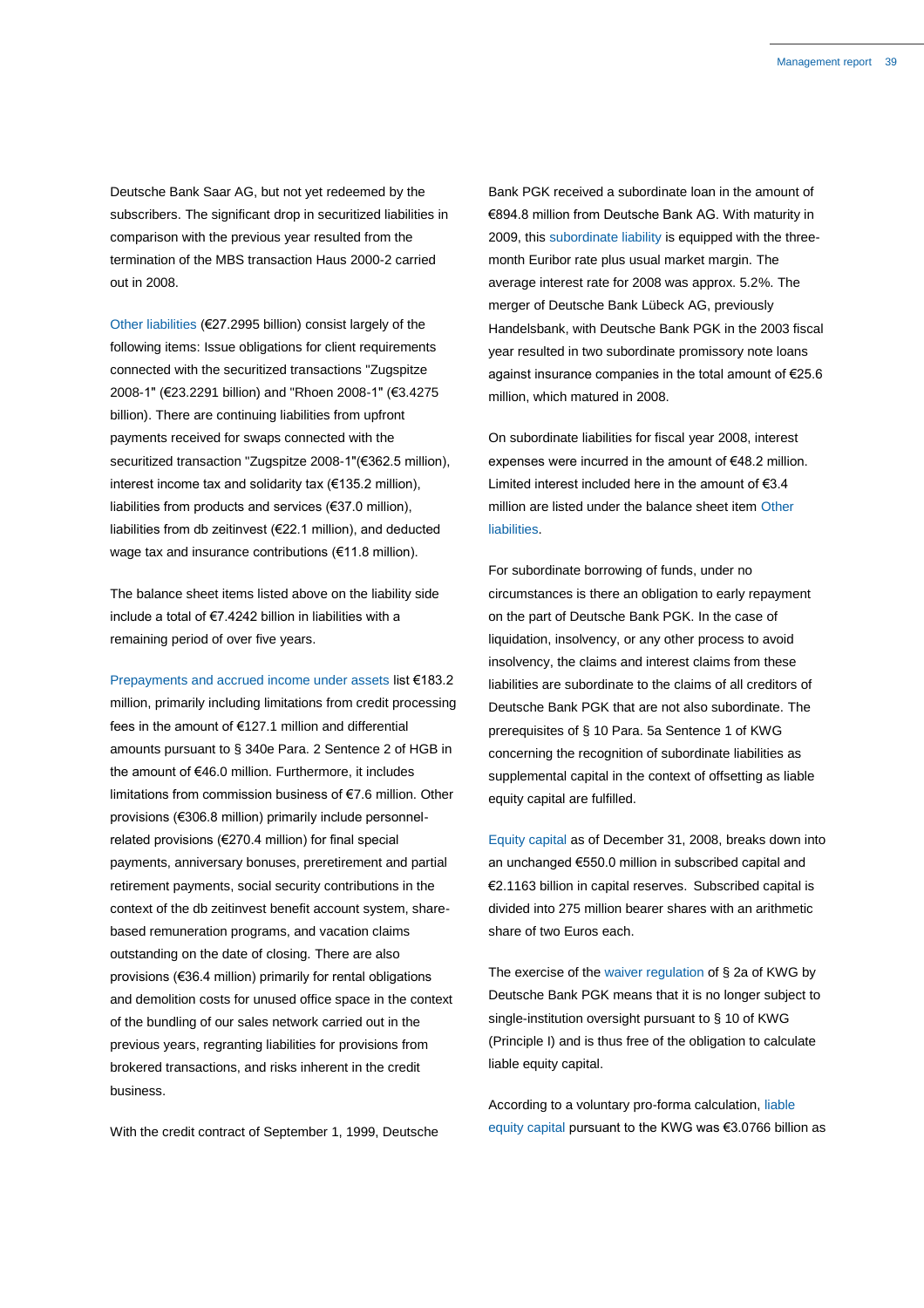Deutsche Bank Saar AG, but not yet redeemed by the subscribers. The significant drop in securitized liabilities in comparison with the previous year resulted from the termination of the MBS transaction Haus 2000-2 carried out in 2008.

Other liabilities (€27.2995 billion) consist largely of the following items: Issue obligations for client requirements connected with the securitized transactions "Zugspitze 2008-1" (€23.2291 billion) and "Rhoen 2008-1" (€3.4275 billion). There are continuing liabilities from upfront payments received for swaps connected with the securitized transaction "Zugspitze 2008-1"(€362.5 million), interest income tax and solidarity tax (€135.2 million), liabilities from products and services (€37.0 million), liabilities from db zeitinvest (€22.1 million), and deducted wage tax and insurance contributions (€11.8 million).

The balance sheet items listed above on the liability side include a total of €7.4242 billion in liabilities with a remaining period of over five years.

Prepayments and accrued income under assets list €183.2 million, primarily including limitations from credit processing fees in the amount of €127.1 million and differential amounts pursuant to § 340e Para. 2 Sentence 2 of HGB in the amount of €46.0 million. Furthermore, it includes limitations from commission business of €7.6 million. Other provisions (€306.8 million) primarily include personnel-related provisions (€270.4 million) for final special payments, anniversary bonuses, preretirement and partial retirement payments, social security contributions in the context of the db zeitinvest benefit account system, share-based remuneration programs, and vacation claims outstanding on the date of closing. There are also provisions (€36.4 million) primarily for rental obligations and demolition costs for unused office space in the context of the bundling of our sales network carried out in the previous years, regranting liabilities for provisions from brokered transactions, and risks inherent in the credit business.

With the credit contract of September 1, 1999, Deutsche Bank PGK received a subordinate loan in the amount of €894.8 million from Deutsche Bank AG. With maturity in 2009, this subordinate liability is equipped with the three-month Euribor rate plus usual market margin. The average interest rate for 2008 was approx. 5.2%. The merger of Deutsche Bank Lübeck AG, previously Handelsbank, with Deutsche Bank PGK in the 2003 fiscal year resulted in two subordinate promissory note loans against insurance companies in the total amount of €25.6 million, which matured in 2008.

On subordinate liabilities for fiscal year 2008, interest expenses were incurred in the amount of €48.2 million. Limited interest included here in the amount of €3.4 million are listed under the balance sheet item Other liabilities.

For subordinate borrowing of funds, under no circumstances is there an obligation to early repayment on the part of Deutsche Bank PGK. In the case of liquidation, insolvency, or any other process to avoid insolvency, the claims and interest claims from these liabilities are subordinate to the claims of all creditors of Deutsche Bank PGK that are not also subordinate. The prerequisites of § 10 Para. 5a Sentence 1 of KWG concerning the recognition of subordinate liabilities as supplemental capital in the context of offsetting as liable equity capital are fulfilled.

Equity capital as of December 31, 2008, breaks down into an unchanged €550.0 million in subscribed capital and €2.1163 billion in capital reserves. Subscribed capital is divided into 275 million bearer shares with an arithmetic share of two Euros each.

The exercise of the waiver regulation of § 2a of KWG by Deutsche Bank PGK means that it is no longer subject to single-institution oversight pursuant to § 10 of KWG (Principle I) and is thus free of the obligation to calculate liable equity capital.

According to a voluntary pro-forma calculation, liable equity capital pursuant to the KWG was €3.0766 billion as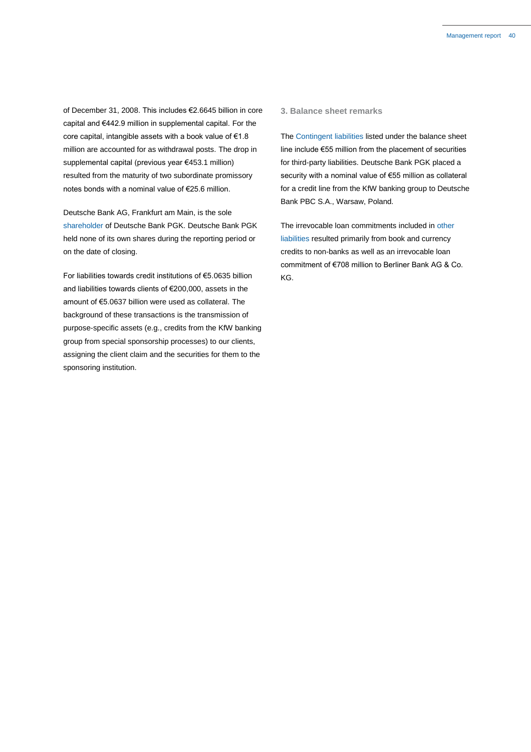of December 31, 2008. This includes €2.6645 billion in core capital and €442.9 million in supplemental capital. For the core capital, intangible assets with a book value of €1.8 million are accounted for as withdrawal posts. The drop in supplemental capital (previous year €453.1 million) resulted from the maturity of two subordinate promissory notes bonds with a nominal value of €25.6 million.

Deutsche Bank AG, Frankfurt am Main, is the sole shareholder of Deutsche Bank PGK. Deutsche Bank PGK held none of its own shares during the reporting period or on the date of closing.

For liabilities towards credit institutions of €5.0635 billion and liabilities towards clients of €200,000, assets in the amount of €5.0637 billion were used as collateral. The background of these transactions is the transmission of purpose-specific assets (e.g., credits from the KfW banking group from special sponsorship processes) to our clients, assigning the client claim and the securities for them to the sponsoring institution.

### 3. Balance sheet remarks

The Contingent liabilities listed under the balance sheet line include €55 million from the placement of securities for third-party liabilities. Deutsche Bank PGK placed a security with a nominal value of €55 million as collateral for a credit line from the KfW banking group to Deutsche Bank PBC S.A., Warsaw, Poland.

The irrevocable loan commitments included in other liabilities resulted primarily from book and currency credits to non-banks as well as an irrevocable loan commitment of €708 million to Berliner Bank AG & Co. KG.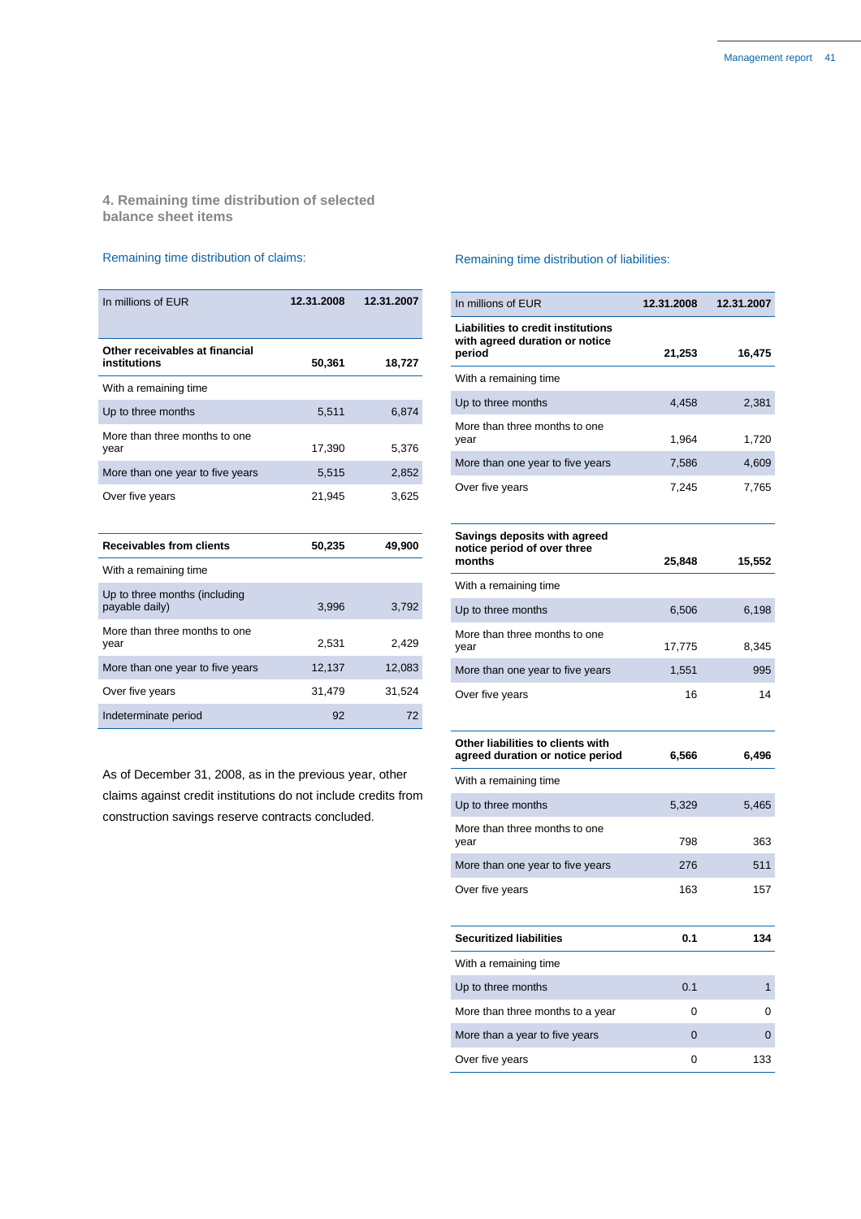## 4. Remaining time distribution of selected balance sheet items

Remaining time distribution of claims:

| In millions of EUR | 12.31.2008 | 12.31.2007 |
|---|---|---|
| **Other receivables at financial institutions** | **50,361** | **18,727** |
| With a remaining time | | |
| Up to three months | 5,511 | 6,874 |
| More than three months to one year | 17,390 | 5,376 |
| More than one year to five years | 5,515 | 2,852 |
| Over five years | 21,945 | 3,625 |

| | | |
|---|---|---|
| **Receivables from clients** | **50,235** | **49,900** |
| With a remaining time | | |
| Up to three months (including payable daily) | 3,996 | 3,792 |
| More than three months to one year | 2,531 | 2,429 |
| More than one year to five years | 12,137 | 12,083 |
| Over five years | 31,479 | 31,524 |
| Indeterminate period | 92 | 72 |

As of December 31, 2008, as in the previous year, other claims against credit institutions do not include credits from construction savings reserve contracts concluded.

Remaining time distribution of liabilities:

| In millions of EUR | 12.31.2008 | 12.31.2007 |
|---|---|---|
| **Liabilities to credit institutions with agreed duration or notice period** | **21,253** | **16,475** |
| With a remaining time | | |
| Up to three months | 4,458 | 2,381 |
| More than three months to one year | 1,964 | 1,720 |
| More than one year to five years | 7,586 | 4,609 |
| Over five years | 7,245 | 7,765 |

| | | |
|---|---|---|
| **Savings deposits with agreed notice period of over three months** | **25,848** | **15,552** |
| With a remaining time | | |
| Up to three months | 6,506 | 6,198 |
| More than three months to one year | 17,775 | 8,345 |
| More than one year to five years | 1,551 | 995 |
| Over five years | 16 | 14 |

| | | |
|---|---|---|
| **Other liabilities to clients with agreed duration or notice period** | **6,566** | **6,496** |
| With a remaining time | | |
| Up to three months | 5,329 | 5,465 |
| More than three months to one year | 798 | 363 |
| More than one year to five years | 276 | 511 |
| Over five years | 163 | 157 |

| | | |
|---|---|---|
| **Securitized liabilities** | **0.1** | **134** |
| With a remaining time | | |
| Up to three months | 0.1 | 1 |
| More than three months to a year | 0 | 0 |
| More than a year to five years | 0 | 0 |
| Over five years | 0 | 133 |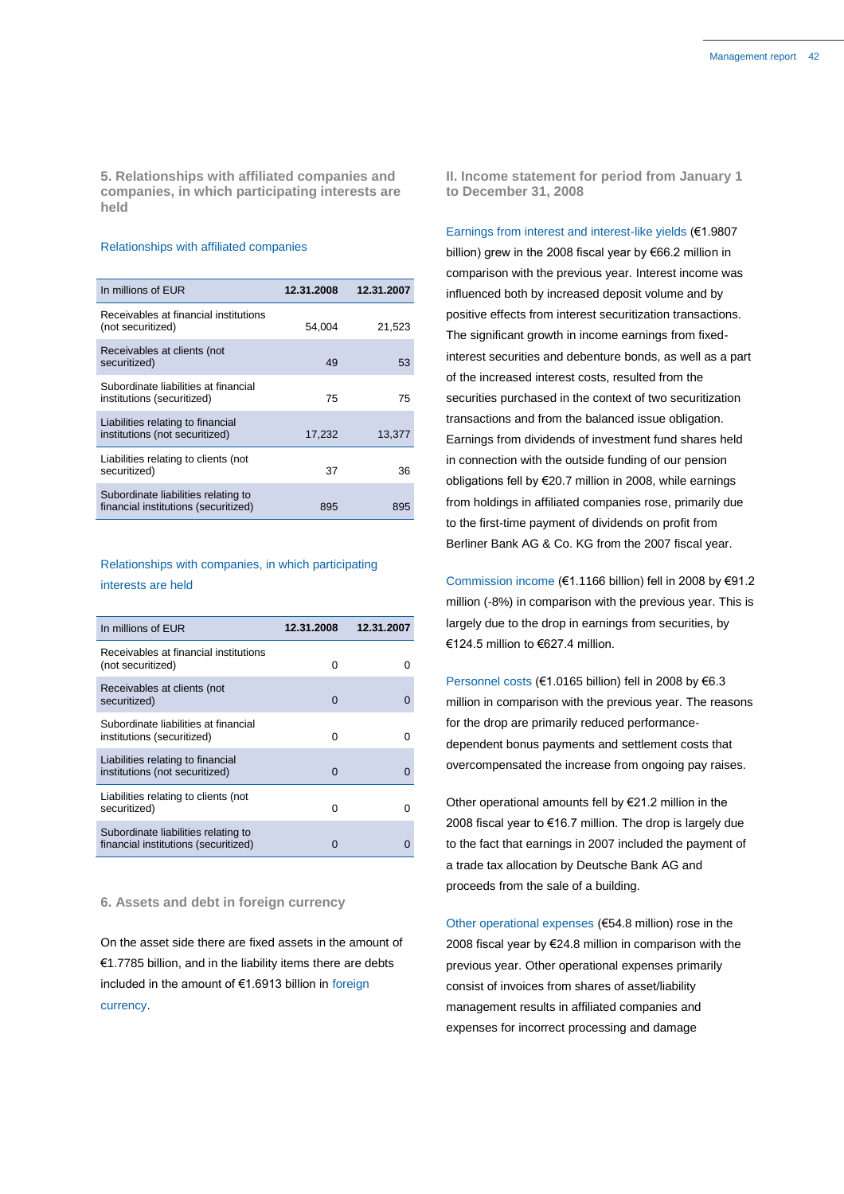## 5. Relationships with affiliated companies and companies, in which participating interests are held

### Relationships with affiliated companies

| In millions of EUR | 12.31.2008 | 12.31.2007 |
|---|---|---|
| Receivables at financial institutions (not securitized) | 54,004 | 21,523 |
| Receivables at clients (not securitized) | 49 | 53 |
| Subordinate liabilities at financial institutions (securitized) | 75 | 75 |
| Liabilities relating to financial institutions (not securitized) | 17,232 | 13,377 |
| Liabilities relating to clients (not securitized) | 37 | 36 |
| Subordinate liabilities relating to financial institutions (securitized) | 895 | 895 |

### Relationships with companies, in which participating interests are held

| In millions of EUR | 12.31.2008 | 12.31.2007 |
|---|---|---|
| Receivables at financial institutions (not securitized) | 0 | 0 |
| Receivables at clients (not securitized) | 0 | 0 |
| Subordinate liabilities at financial institutions (securitized) | 0 | 0 |
| Liabilities relating to financial institutions (not securitized) | 0 | 0 |
| Liabilities relating to clients (not securitized) | 0 | 0 |
| Subordinate liabilities relating to financial institutions (securitized) | 0 | 0 |

## 6. Assets and debt in foreign currency

On the asset side there are fixed assets in the amount of €1.7785 billion, and in the liability items there are debts included in the amount of €1.6913 billion in foreign currency.

## II. Income statement for period from January 1 to December 31, 2008

Earnings from interest and interest-like yields (€1.9807 billion) grew in the 2008 fiscal year by €66.2 million in comparison with the previous year. Interest income was influenced both by increased deposit volume and by positive effects from interest securitization transactions. The significant growth in income earnings from fixed-interest securities and debenture bonds, as well as a part of the increased interest costs, resulted from the securities purchased in the context of two securitization transactions and from the balanced issue obligation. Earnings from dividends of investment fund shares held in connection with the outside funding of our pension obligations fell by €20.7 million in 2008, while earnings from holdings in affiliated companies rose, primarily due to the first-time payment of dividends on profit from Berliner Bank AG & Co. KG from the 2007 fiscal year.

Commission income (€1.1166 billion) fell in 2008 by €91.2 million (-8%) in comparison with the previous year. This is largely due to the drop in earnings from securities, by €124.5 million to €627.4 million.

Personnel costs (€1.0165 billion) fell in 2008 by €6.3 million in comparison with the previous year. The reasons for the drop are primarily reduced performance-dependent bonus payments and settlement costs that overcompensated the increase from ongoing pay raises.

Other operational amounts fell by €21.2 million in the 2008 fiscal year to €16.7 million. The drop is largely due to the fact that earnings in 2007 included the payment of a trade tax allocation by Deutsche Bank AG and proceeds from the sale of a building.

Other operational expenses (€54.8 million) rose in the 2008 fiscal year by €24.8 million in comparison with the previous year. Other operational expenses primarily consist of invoices from shares of asset/liability management results in affiliated companies and expenses for incorrect processing and damage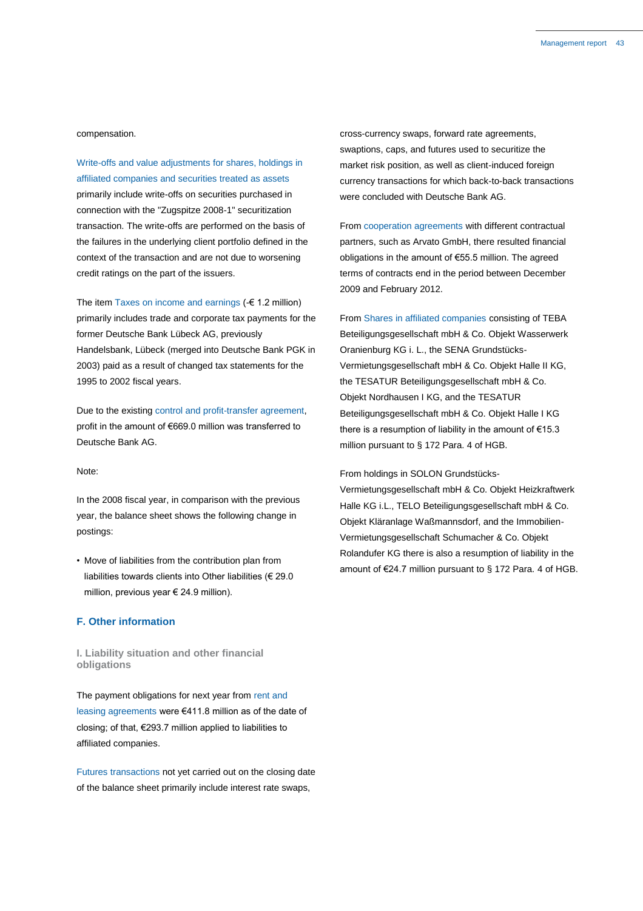compensation.

Write-offs and value adjustments for shares, holdings in affiliated companies and securities treated as assets primarily include write-offs on securities purchased in connection with the "Zugspitze 2008-1" securitization transaction. The write-offs are performed on the basis of the failures in the underlying client portfolio defined in the context of the transaction and are not due to worsening credit ratings on the part of the issuers.

The item Taxes on income and earnings (-€ 1.2 million) primarily includes trade and corporate tax payments for the former Deutsche Bank Lübeck AG, previously Handelsbank, Lübeck (merged into Deutsche Bank PGK in 2003) paid as a result of changed tax statements for the 1995 to 2002 fiscal years.

Due to the existing control and profit-transfer agreement, profit in the amount of €669.0 million was transferred to Deutsche Bank AG.

Note:

In the 2008 fiscal year, in comparison with the previous year, the balance sheet shows the following change in postings:

- Move of liabilities from the contribution plan from liabilities towards clients into Other liabilities (€ 29.0 million, previous year € 24.9 million).

## F. Other information

### I. Liability situation and other financial obligations

The payment obligations for next year from rent and leasing agreements were €411.8 million as of the date of closing; of that, €293.7 million applied to liabilities to affiliated companies.

Futures transactions not yet carried out on the closing date of the balance sheet primarily include interest rate swaps, cross-currency swaps, forward rate agreements, swaptions, caps, and futures used to securitize the market risk position, as well as client-induced foreign currency transactions for which back-to-back transactions were concluded with Deutsche Bank AG.

From cooperation agreements with different contractual partners, such as Arvato GmbH, there resulted financial obligations in the amount of €55.5 million. The agreed terms of contracts end in the period between December 2009 and February 2012.

From Shares in affiliated companies consisting of TEBA Beteiligungsgesellschaft mbH & Co. Objekt Wasserwerk Oranienburg KG i. L., the SENA Grundstücks-Vermietungsgesellschaft mbH & Co. Objekt Halle II KG, the TESATUR Beteiligungsgesellschaft mbH & Co. Objekt Nordhausen I KG, and the TESATUR Beteiligungsgesellschaft mbH & Co. Objekt Halle I KG there is a resumption of liability in the amount of €15.3 million pursuant to § 172 Para. 4 of HGB.

From holdings in SOLON Grundstücks-Vermietungsgesellschaft mbH & Co. Objekt Heizkraftwerk Halle KG i.L., TELO Beteiligungsgesellschaft mbH & Co. Objekt Kläranlage Waßmannsdorf, and the Immobilien-Vermietungsgesellschaft Schumacher & Co. Objekt Rolandufer KG there is also a resumption of liability in the amount of €24.7 million pursuant to § 172 Para. 4 of HGB.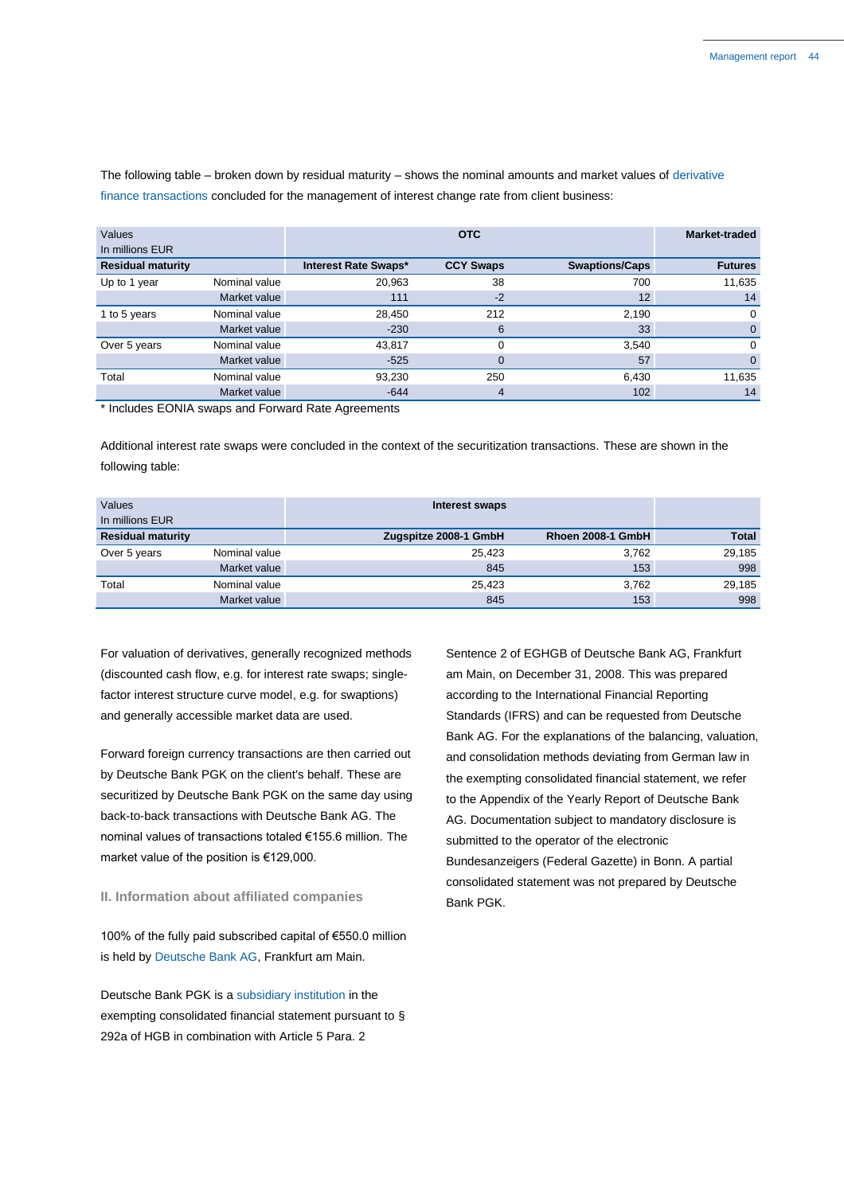The following table – broken down by residual maturity – shows the nominal amounts and market values of derivative finance transactions concluded for the management of interest change rate from client business:

| Values<br>In millions EUR | | OTC | | | Market-traded |
|---|---|---|---|---|---|
| **Residual maturity** | | **Interest Rate Swaps*** | **CCY Swaps** | **Swaptions/Caps** | **Futures** |
| Up to 1 year | Nominal value | 20,963 | 38 | 700 | 11,635 |
| | Market value | 111 | -2 | 12 | 14 |
| 1 to 5 years | Nominal value | 28,450 | 212 | 2,190 | 0 |
| | Market value | -230 | 6 | 33 | 0 |
| Over 5 years | Nominal value | 43,817 | 0 | 3,540 | 0 |
| | Market value | -525 | 0 | 57 | 0 |
| Total | Nominal value | 93,230 | 250 | 6,430 | 11,635 |
| | Market value | -644 | 4 | 102 | 14 |

* Includes EONIA swaps and Forward Rate Agreements

Additional interest rate swaps were concluded in the context of the securitization transactions. These are shown in the following table:

| Values<br>In millions EUR | | Interest swaps | | |
|---|---|---|---|---|
| **Residual maturity** | | **Zugspitze 2008-1 GmbH** | **Rhoen 2008-1 GmbH** | **Total** |
| Over 5 years | Nominal value | 25,423 | 3,762 | 29,185 |
| | Market value | 845 | 153 | 998 |
| Total | Nominal value | 25,423 | 3,762 | 29,185 |
| | Market value | 845 | 153 | 998 |

For valuation of derivatives, generally recognized methods (discounted cash flow, e.g. for interest rate swaps; single-factor interest structure curve model, e.g. for swaptions) and generally accessible market data are used.

Forward foreign currency transactions are then carried out by Deutsche Bank PGK on the client's behalf. These are securitized by Deutsche Bank PGK on the same day using back-to-back transactions with Deutsche Bank AG. The nominal values of transactions totaled €155.6 million. The market value of the position is €129,000.

## II. Information about affiliated companies

100% of the fully paid subscribed capital of €550.0 million is held by Deutsche Bank AG, Frankfurt am Main.

Deutsche Bank PGK is a subsidiary institution in the exempting consolidated financial statement pursuant to § 292a of HGB in combination with Article 5 Para. 2 Sentence 2 of EGHGB of Deutsche Bank AG, Frankfurt am Main, on December 31, 2008. This was prepared according to the International Financial Reporting Standards (IFRS) and can be requested from Deutsche Bank AG. For the explanations of the balancing, valuation, and consolidation methods deviating from German law in the exempting consolidated financial statement, we refer to the Appendix of the Yearly Report of Deutsche Bank AG. Documentation subject to mandatory disclosure is submitted to the operator of the electronic Bundesanzeigers (Federal Gazette) in Bonn. A partial consolidated statement was not prepared by Deutsche Bank PGK.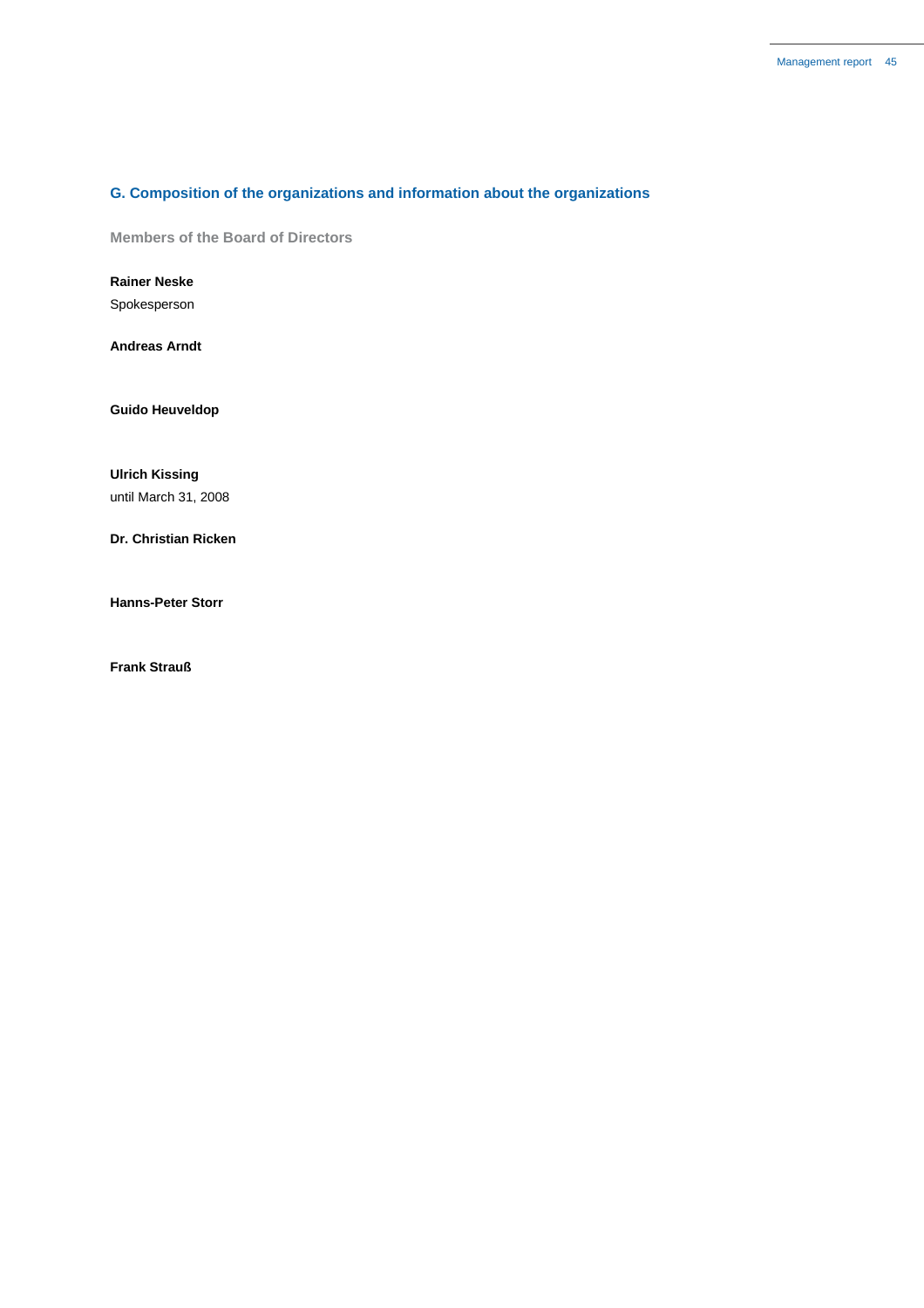## G. Composition of the organizations and information about the organizations

### Members of the Board of Directors

**Rainer Neske**
Spokesperson

**Andreas Arndt**

**Guido Heuveldop**

**Ulrich Kissing**
until March 31, 2008

**Dr. Christian Ricken**

**Hanns-Peter Storr**

**Frank Strauß**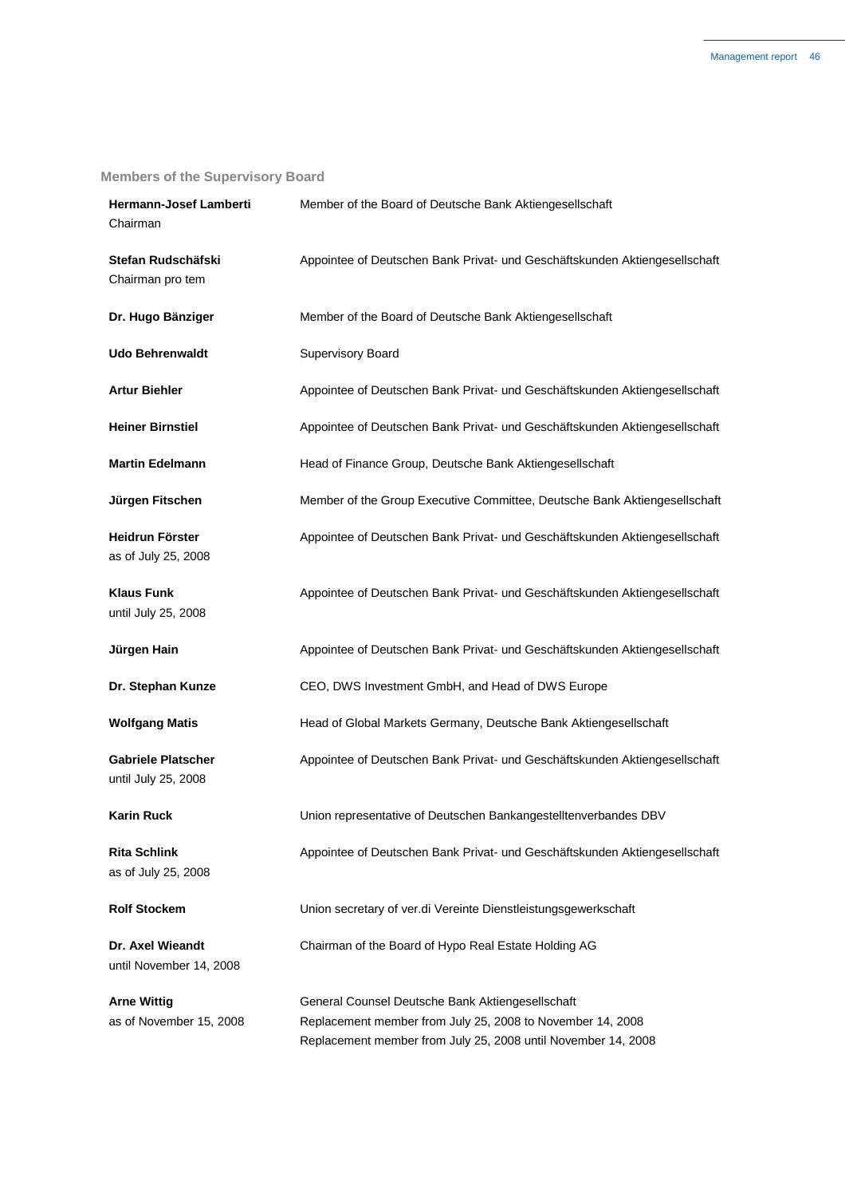## Members of the Supervisory Board

| | |
|---|---|
| **Hermann-Josef Lamberti**<br>Chairman | Member of the Board of Deutsche Bank Aktiengesellschaft |
| **Stefan Rudschäfski**<br>Chairman pro tem | Appointee of Deutschen Bank Privat- und Geschäftskunden Aktiengesellschaft |
| **Dr. Hugo Bänziger** | Member of the Board of Deutsche Bank Aktiengesellschaft |
| **Udo Behrenwaldt** | Supervisory Board |
| **Artur Biehler** | Appointee of Deutschen Bank Privat- und Geschäftskunden Aktiengesellschaft |
| **Heiner Birnstiel** | Appointee of Deutschen Bank Privat- und Geschäftskunden Aktiengesellschaft |
| **Martin Edelmann** | Head of Finance Group, Deutsche Bank Aktiengesellschaft |
| **Jürgen Fitschen** | Member of the Group Executive Committee, Deutsche Bank Aktiengesellschaft |
| **Heidrun Förster**<br>as of July 25, 2008 | Appointee of Deutschen Bank Privat- und Geschäftskunden Aktiengesellschaft |
| **Klaus Funk**<br>until July 25, 2008 | Appointee of Deutschen Bank Privat- und Geschäftskunden Aktiengesellschaft |
| **Jürgen Hain** | Appointee of Deutschen Bank Privat- und Geschäftskunden Aktiengesellschaft |
| **Dr. Stephan Kunze** | CEO, DWS Investment GmbH, and Head of DWS Europe |
| **Wolfgang Matis** | Head of Global Markets Germany, Deutsche Bank Aktiengesellschaft |
| **Gabriele Platscher**<br>until July 25, 2008 | Appointee of Deutschen Bank Privat- und Geschäftskunden Aktiengesellschaft |
| **Karin Ruck** | Union representative of Deutschen Bankangestelltenverbandes DBV |
| **Rita Schlink**<br>as of July 25, 2008 | Appointee of Deutschen Bank Privat- und Geschäftskunden Aktiengesellschaft |
| **Rolf Stockem** | Union secretary of ver.di Vereinte Dienstleistungsgewerkschaft |
| **Dr. Axel Wieandt**<br>until November 14, 2008 | Chairman of the Board of Hypo Real Estate Holding AG |
| **Arne Wittig**<br>as of November 15, 2008 | General Counsel Deutsche Bank Aktiengesellschaft<br>Replacement member from July 25, 2008 to November 14, 2008<br>Replacement member from July 25, 2008 until November 14, 2008 |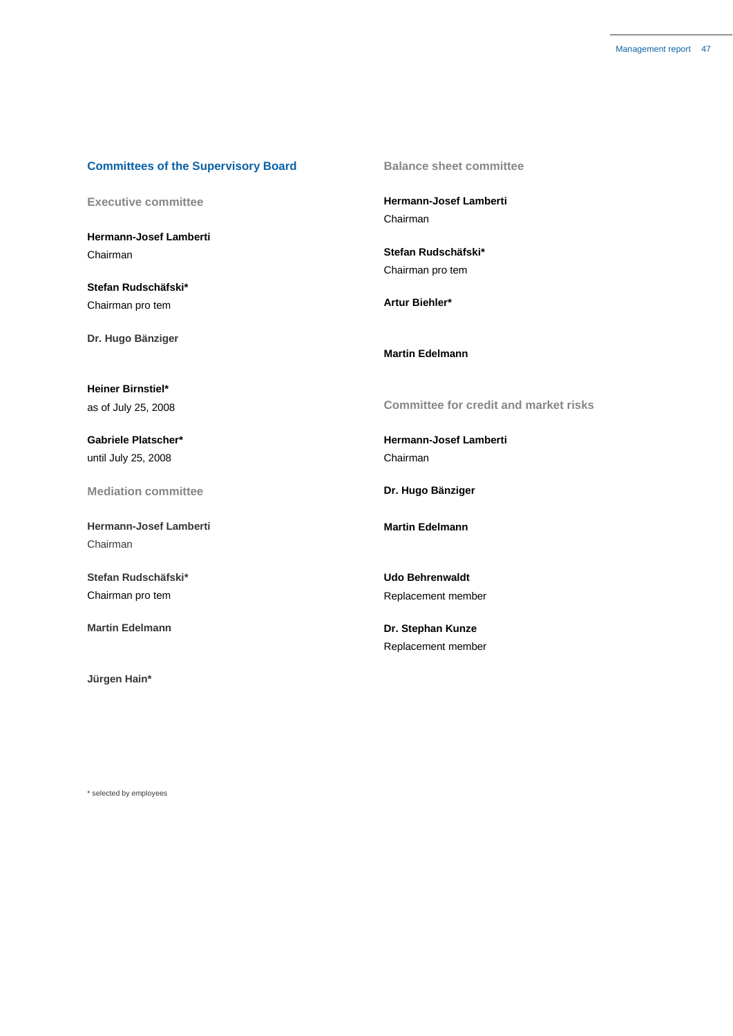## Committees of the Supervisory Board

### Executive committee

**Hermann-Josef Lamberti**
Chairman

**Stefan Rudschäfski***
Chairman pro tem

**Dr. Hugo Bänziger**

**Heiner Birnstiel***
as of July 25, 2008

**Gabriele Platscher***
until July 25, 2008

### Mediation committee

**Hermann-Josef Lamberti**
Chairman

**Stefan Rudschäfski***
Chairman pro tem

**Martin Edelmann**

**Jürgen Hain***

### Balance sheet committee

**Hermann-Josef Lamberti**
Chairman

**Stefan Rudschäfski***
Chairman pro tem

**Artur Biehler***

**Martin Edelmann**

### Committee for credit and market risks

**Hermann-Josef Lamberti**
Chairman

**Dr. Hugo Bänziger**

**Martin Edelmann**

**Udo Behrenwaldt**
Replacement member

**Dr. Stephan Kunze**
Replacement member

* selected by employees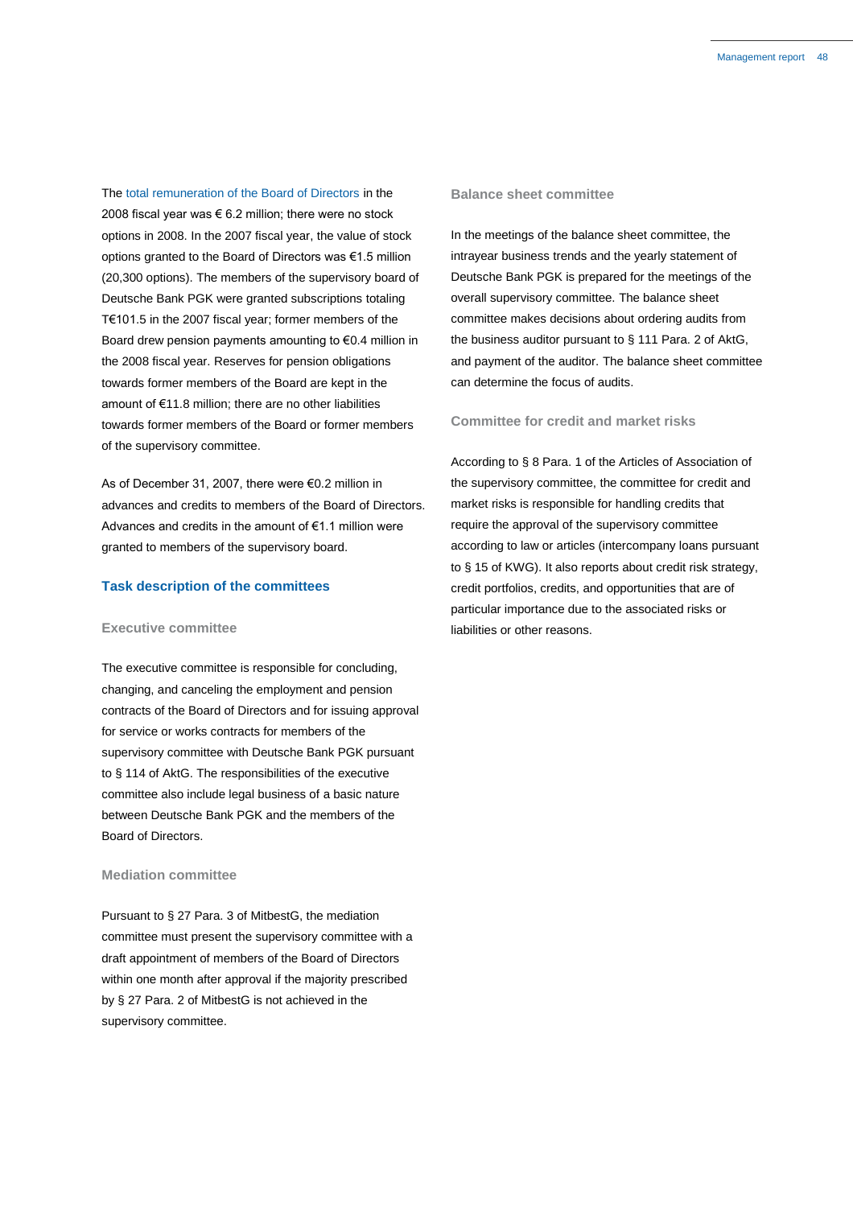The total remuneration of the Board of Directors in the 2008 fiscal year was € 6.2 million; there were no stock options in 2008. In the 2007 fiscal year, the value of stock options granted to the Board of Directors was €1.5 million (20,300 options). The members of the supervisory board of Deutsche Bank PGK were granted subscriptions totaling T€101.5 in the 2007 fiscal year; former members of the Board drew pension payments amounting to €0.4 million in the 2008 fiscal year. Reserves for pension obligations towards former members of the Board are kept in the amount of €11.8 million; there are no other liabilities towards former members of the Board or former members of the supervisory committee.

As of December 31, 2007, there were €0.2 million in advances and credits to members of the Board of Directors. Advances and credits in the amount of €1.1 million were granted to members of the supervisory board.

## Task description of the committees

### Executive committee

The executive committee is responsible for concluding, changing, and canceling the employment and pension contracts of the Board of Directors and for issuing approval for service or works contracts for members of the supervisory committee with Deutsche Bank PGK pursuant to § 114 of AktG. The responsibilities of the executive committee also include legal business of a basic nature between Deutsche Bank PGK and the members of the Board of Directors.

### Mediation committee

Pursuant to § 27 Para. 3 of MitbestG, the mediation committee must present the supervisory committee with a draft appointment of members of the Board of Directors within one month after approval if the majority prescribed by § 27 Para. 2 of MitbestG is not achieved in the supervisory committee.

### Balance sheet committee

In the meetings of the balance sheet committee, the intrayear business trends and the yearly statement of Deutsche Bank PGK is prepared for the meetings of the overall supervisory committee. The balance sheet committee makes decisions about ordering audits from the business auditor pursuant to § 111 Para. 2 of AktG, and payment of the auditor. The balance sheet committee can determine the focus of audits.

### Committee for credit and market risks

According to § 8 Para. 1 of the Articles of Association of the supervisory committee, the committee for credit and market risks is responsible for handling credits that require the approval of the supervisory committee according to law or articles (intercompany loans pursuant to § 15 of KWG). It also reports about credit risk strategy, credit portfolios, credits, and opportunities that are of particular importance due to the associated risks or liabilities or other reasons.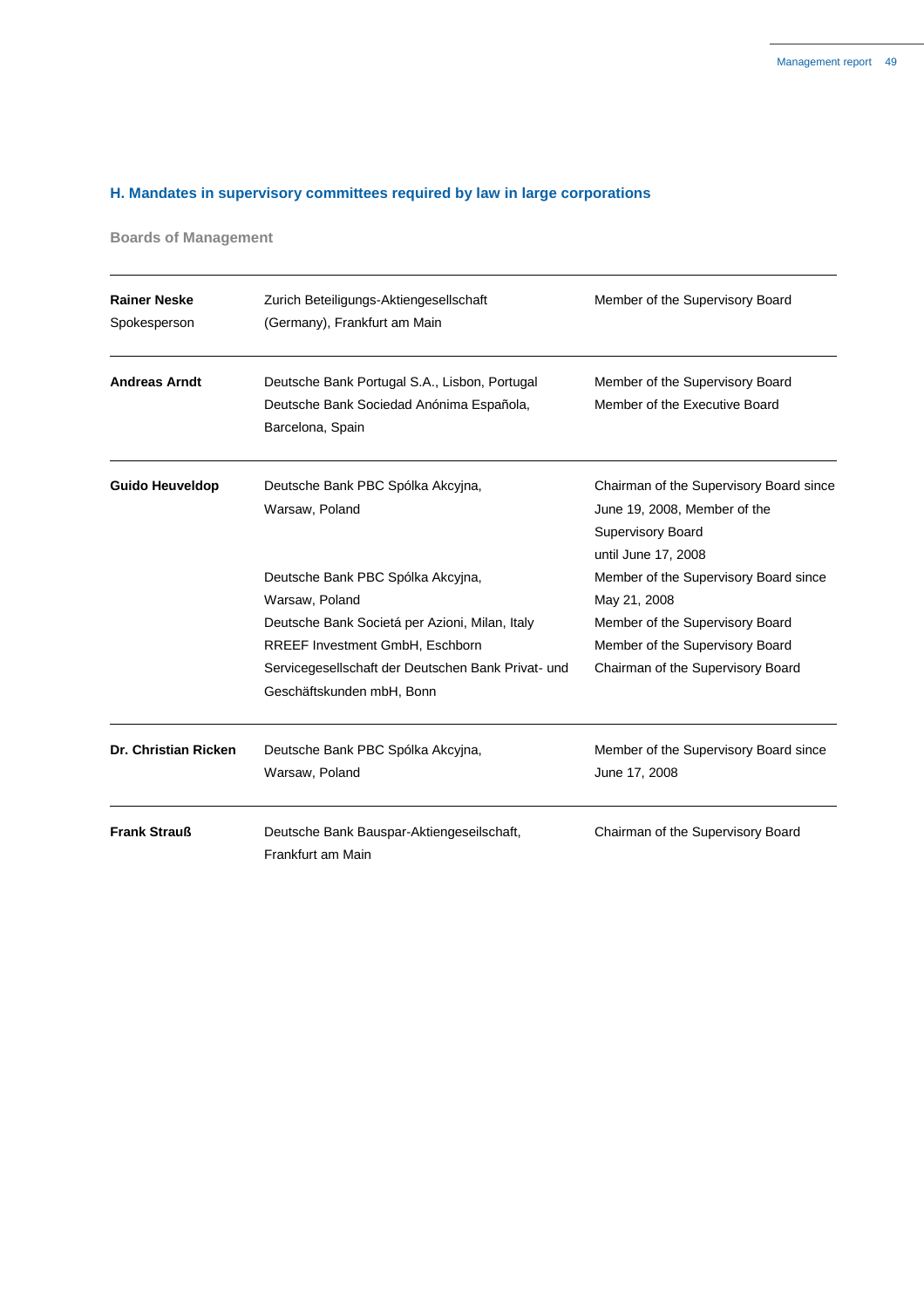## H. Mandates in supervisory committees required by law in large corporations

### Boards of Management

| | | |
|---|---|---|
| **Rainer Neske** Spokesperson | Zurich Beteiligungs-Aktiengesellschaft (Germany), Frankfurt am Main | Member of the Supervisory Board |
| **Andreas Arndt** | Deutsche Bank Portugal S.A., Lisbon, Portugal | Member of the Supervisory Board |
| | Deutsche Bank Sociedad Anónima Española, Barcelona, Spain | Member of the Executive Board |
| **Guido Heuveldop** | Deutsche Bank PBC Spólka Akcyjna, Warsaw, Poland | Chairman of the Supervisory Board since June 19, 2008, Member of the Supervisory Board until June 17, 2008 |
| | Deutsche Bank PBC Spólka Akcyjna, Warsaw, Poland | Member of the Supervisory Board since May 21, 2008 |
| | Deutsche Bank Societá per Azioni, Milan, Italy | Member of the Supervisory Board |
| | RREEF Investment GmbH, Eschborn | Member of the Supervisory Board |
| | Servicegesellschaft der Deutschen Bank Privat- und Geschäftskunden mbH, Bonn | Chairman of the Supervisory Board |
| **Dr. Christian Ricken** | Deutsche Bank PBC Spólka Akcyjna, Warsaw, Poland | Member of the Supervisory Board since June 17, 2008 |
| **Frank Strauß** | Deutsche Bank Bauspar-Aktiengeseilschaft, Frankfurt am Main | Chairman of the Supervisory Board |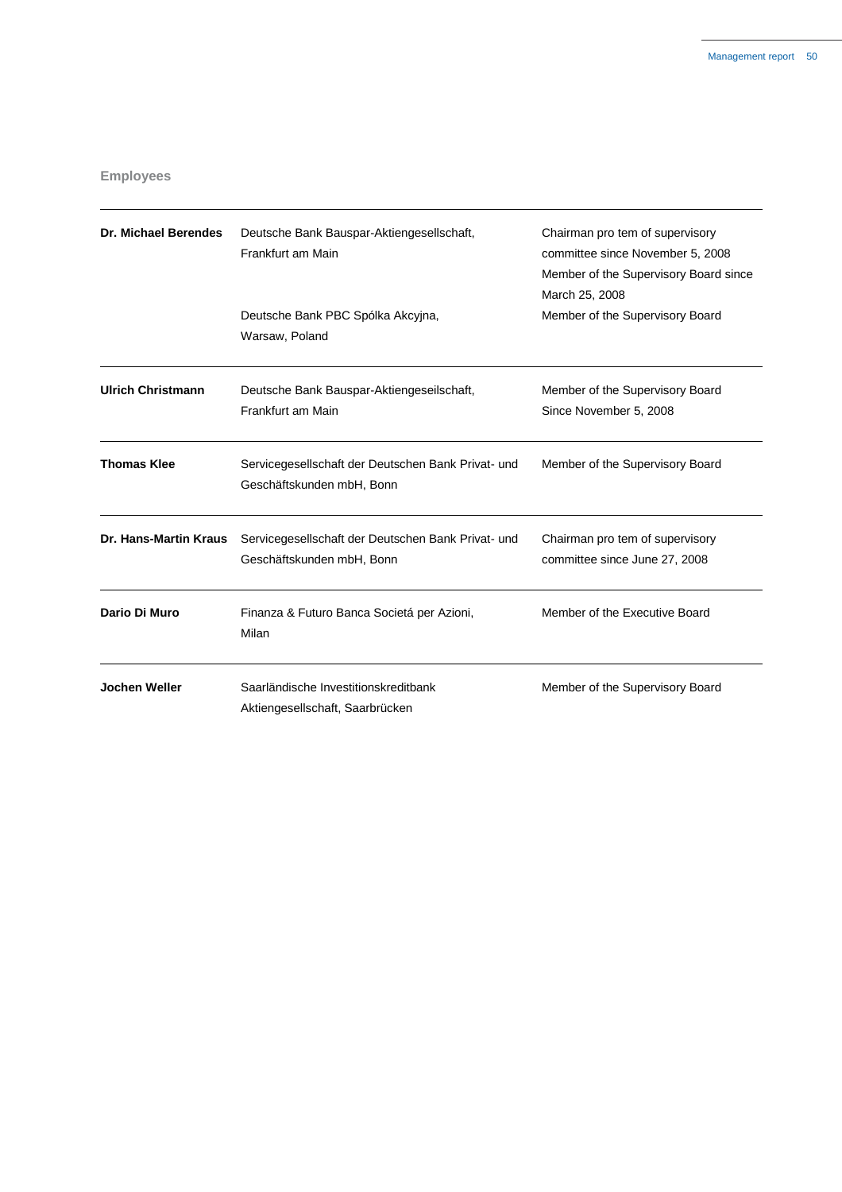## Employees

| | | |
|---|---|---|
| **Dr. Michael Berendes** | Deutsche Bank Bauspar-Aktiengesellschaft, Frankfurt am Main | Chairman pro tem of supervisory committee since November 5, 2008<br>Member of the Supervisory Board since March 25, 2008 |
| | Deutsche Bank PBC Spólka Akcyjna, Warsaw, Poland | Member of the Supervisory Board |
| **Ulrich Christmann** | Deutsche Bank Bauspar-Aktiengeseilschaft, Frankfurt am Main | Member of the Supervisory Board Since November 5, 2008 |
| **Thomas Klee** | Servicegesellschaft der Deutschen Bank Privat- und Geschäftskunden mbH, Bonn | Member of the Supervisory Board |
| **Dr. Hans-Martin Kraus** | Servicegesellschaft der Deutschen Bank Privat- und Geschäftskunden mbH, Bonn | Chairman pro tem of supervisory committee since June 27, 2008 |
| **Dario Di Muro** | Finanza & Futuro Banca Societá per Azioni, Milan | Member of the Executive Board |
| **Jochen Weller** | Saarländische Investitionskreditbank Aktiengesellschaft, Saarbrücken | Member of the Supervisory Board |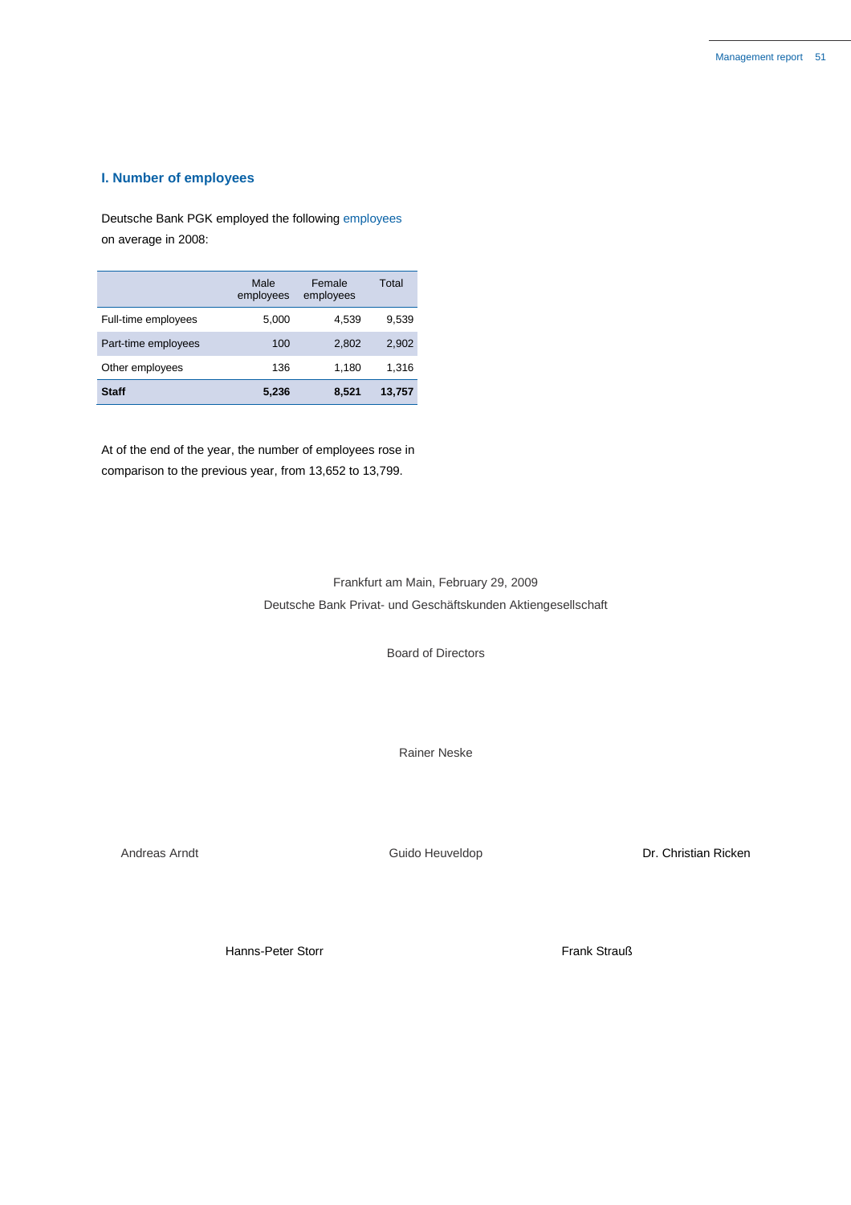## I. Number of employees

Deutsche Bank PGK employed the following employees on average in 2008:

| | Male employees | Female employees | Total |
|---|---|---|---|
| Full-time employees | 5,000 | 4,539 | 9,539 |
| Part-time employees | 100 | 2,802 | 2,902 |
| Other employees | 136 | 1,180 | 1,316 |
| **Staff** | **5,236** | **8,521** | **13,757** |

At of the end of the year, the number of employees rose in comparison to the previous year, from 13,652 to 13,799.

Frankfurt am Main, February 29, 2009

Deutsche Bank Privat- und Geschäftskunden Aktiengesellschaft

Board of Directors

Rainer Neske

Andreas Arndt

Guido Heuveldop

Dr. Christian Ricken

Hanns-Peter Storr

Frank Strauß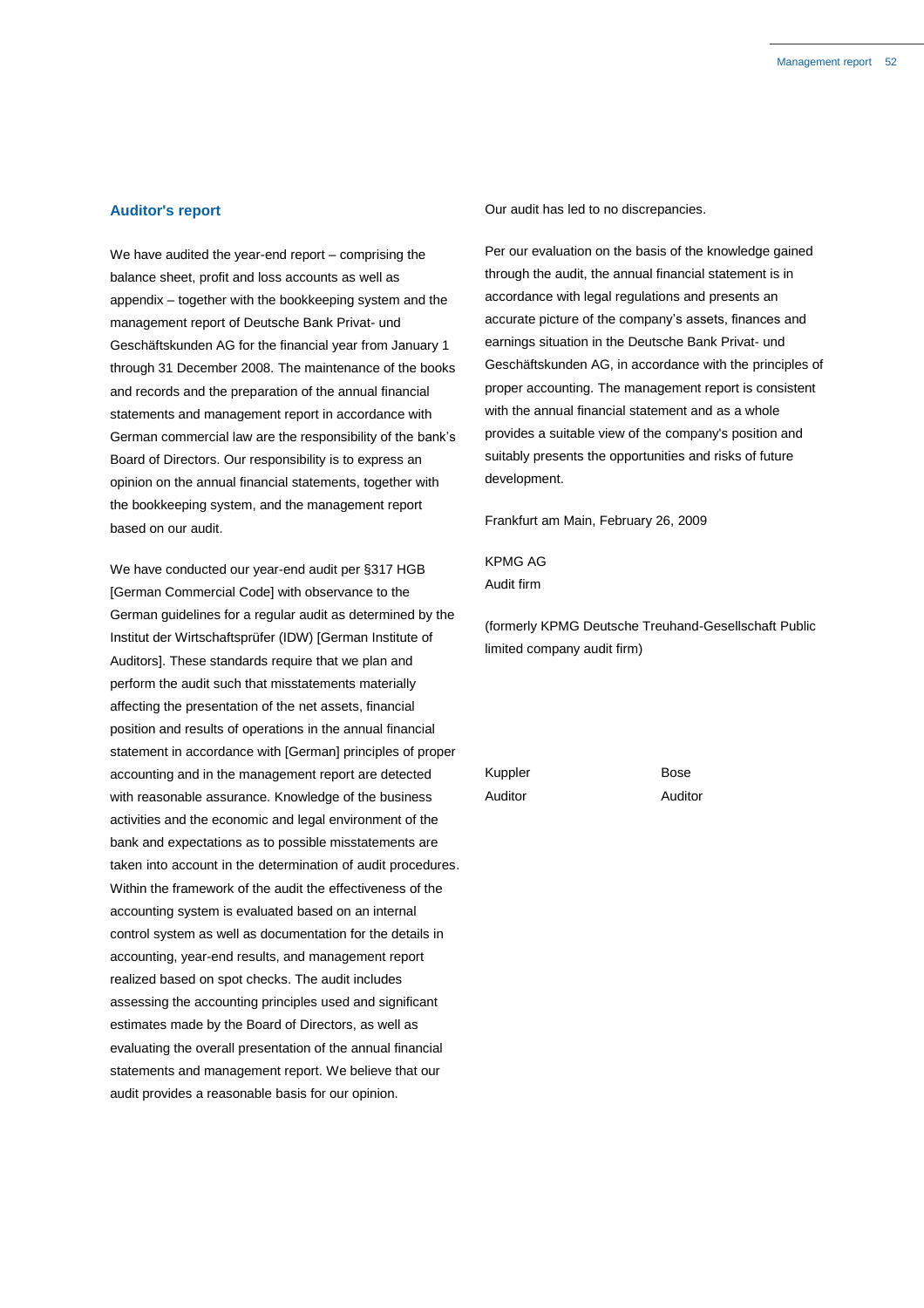## Auditor's report

We have audited the year-end report – comprising the balance sheet, profit and loss accounts as well as appendix – together with the bookkeeping system and the management report of Deutsche Bank Privat- und Geschäftskunden AG for the financial year from January 1 through 31 December 2008. The maintenance of the books and records and the preparation of the annual financial statements and management report in accordance with German commercial law are the responsibility of the bank's Board of Directors. Our responsibility is to express an opinion on the annual financial statements, together with the bookkeeping system, and the management report based on our audit.

We have conducted our year-end audit per §317 HGB [German Commercial Code] with observance to the German guidelines for a regular audit as determined by the Institut der Wirtschaftsprüfer (IDW) [German Institute of Auditors]. These standards require that we plan and perform the audit such that misstatements materially affecting the presentation of the net assets, financial position and results of operations in the annual financial statement in accordance with [German] principles of proper accounting and in the management report are detected with reasonable assurance. Knowledge of the business activities and the economic and legal environment of the bank and expectations as to possible misstatements are taken into account in the determination of audit procedures. Within the framework of the audit the effectiveness of the accounting system is evaluated based on an internal control system as well as documentation for the details in accounting, year-end results, and management report realized based on spot checks. The audit includes assessing the accounting principles used and significant estimates made by the Board of Directors, as well as evaluating the overall presentation of the annual financial statements and management report. We believe that our audit provides a reasonable basis for our opinion.

Our audit has led to no discrepancies.

Per our evaluation on the basis of the knowledge gained through the audit, the annual financial statement is in accordance with legal regulations and presents an accurate picture of the company's assets, finances and earnings situation in the Deutsche Bank Privat- und Geschäftskunden AG, in accordance with the principles of proper accounting. The management report is consistent with the annual financial statement and as a whole provides a suitable view of the company's position and suitably presents the opportunities and risks of future development.

Frankfurt am Main, February 26, 2009

KPMG AG
Audit firm

(formerly KPMG Deutsche Treuhand-Gesellschaft Public limited company audit firm)

| | |
|---|---|
| Kuppler | Bose |
| Auditor | Auditor |